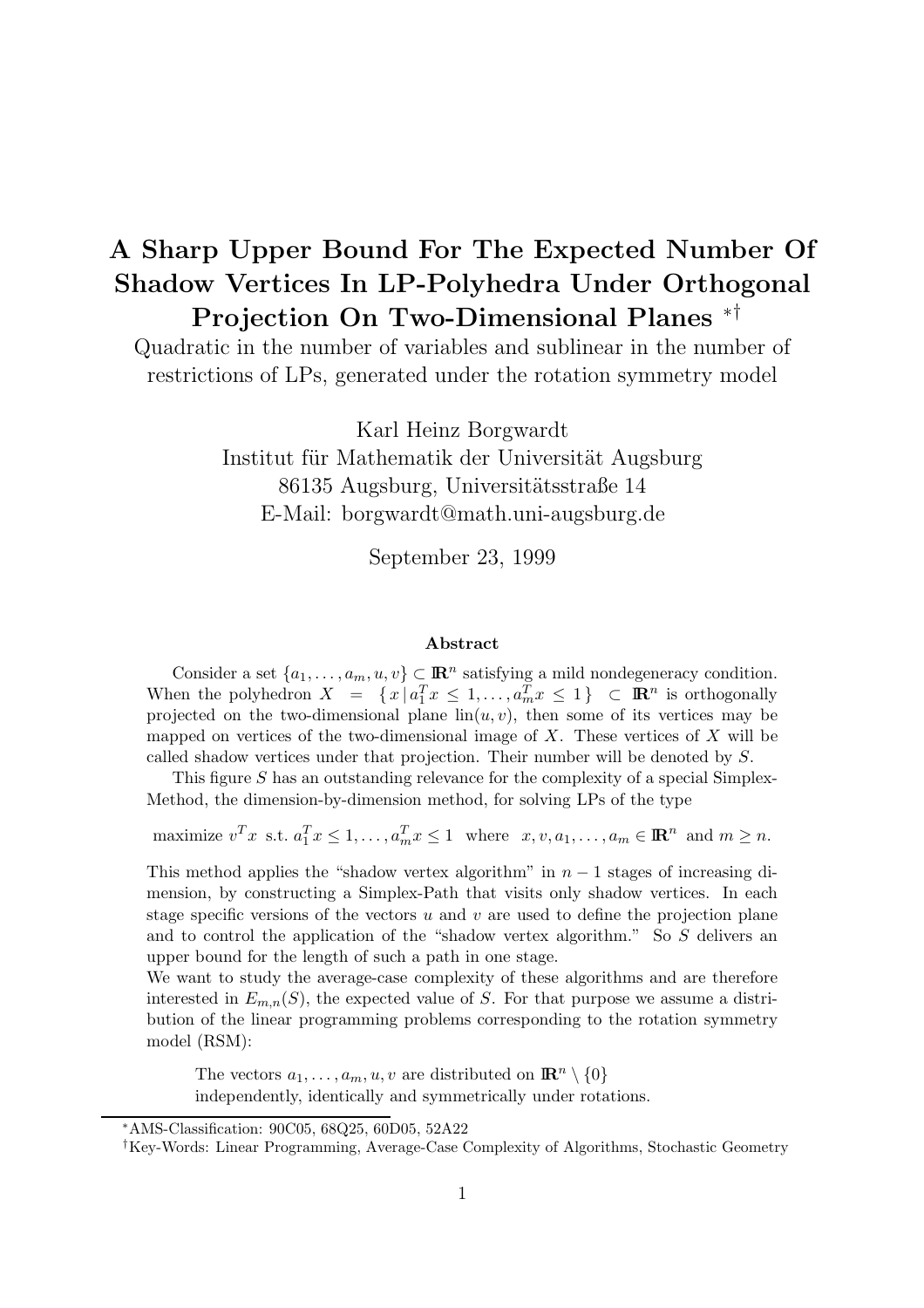# A Sharp Upper Bound For The Expected Number Of Shadow Vertices In LP-Polyhedra Under Orthogonal Projection On Two-Dimensional Planes [*,†]

Quadratic in the number of variables and sublinear in the number of restrictions of LPs, generated under the rotation symmetry model

Karl Heinz Borgwardt
Institut für Mathematik der Universität Augsburg
86135 Augsburg, Universitätsstraße 14
E-Mail: borgwardt@math.uni-augsburg.de

September 23, 1999

### Abstract

Consider a set $\{a_1, \ldots, a_m, u, v\} \subset \mathbb{R}^n$ satisfying a mild nondegeneracy condition. When the polyhedron $X = \{x \mid a_1^T x \leq 1, \ldots, a_m^T x \leq 1\} \subset \mathbb{R}^n$ is orthogonally projected on the two-dimensional plane $\text{lin}(u, v)$, then some of its vertices may be mapped on vertices of the two-dimensional image of $X$. These vertices of $X$ will be called shadow vertices under that projection. Their number will be denoted by $S$.

This figure $S$ has an outstanding relevance for the complexity of a special Simplex-Method, the dimension-by-dimension method, for solving LPs of the type

$$\text{maximize } v^T x \text{ s.t. } a_1^T x \leq 1, \ldots, a_m^T x \leq 1 \quad \text{where} \quad x, v, a_1, \ldots, a_m \in \mathbb{R}^n \text{ and } m \geq n.$$

This method applies the "shadow vertex algorithm" in $n-1$ stages of increasing dimension, by constructing a Simplex-Path that visits only shadow vertices. In each stage specific versions of the vectors $u$ and $v$ are used to define the projection plane and to control the application of the "shadow vertex algorithm." So $S$ delivers an upper bound for the length of such a path in one stage.

We want to study the average-case complexity of these algorithms and are therefore interested in $E_{m,n}(S)$, the expected value of $S$. For that purpose we assume a distribution of the linear programming problems corresponding to the rotation symmetry model (RSM):

> The vectors $a_1, \ldots, a_m, u, v$ are distributed on $\mathbb{R}^n \setminus \{0\}$ independently, identically and symmetrically under rotations.

---

[*] AMS-Classification: 90C05, 68Q25, 60D05, 52A22

[†] Key-Words: Linear Programming, Average-Case Complexity of Algorithms, Stochastic Geometry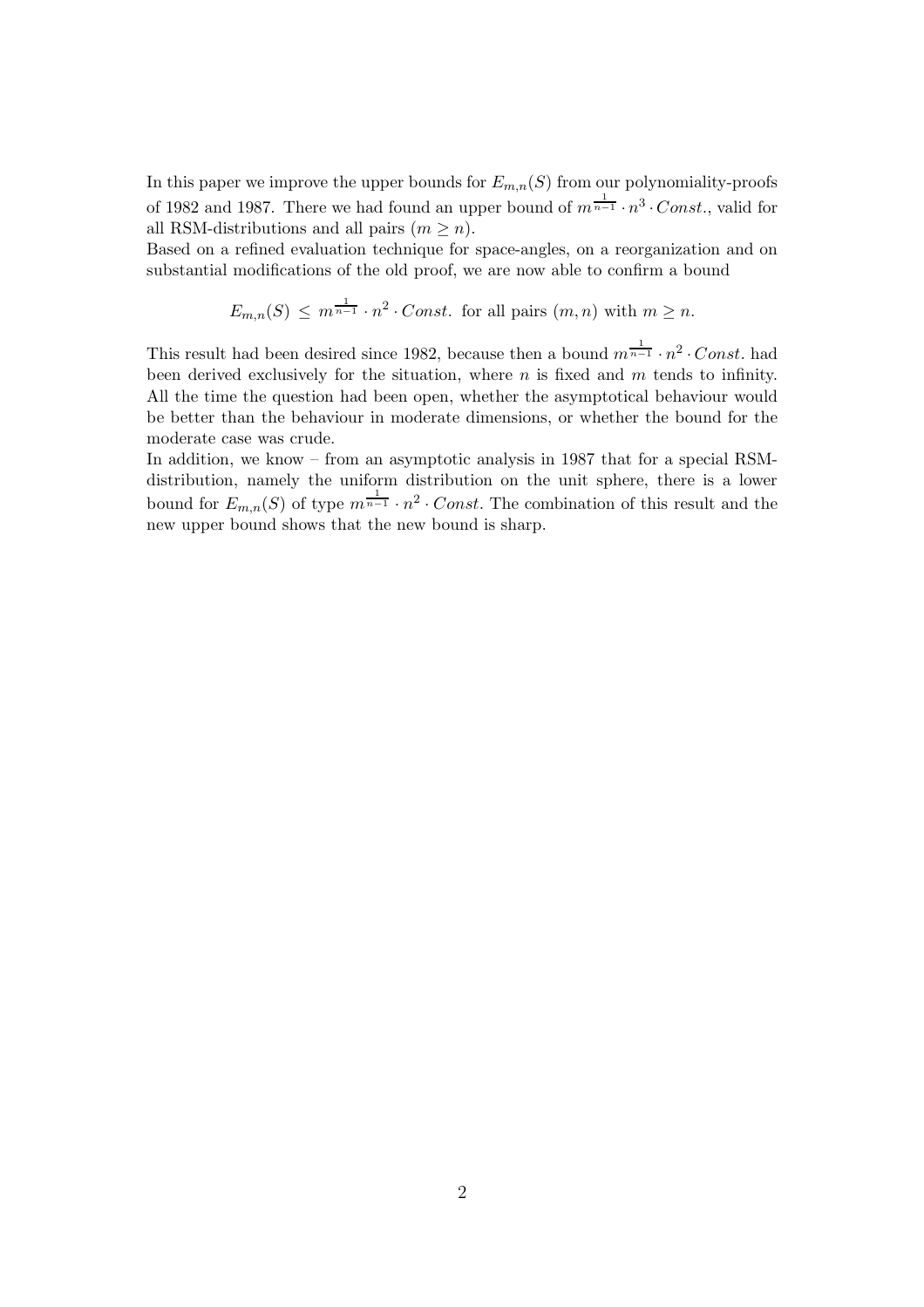In this paper we improve the upper bounds for $E_{m,n}(S)$ from our polynomiality-proofs of 1982 and 1987. There we had found an upper bound of $m^{\frac{1}{n-1}} \cdot n^3 \cdot Const.$, valid for all RSM-distributions and all pairs $(m \geq n)$.

Based on a refined evaluation technique for space-angles, on a reorganization and on substantial modifications of the old proof, we are now able to confirm a bound

$$E_{m,n}(S) \leq m^{\frac{1}{n-1}} \cdot n^2 \cdot Const. \text{ for all pairs } (m,n) \text{ with } m \geq n.$$

This result had been desired since 1982, because then a bound $m^{\frac{1}{n-1}} \cdot n^2 \cdot Const.$ had been derived exclusively for the situation, where $n$ is fixed and $m$ tends to infinity. All the time the question had been open, whether the asymptotical behaviour would be better than the behaviour in moderate dimensions, or whether the bound for the moderate case was crude.

In addition, we know – from an asymptotic analysis in 1987 that for a special RSM-distribution, namely the uniform distribution on the unit sphere, there is a lower bound for $E_{m,n}(S)$ of type $m^{\frac{1}{n-1}} \cdot n^2 \cdot Const.$ The combination of this result and the new upper bound shows that the new bound is sharp.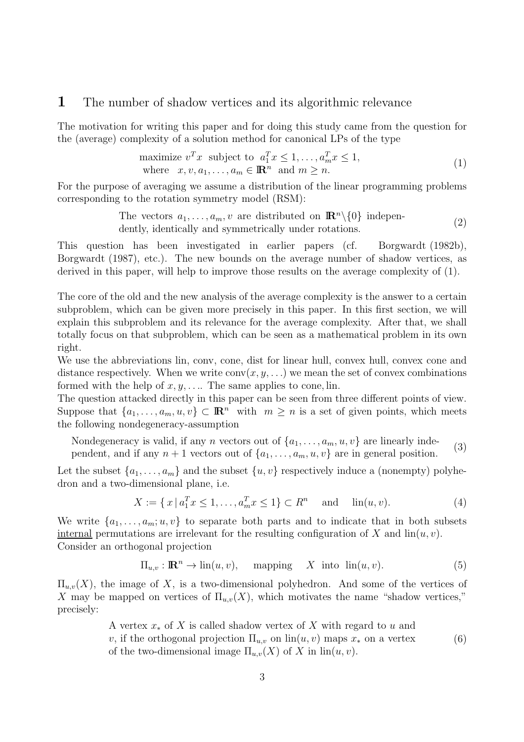# 1 The number of shadow vertices and its algorithmic relevance

The motivation for writing this paper and for doing this study came from the question for the (average) complexity of a solution method for canonical LPs of the type

$$\begin{array}{l} \text{maximize } v^T x \text{ subject to } a_1^T x \leq 1, \ldots, a_m^T x \leq 1, \\ \text{where } \; x, v, a_1, \ldots, a_m \in \mathbb{R}^n \text{ and } m \geq n. \end{array} \tag{1}$$

For the purpose of averaging we assume a distribution of the linear programming problems corresponding to the rotation symmetry model (RSM):

$$\begin{array}{l} \text{The vectors } a_1, \ldots, a_m, v \text{ are distributed on } \mathbb{R}^n \backslash \{0\} \text{ indepen-} \\ \text{dently, identically and symmetrically under rotations.} \end{array} \tag{2}$$

This question has been investigated in earlier papers (cf. Borgwardt (1982b), Borgwardt (1987), etc.). The new bounds on the average number of shadow vertices, as derived in this paper, will help to improve those results on the average complexity of (1).

The core of the old and the new analysis of the average complexity is the answer to a certain subproblem, which can be given more precisely in this paper. In this first section, we will explain this subproblem and its relevance for the average complexity. After that, we shall totally focus on that subproblem, which can be seen as a mathematical problem in its own right.
We use the abbreviations lin, conv, cone, dist for linear hull, convex hull, convex cone and distance respectively. When we write $\text{conv}(x, y, \ldots)$ we mean the set of convex combinations formed with the help of $x, y, \ldots$. The same applies to cone, lin.
The question attacked directly in this paper can be seen from three different points of view. Suppose that $\{a_1, \ldots, a_m, u, v\} \subset \mathbb{R}^n$ with $m \geq n$ is a set of given points, which meets the following nondegeneracy-assumption

$$\begin{array}{l} \text{Nondegeneracy is valid, if any } n \text{ vectors out of } \{a_1, \ldots, a_m, u, v\} \text{ are linearly inde-} \\ \text{pendent, and if any } n+1 \text{ vectors out of } \{a_1, \ldots, a_m, u, v\} \text{ are in general position.} \end{array} \tag{3}$$

Let the subset $\{a_1, \ldots, a_m\}$ and the subset $\{u, v\}$ respectively induce a (nonempty) polyhedron and a two-dimensional plane, i.e.

$$X := \{ x \,|\, a_1^T x \leq 1, \ldots, a_m^T x \leq 1\} \subset R^n \quad \text{ and } \quad \text{lin}(u, v). \tag{4}$$

We write $\{a_1, \ldots, a_m; u, v\}$ to separate both parts and to indicate that in both subsets <u>internal</u> permutations are irrelevant for the resulting configuration of $X$ and $\text{lin}(u, v)$.
Consider an orthogonal projection

$$\Pi_{u,v} : \mathbb{R}^n \to \text{lin}(u, v), \quad \text{ mapping } \quad X \text{ into } \text{lin}(u, v). \tag{5}$$

$\Pi_{u,v}(X)$, the image of $X$, is a two-dimensional polyhedron. And some of the vertices of $X$ may be mapped on vertices of $\Pi_{u,v}(X)$, which motivates the name "shadow vertices," precisely:

$$\begin{array}{l} \text{A vertex } x_* \text{ of } X \text{ is called shadow vertex of } X \text{ with regard to } u \text{ and} \\ v, \text{ if the orthogonal projection } \Pi_{u,v} \text{ on } \text{lin}(u, v) \text{ maps } x_* \text{ on a vertex} \\ \text{of the two-dimensional image } \Pi_{u,v}(X) \text{ of } X \text{ in } \text{lin}(u, v). \end{array} \tag{6}$$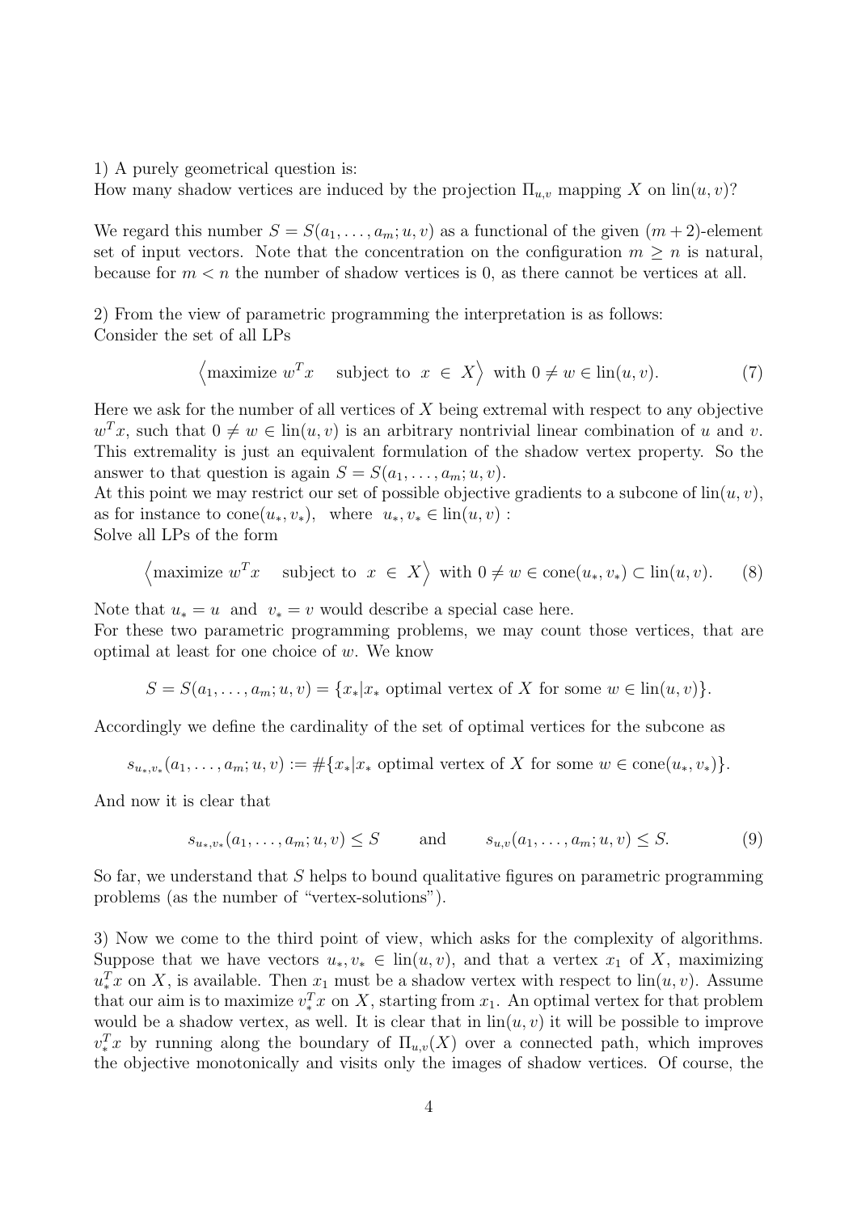1) A purely geometrical question is:
How many shadow vertices are induced by the projection $\Pi_{u,v}$ mapping $X$ on $\text{lin}(u, v)$?

We regard this number $S = S(a_1, \ldots, a_m; u, v)$ as a functional of the given $(m+2)$-element set of input vectors. Note that the concentration on the configuration $m \geq n$ is natural, because for $m < n$ the number of shadow vertices is 0, as there cannot be vertices at all.

2) From the view of parametric programming the interpretation is as follows:
Consider the set of all LPs

$$\Big\langle \text{maximize } w^T x \quad \text{subject to } \; x \; \in \; X \Big\rangle \text{ with } 0 \neq w \in \text{lin}(u, v). \tag{7}$$

Here we ask for the number of all vertices of $X$ being extremal with respect to any objective $w^T x$, such that $0 \neq w \in \text{lin}(u, v)$ is an arbitrary nontrivial linear combination of $u$ and $v$. This extremality is just an equivalent formulation of the shadow vertex property. So the answer to that question is again $S = S(a_1, \ldots, a_m; u, v)$.
At this point we may restrict our set of possible objective gradients to a subcone of $\text{lin}(u, v)$, as for instance to $\text{cone}(u_*, v_*)$, where $u_*, v_* \in \text{lin}(u, v)$ :
Solve all LPs of the form

$$\Big\langle \text{maximize } w^T x \quad \text{subject to } \; x \; \in \; X \Big\rangle \text{ with } 0 \neq w \in \text{cone}(u_*, v_*) \subset \text{lin}(u, v). \tag{8}$$

Note that $u_* = u$ and $v_* = v$ would describe a special case here.
For these two parametric programming problems, we may count those vertices, that are optimal at least for one choice of $w$. We know

$$S = S(a_1, \ldots, a_m; u, v) = \{x_* | x_* \text{ optimal vertex of } X \text{ for some } w \in \text{lin}(u, v)\}.$$

Accordingly we define the cardinality of the set of optimal vertices for the subcone as

$$s_{u_*,v_*}(a_1, \ldots, a_m; u, v) := \#\{x_* | x_* \text{ optimal vertex of } X \text{ for some } w \in \text{cone}(u_*, v_*)\}.$$

And now it is clear that

$$s_{u_*,v_*}(a_1, \ldots, a_m; u, v) \leq S \qquad \text{and} \qquad s_{u,v}(a_1, \ldots, a_m; u, v) \leq S. \tag{9}$$

So far, we understand that $S$ helps to bound qualitative figures on parametric programming problems (as the number of "vertex-solutions").

3) Now we come to the third point of view, which asks for the complexity of algorithms. Suppose that we have vectors $u_*, v_* \in \text{lin}(u, v)$, and that a vertex $x_1$ of $X$, maximizing $u_*^T x$ on $X$, is available. Then $x_1$ must be a shadow vertex with respect to $\text{lin}(u, v)$. Assume that our aim is to maximize $v_*^T x$ on $X$, starting from $x_1$. An optimal vertex for that problem would be a shadow vertex, as well. It is clear that in $\text{lin}(u, v)$ it will be possible to improve $v_*^T x$ by running along the boundary of $\Pi_{u,v}(X)$ over a connected path, which improves the objective monotonically and visits only the images of shadow vertices. Of course, the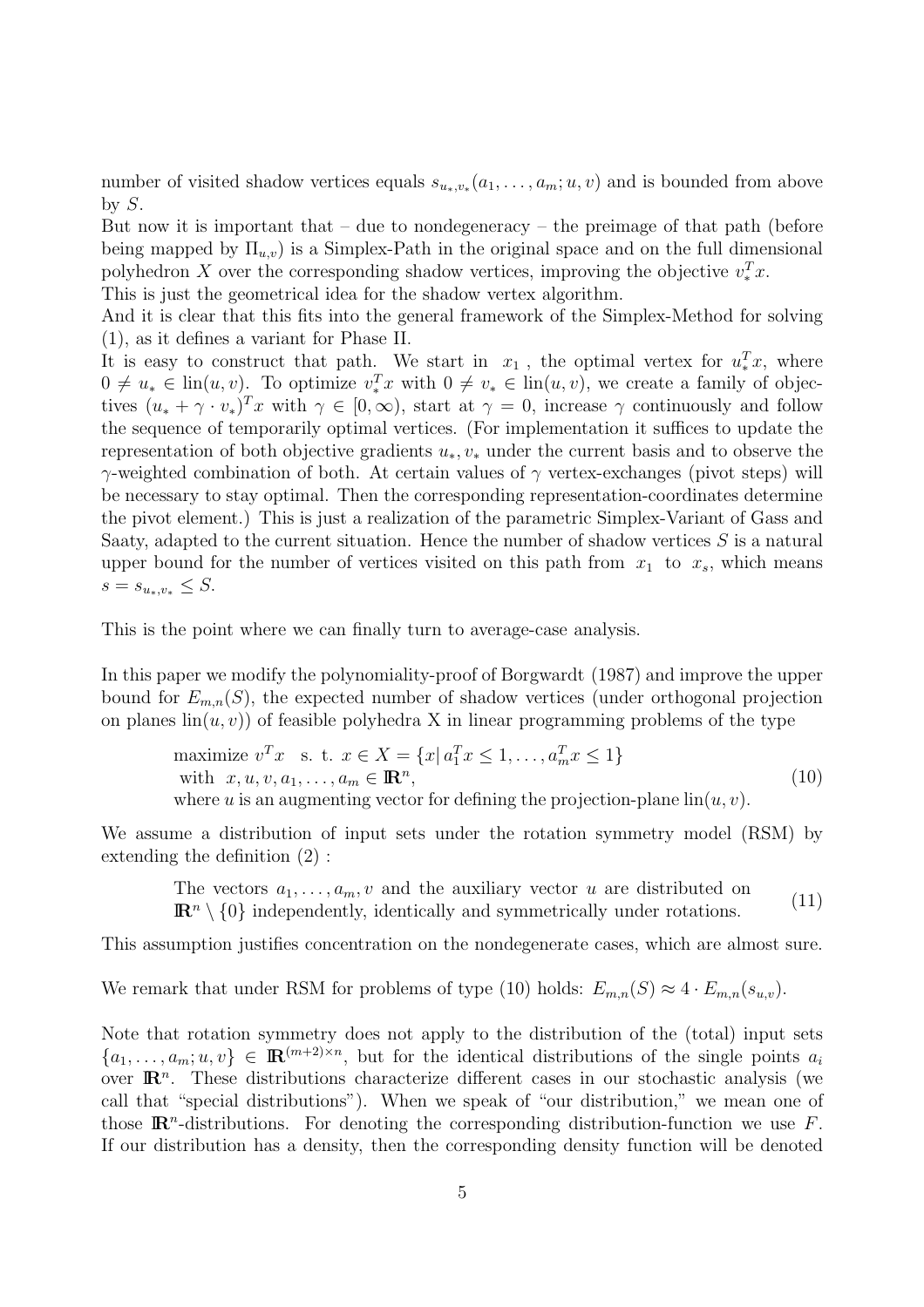number of visited shadow vertices equals $s_{u_*,v_*}(a_1,\ldots,a_m;u,v)$ and is bounded from above by $S$.

But now it is important that – due to nondegeneracy – the preimage of that path (before being mapped by $\Pi_{u,v}$) is a Simplex-Path in the original space and on the full dimensional polyhedron $X$ over the corresponding shadow vertices, improving the objective $v_*^T x$.

This is just the geometrical idea for the shadow vertex algorithm.

And it is clear that this fits into the general framework of the Simplex-Method for solving (1), as it defines a variant for Phase II.

It is easy to construct that path. We start in $x_1$, the optimal vertex for $u_*^T x$, where $0 \neq u_* \in \text{lin}(u,v)$. To optimize $v_*^T x$ with $0 \neq v_* \in \text{lin}(u,v)$, we create a family of objectives $(u_* + \gamma \cdot v_*)^T x$ with $\gamma \in [0,\infty)$, start at $\gamma = 0$, increase $\gamma$ continuously and follow the sequence of temporarily optimal vertices. (For implementation it suffices to update the representation of both objective gradients $u_*, v_*$ under the current basis and to observe the $\gamma$-weighted combination of both. At certain values of $\gamma$ vertex-exchanges (pivot steps) will be necessary to stay optimal. Then the corresponding representation-coordinates determine the pivot element.) This is just a realization of the parametric Simplex-Variant of Gass and Saaty, adapted to the current situation. Hence the number of shadow vertices $S$ is a natural upper bound for the number of vertices visited on this path from $x_1$ to $x_s$, which means $s = s_{u_*,v_*} \leq S$.

This is the point where we can finally turn to average-case analysis.

In this paper we modify the polynomiality-proof of Borgwardt (1987) and improve the upper bound for $E_{m,n}(S)$, the expected number of shadow vertices (under orthogonal projection on planes $\text{lin}(u,v)$) of feasible polyhedra X in linear programming problems of the type

$$
\begin{array}{l}
\text{maximize } v^T x \quad \text{s. t. } x \in X = \{x \,|\, a_1^T x \leq 1, \ldots, a_m^T x \leq 1\} \\
\text{with } \; x, u, v, a_1, \ldots, a_m \in \mathbb{R}^n, \\
\text{where } u \text{ is an augmenting vector for defining the projection-plane } \text{lin}(u,v).
\end{array}
\tag{10}
$$

We assume a distribution of input sets under the rotation symmetry model (RSM) by extending the definition (2) :

$$
\begin{array}{l}
\text{The vectors } a_1,\ldots,a_m, v \text{ and the auxiliary vector } u \text{ are distributed on} \\
\mathbb{R}^n \setminus \{0\} \text{ independently, identically and symmetrically under rotations.}
\end{array}
\tag{11}
$$

This assumption justifies concentration on the nondegenerate cases, which are almost sure.

We remark that under RSM for problems of type (10) holds: $E_{m,n}(S) \approx 4 \cdot E_{m,n}(s_{u,v})$.

Note that rotation symmetry does not apply to the distribution of the (total) input sets $\{a_1,\ldots,a_m;u,v\} \in \mathbb{R}^{(m+2)\times n}$, but for the identical distributions of the single points $a_i$ over $\mathbb{R}^n$. These distributions characterize different cases in our stochastic analysis (we call that "special distributions"). When we speak of "our distribution," we mean one of those $\mathbb{R}^n$-distributions. For denoting the corresponding distribution-function we use $F$. If our distribution has a density, then the corresponding density function will be denoted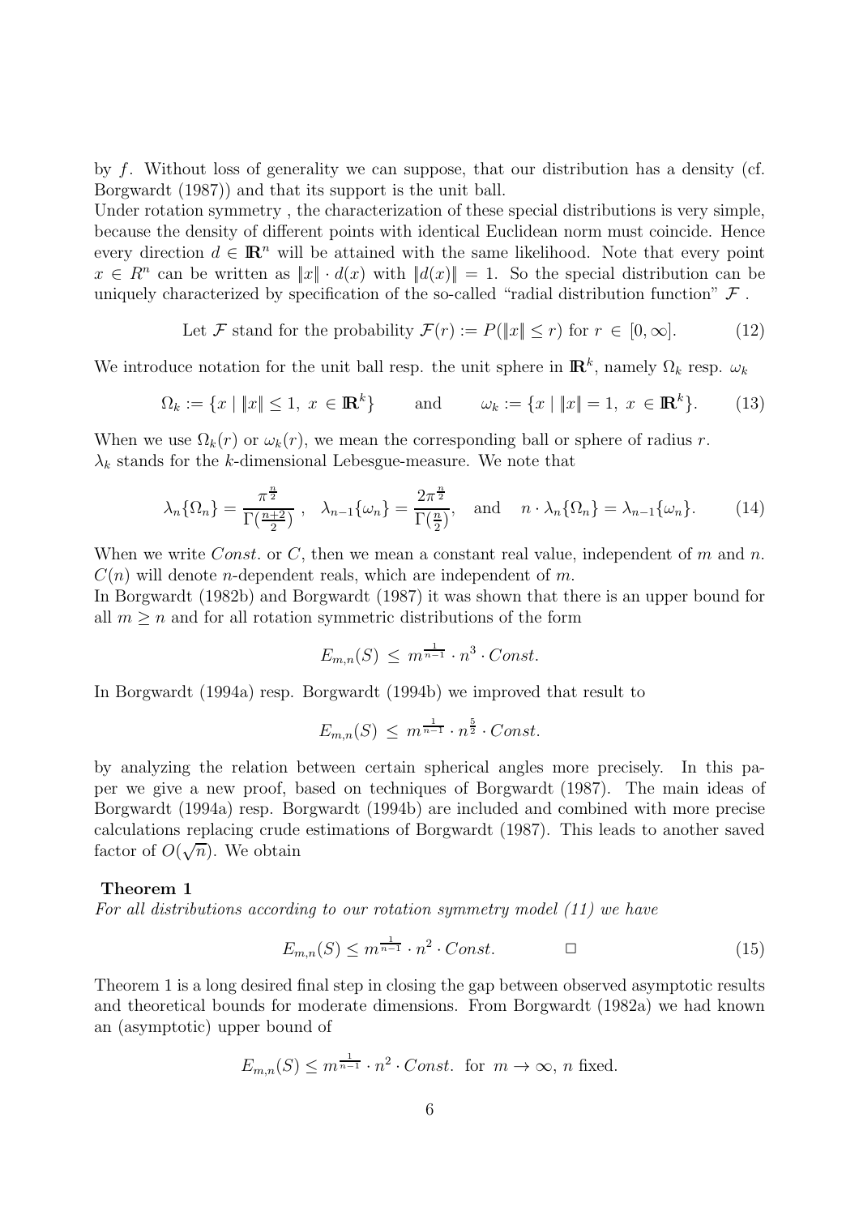by $f$. Without loss of generality we can suppose, that our distribution has a density (cf. Borgwardt (1987)) and that its support is the unit ball.

Under rotation symmetry , the characterization of these special distributions is very simple, because the density of different points with identical Euclidean norm must coincide. Hence every direction $d \in \mathbb{R}^n$ will be attained with the same likelihood. Note that every point $x \in R^n$ can be written as $\|x\| \cdot d(x)$ with $\|d(x)\| = 1$. So the special distribution can be uniquely characterized by specification of the so-called "radial distribution function" $\mathcal{F}$ .

$$\text{Let } \mathcal{F} \text{ stand for the probability } \mathcal{F}(r) := P(\|x\| \leq r) \text{ for } r \in [0, \infty]. \tag{12}$$

We introduce notation for the unit ball resp. the unit sphere in $\mathbb{R}^k$, namely $\Omega_k$ resp. $\omega_k$

$$\Omega_k := \{x \mid \|x\| \leq 1,\ x \in \mathbb{R}^k\} \qquad \text{and} \qquad \omega_k := \{x \mid \|x\| = 1,\ x \in \mathbb{R}^k\}. \tag{13}$$

When we use $\Omega_k(r)$ or $\omega_k(r)$, we mean the corresponding ball or sphere of radius $r$.
$\lambda_k$ stands for the $k$-dimensional Lebesgue-measure. We note that

$$\lambda_n\{\Omega_n\} = \frac{\pi^{\frac{n}{2}}}{\Gamma(\frac{n+2}{2})}\ , \quad \lambda_{n-1}\{\omega_n\} = \frac{2\pi^{\frac{n}{2}}}{\Gamma(\frac{n}{2})}, \quad \text{and} \quad n \cdot \lambda_n\{\Omega_n\} = \lambda_{n-1}\{\omega_n\}. \tag{14}$$

When we write $Const.$ or $C$, then we mean a constant real value, independent of $m$ and $n$. $C(n)$ will denote $n$-dependent reals, which are independent of $m$.

In Borgwardt (1982b) and Borgwardt (1987) it was shown that there is an upper bound for all $m \geq n$ and for all rotation symmetric distributions of the form

$$E_{m,n}(S) \leq m^{\frac{1}{n-1}} \cdot n^3 \cdot Const.$$

In Borgwardt (1994a) resp. Borgwardt (1994b) we improved that result to

$$E_{m,n}(S) \leq m^{\frac{1}{n-1}} \cdot n^{\frac{5}{2}} \cdot Const.$$

by analyzing the relation between certain spherical angles more precisely. In this paper we give a new proof, based on techniques of Borgwardt (1987). The main ideas of Borgwardt (1994a) resp. Borgwardt (1994b) are included and combined with more precise calculations replacing crude estimations of Borgwardt (1987). This leads to another saved factor of $O(\sqrt{n})$. We obtain

**Theorem 1**

*For all distributions according to our rotation symmetry model (11) we have*

$$E_{m,n}(S) \leq m^{\frac{1}{n-1}} \cdot n^2 \cdot Const. \qquad \Box \tag{15}$$

Theorem 1 is a long desired final step in closing the gap between observed asymptotic results and theoretical bounds for moderate dimensions. From Borgwardt (1982a) we had known an (asymptotic) upper bound of

$$E_{m,n}(S) \leq m^{\frac{1}{n-1}} \cdot n^2 \cdot Const. \text{ for } m \to \infty,\ n \text{ fixed}.$$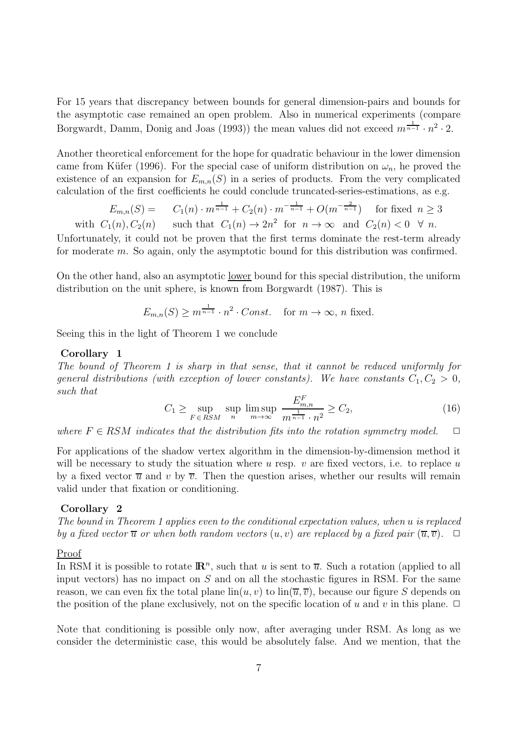For 15 years that discrepancy between bounds for general dimension-pairs and bounds for the asymptotic case remained an open problem. Also in numerical experiments (compare Borgwardt, Damm, Donig and Joas (1993)) the mean values did not exceed $m^{\frac{1}{n-1}} \cdot n^2 \cdot 2$.

Another theoretical enforcement for the hope for quadratic behaviour in the lower dimension came from Küfer (1996). For the special case of uniform distribution on $\omega_n$, he proved the existence of an expansion for $E_{m,n}(S)$ in a series of products. From the very complicated calculation of the first coefficients he could conclude truncated-series-estimations, as e.g.

$$E_{m,n}(S) = \quad C_1(n) \cdot m^{\frac{1}{n-1}} + C_2(n) \cdot m^{-\frac{1}{n-1}} + O(m^{-\frac{2}{n-1}}) \quad \text{for fixed } n \geq 3$$
$$\text{with } C_1(n), C_2(n) \quad \text{such that } C_1(n) \to 2n^2 \text{ for } n \to \infty \text{ and } C_2(n) < 0 \ \ \forall\ n.$$

Unfortunately, it could not be proven that the first terms dominate the rest-term already for moderate $m$. So again, only the asymptotic bound for this distribution was confirmed.

On the other hand, also an asymptotic <u>lower</u> bound for this special distribution, the uniform distribution on the unit sphere, is known from Borgwardt (1987). This is

$$E_{m,n}(S) \geq m^{\frac{1}{n-1}} \cdot n^2 \cdot Const. \quad \text{for } m \to \infty,\ n \text{ fixed.}$$

Seeing this in the light of Theorem 1 we conclude

**Corollary 1**

*The bound of Theorem 1 is sharp in that sense, that it cannot be reduced uniformly for general distributions (with exception of lower constants). We have constants $C_1, C_2 > 0$, such that*

$$C_1 \geq \sup_{F \in RSM} \sup_{n} \limsup_{m \to \infty} \frac{E^F_{m,n}}{m^{\frac{1}{n-1}} \cdot n^2} \geq C_2, \tag{16}$$

*where $F \in RSM$ indicates that the distribution fits into the rotation symmetry model.* □

For applications of the shadow vertex algorithm in the dimension-by-dimension method it will be necessary to study the situation where $u$ resp. $v$ are fixed vectors, i.e. to replace $u$ by a fixed vector $\overline{u}$ and $v$ by $\overline{v}$. Then the question arises, whether our results will remain valid under that fixation or conditioning.

**Corollary 2**

*The bound in Theorem 1 applies even to the conditional expectation values, when $u$ is replaced by a fixed vector $\overline{u}$ or when both random vectors $(u, v)$ are replaced by a fixed pair $(\overline{u}, \overline{v})$.* □

<u>Proof</u>

In RSM it is possible to rotate $\mathbb{R}^n$, such that $u$ is sent to $\overline{u}$. Such a rotation (applied to all input vectors) has no impact on $S$ and on all the stochastic figures in RSM. For the same reason, we can even fix the total plane $\text{lin}(u, v)$ to $\text{lin}(\overline{u}, \overline{v})$, because our figure $S$ depends on the position of the plane exclusively, not on the specific location of $u$ and $v$ in this plane. □

Note that conditioning is possible only now, after averaging under RSM. As long as we consider the deterministic case, this would be absolutely false. And we mention, that the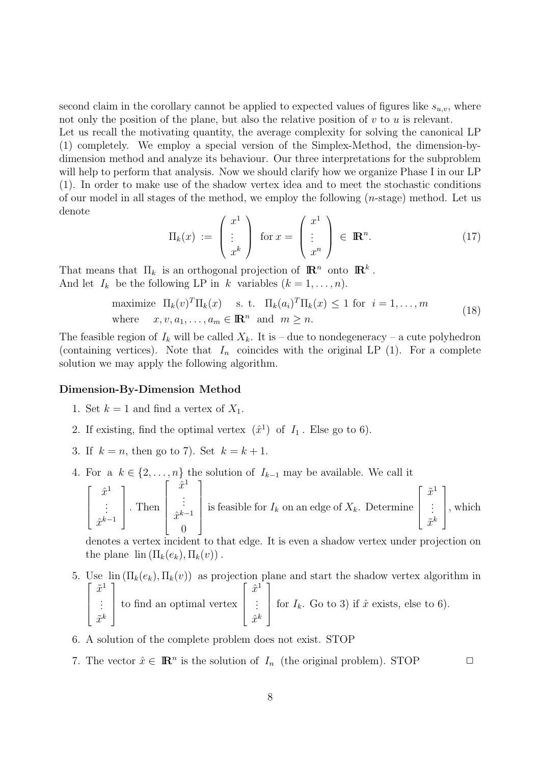second claim in the corollary cannot be applied to expected values of figures like $s_{u,v}$, where not only the position of the plane, but also the relative position of $v$ to $u$ is relevant.
Let us recall the motivating quantity, the average complexity for solving the canonical LP (1) completely. We employ a special version of the Simplex-Method, the dimension-by-dimension method and analyze its behaviour. Our three interpretations for the subproblem will help to perform that analysis. Now we should clarify how we organize Phase I in our LP (1). In order to make use of the shadow vertex idea and to meet the stochastic conditions of our model in all stages of the method, we employ the following ($n$-stage) method. Let us denote

$$\Pi_k(x) := \begin{pmatrix} x^1 \\ \vdots \\ x^k \end{pmatrix} \text{ for } x = \begin{pmatrix} x^1 \\ \vdots \\ x^n \end{pmatrix} \in \mathbb{R}^n. \tag{17}$$

That means that $\Pi_k$ is an orthogonal projection of $\mathbb{R}^n$ onto $\mathbb{R}^k$.
And let $I_k$ be the following LP in $k$ variables ($k = 1, \ldots, n$).

$$\begin{array}{ll} \text{maximize } \Pi_k(v)^T \Pi_k(x) & \text{s. t. } \Pi_k(a_i)^T \Pi_k(x) \leq 1 \text{ for } i = 1, \ldots, m \\ \text{where } \quad x, v, a_1, \ldots, a_m \in \mathbb{R}^n \text{ and } m \geq n. & \end{array} \tag{18}$$

The feasible region of $I_k$ will be called $X_k$. It is – due to nondegeneracy – a cute polyhedron (containing vertices). Note that $I_n$ coincides with the original LP (1). For a complete solution we may apply the following algorithm.

**Dimension-By-Dimension Method**

1. Set $k = 1$ and find a vertex of $X_1$.
2. If existing, find the optimal vertex $(\hat{x}^1)$ of $I_1$. Else go to 6).
3. If $k = n$, then go to 7). Set $k = k + 1$.
4. For a $k \in \{2, \ldots, n\}$ the solution of $I_{k-1}$ may be available. We call it $\begin{bmatrix} \hat{x}^1 \\ \vdots \\ \hat{x}^{k-1} \end{bmatrix}$. Then $\begin{bmatrix} \hat{x}^1 \\ \vdots \\ \hat{x}^{k-1} \\ 0 \end{bmatrix}$ is feasible for $I_k$ on an edge of $X_k$. Determine $\begin{bmatrix} \tilde{x}^1 \\ \vdots \\ \tilde{x}^k \end{bmatrix}$, which denotes a vertex incident to that edge. It is even a shadow vertex under projection on the plane $\text{lin}\,(\Pi_k(e_k), \Pi_k(v))$.
5. Use $\text{lin}\,(\Pi_k(e_k), \Pi_k(v))$ as projection plane and start the shadow vertex algorithm in $\begin{bmatrix} \tilde{x}^1 \\ \vdots \\ \tilde{x}^k \end{bmatrix}$ to find an optimal vertex $\begin{bmatrix} \hat{x}^1 \\ \vdots \\ \hat{x}^k \end{bmatrix}$ for $I_k$. Go to 3) if $\hat{x}$ exists, else to 6).
6. A solution of the complete problem does not exist. STOP
7. The vector $\hat{x} \in \mathbb{R}^n$ is the solution of $I_n$ (the original problem). STOP □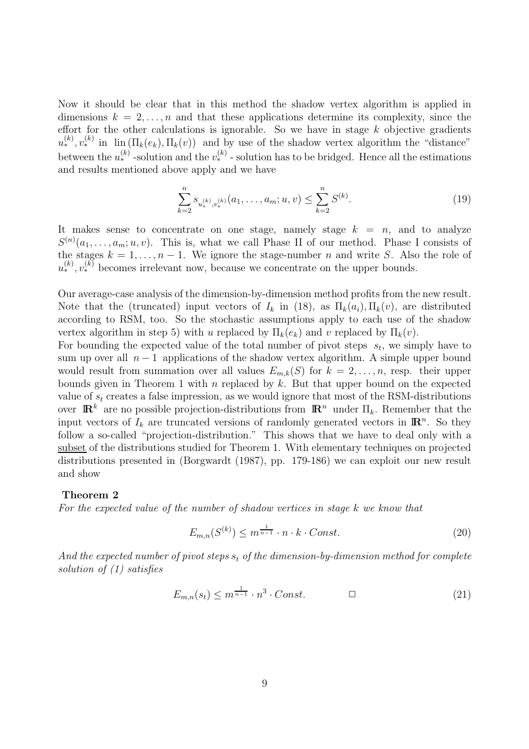Now it should be clear that in this method the shadow vertex algorithm is applied in dimensions $k = 2, \ldots, n$ and that these applications determine its complexity, since the effort for the other calculations is ignorable. So we have in stage $k$ objective gradients $u_*^{(k)}, v_*^{(k)}$ in $\text{lin}\,(\Pi_k(e_k), \Pi_k(v))$ and by use of the shadow vertex algorithm the "distance" between the $u_*^{(k)}$ -solution and the $v_*^{(k)}$ - solution has to be bridged. Hence all the estimations and results mentioned above apply and we have

$$\sum_{k=2}^{n} s_{u_*^{(k)}, v_*^{(k)}}(a_1, \ldots, a_m; u, v) \leq \sum_{k=2}^{n} S^{(k)}. \tag{19}$$

It makes sense to concentrate on one stage, namely stage $k = n$, and to analyze $S^{(n)}(a_1, \ldots, a_m; u, v)$. This is, what we call Phase II of our method. Phase I consists of the stages $k = 1, \ldots, n-1$. We ignore the stage-number $n$ and write $S$. Also the role of $u_*^{(k)}, v_*^{(k)}$ becomes irrelevant now, because we concentrate on the upper bounds.

Our average-case analysis of the dimension-by-dimension method profits from the new result. Note that the (truncated) input vectors of $I_k$ in (18), as $\Pi_k(a_i), \Pi_k(v)$, are distributed according to RSM, too. So the stochastic assumptions apply to each use of the shadow vertex algorithm in step 5) with $u$ replaced by $\Pi_k(e_k)$ and $v$ replaced by $\Pi_k(v)$.
For bounding the expected value of the total number of pivot steps $s_t$, we simply have to sum up over all $n-1$ applications of the shadow vertex algorithm. A simple upper bound would result from summation over all values $E_{m,k}(S)$ for $k = 2, \ldots, n$, resp. their upper bounds given in Theorem 1 with $n$ replaced by $k$. But that upper bound on the expected value of $s_t$ creates a false impression, as we would ignore that most of the RSM-distributions over $\mathbb{R}^k$ are no possible projection-distributions from $\mathbb{R}^n$ under $\Pi_k$. Remember that the input vectors of $I_k$ are truncated versions of randomly generated vectors in $\mathbb{R}^n$. So they follow a so-called "projection-distribution." This shows that we have to deal only with a subset of the distributions studied for Theorem 1. With elementary techniques on projected distributions presented in (Borgwardt (1987), pp. 179-186) we can exploit our new result and show

**Theorem 2**
*For the expected value of the number of shadow vertices in stage $k$ we know that*

$$E_{m,n}(S^{(k)}) \leq m^{\frac{1}{n-1}} \cdot n \cdot k \cdot Const. \tag{20}$$

*And the expected number of pivot steps $s_t$ of the dimension-by-dimension method for complete solution of (1) satisfies*

$$E_{m,n}(s_t) \leq m^{\frac{1}{n-1}} \cdot n^3 \cdot Const. \qquad \Box \tag{21}$$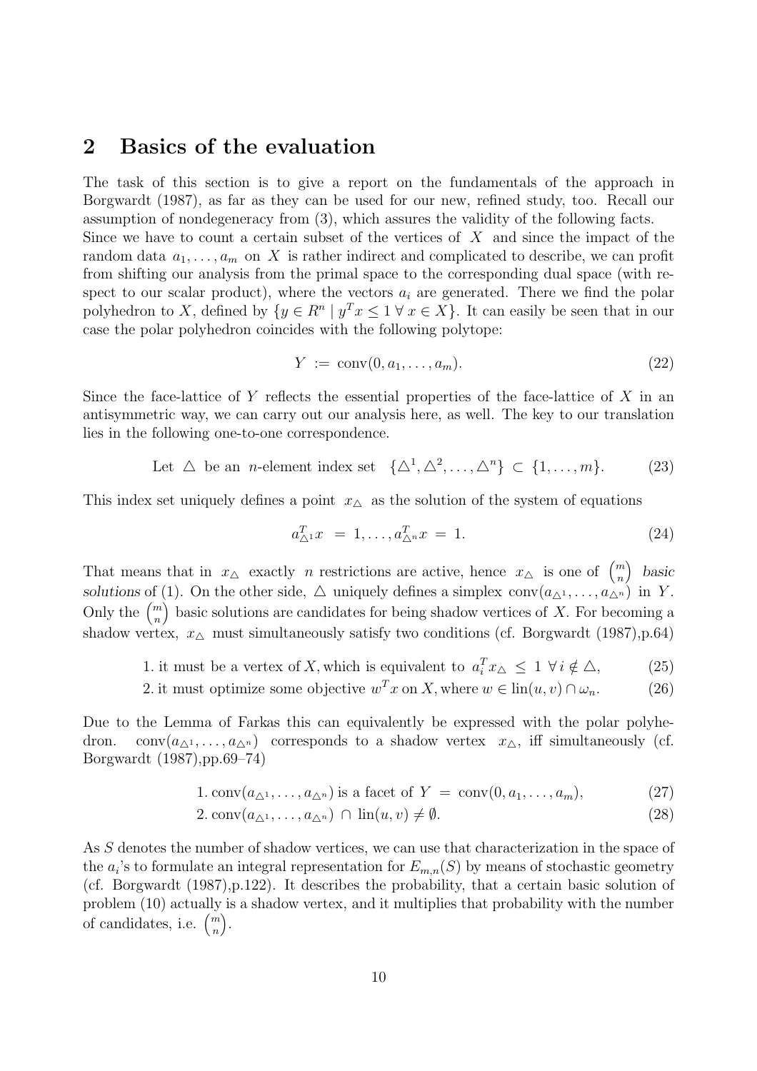## 2 Basics of the evaluation

The task of this section is to give a report on the fundamentals of the approach in Borgwardt (1987), as far as they can be used for our new, refined study, too. Recall our assumption of nondegeneracy from (3), which assures the validity of the following facts.
Since we have to count a certain subset of the vertices of $X$ and since the impact of the random data $a_1, \ldots, a_m$ on $X$ is rather indirect and complicated to describe, we can profit from shifting our analysis from the primal space to the corresponding dual space (with respect to our scalar product), where the vectors $a_i$ are generated. There we find the polar polyhedron to $X$, defined by $\{y \in R^n \mid y^T x \leq 1 \; \forall \, x \in X\}$. It can easily be seen that in our case the polar polyhedron coincides with the following polytope:

$$Y \; := \; \text{conv}(0, a_1, \ldots, a_m). \tag{22}$$

Since the face-lattice of $Y$ reflects the essential properties of the face-lattice of $X$ in an antisymmetric way, we can carry out our analysis here, as well. The key to our translation lies in the following one-to-one correspondence.

$$\text{Let } \triangle \text{ be an } n\text{-element index set } \; \{\triangle^1, \triangle^2, \ldots, \triangle^n\} \subset \{1, \ldots, m\}. \tag{23}$$

This index set uniquely defines a point $x_\triangle$ as the solution of the system of equations

$$a_{\triangle^1}^T x \; = \; 1, \ldots, a_{\triangle^n}^T x \; = \; 1. \tag{24}$$

That means that in $x_\triangle$ exactly $n$ restrictions are active, hence $x_\triangle$ is one of $\binom{m}{n}$ *basic solutions* of (1). On the other side, $\triangle$ uniquely defines a simplex $\text{conv}(a_{\triangle^1}, \ldots, a_{\triangle^n})$ in $Y$. Only the $\binom{m}{n}$ basic solutions are candidates for being shadow vertices of $X$. For becoming a shadow vertex, $x_\triangle$ must simultaneously satisfy two conditions (cf. Borgwardt (1987),p.64)

$$\text{1. it must be a vertex of } X, \text{which is equivalent to } \; a_i^T x_\triangle \; \leq \; 1 \; \forall \, i \notin \triangle, \tag{25}$$

$$\text{2. it must optimize some objective } w^T x \text{ on } X, \text{where } w \in \text{lin}(u, v) \cap \omega_n. \tag{26}$$

Due to the Lemma of Farkas this can equivalently be expressed with the polar polyhedron. $\text{conv}(a_{\triangle^1}, \ldots, a_{\triangle^n})$ corresponds to a shadow vertex $x_\triangle$, iff simultaneously (cf. Borgwardt (1987),pp.69–74)

$$\text{1. conv}(a_{\triangle^1}, \ldots, a_{\triangle^n}) \text{ is a facet of } Y \; = \; \text{conv}(0, a_1, \ldots, a_m), \tag{27}$$

$$\text{2. conv}(a_{\triangle^1}, \ldots, a_{\triangle^n}) \; \cap \; \text{lin}(u, v) \neq \emptyset. \tag{28}$$

As $S$ denotes the number of shadow vertices, we can use that characterization in the space of the $a_i$'s to formulate an integral representation for $E_{m,n}(S)$ by means of stochastic geometry (cf. Borgwardt (1987),p.122). It describes the probability, that a certain basic solution of problem (10) actually is a shadow vertex, and it multiplies that probability with the number of candidates, i.e. $\binom{m}{n}$.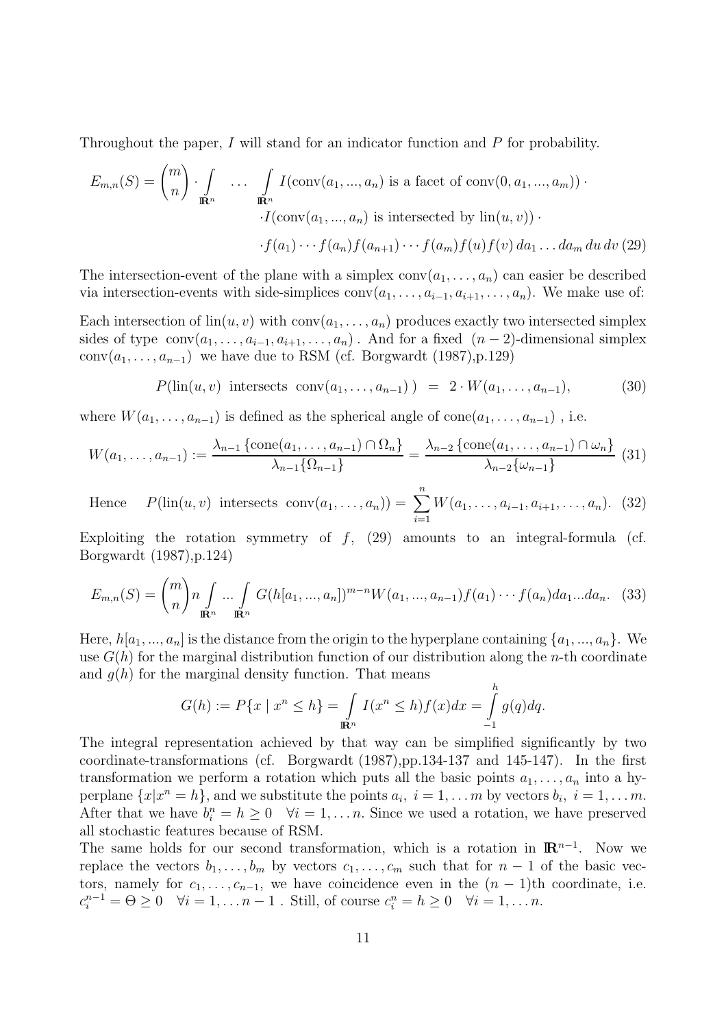Throughout the paper, $I$ will stand for an indicator function and $P$ for probability.

$$E_{m,n}(S) = \binom{m}{n} \cdot \int_{\mathbb{R}^n} \dots \int_{\mathbb{R}^n} I(\text{conv}(a_1, ..., a_n) \text{ is a facet of conv}(0, a_1, ..., a_m)) \cdot \\ \cdot I(\text{conv}(a_1, ..., a_n) \text{ is intersected by lin}(u, v)) \cdot \\ \cdot f(a_1) \cdots f(a_n) f(a_{n+1}) \cdots f(a_m) f(u) f(v) \, da_1 \dots da_m \, du \, dv \quad (29)$$

The intersection-event of the plane with a simplex $\text{conv}(a_1, \dots, a_n)$ can easier be described via intersection-events with side-simplices $\text{conv}(a_1, \dots, a_{i-1}, a_{i+1}, \dots, a_n)$. We make use of:

Each intersection of $\text{lin}(u, v)$ with $\text{conv}(a_1, \dots, a_n)$ produces exactly two intersected simplex sides of type $\text{conv}(a_1, \dots, a_{i-1}, a_{i+1}, \dots, a_n)$ . And for a fixed $(n-2)$-dimensional simplex $\text{conv}(a_1, \dots, a_{n-1})$ we have due to RSM (cf. Borgwardt (1987),p.129)

$$P(\text{lin}(u, v) \text{ intersects } \text{conv}(a_1, \dots, a_{n-1})) = 2 \cdot W(a_1, \dots, a_{n-1}), \quad (30)$$

where $W(a_1, \dots, a_{n-1})$ is defined as the spherical angle of $\text{cone}(a_1, \dots, a_{n-1})$ , i.e.

$$W(a_1, \dots, a_{n-1}) := \frac{\lambda_{n-1}\{\text{cone}(a_1, \dots, a_{n-1}) \cap \Omega_n\}}{\lambda_{n-1}\{\Omega_{n-1}\}} = \frac{\lambda_{n-2}\{\text{cone}(a_1, \dots, a_{n-1}) \cap \omega_n\}}{\lambda_{n-2}\{\omega_{n-1}\}} \quad (31)$$

$$\text{Hence} \quad P(\text{lin}(u, v) \text{ intersects } \text{conv}(a_1, \dots, a_n)) = \sum_{i=1}^{n} W(a_1, \dots, a_{i-1}, a_{i+1}, \dots, a_n). \quad (32)$$

Exploiting the rotation symmetry of $f$, (29) amounts to an integral-formula (cf. Borgwardt (1987),p.124)

$$E_{m,n}(S) = \binom{m}{n} n \int_{\mathbb{R}^n} \dots \int_{\mathbb{R}^n} G(h[a_1, ..., a_n])^{m-n} W(a_1, ..., a_{n-1}) f(a_1) \cdots f(a_n) da_1 ... da_n. \quad (33)$$

Here, $h[a_1, ..., a_n]$ is the distance from the origin to the hyperplane containing $\{a_1, ..., a_n\}$. We use $G(h)$ for the marginal distribution function of our distribution along the $n$-th coordinate and $g(h)$ for the marginal density function. That means

$$G(h) := P\{x \mid x^n \leq h\} = \int_{\mathbb{R}^n} I(x^n \leq h) f(x) dx = \int_{-1}^{h} g(q) dq.$$

The integral representation achieved by that way can be simplified significantly by two coordinate-transformations (cf. Borgwardt (1987),pp.134-137 and 145-147). In the first transformation we perform a rotation which puts all the basic points $a_1, \dots, a_n$ into a hyperplane $\{x | x^n = h\}$, and we substitute the points $a_i, \ i = 1, \dots m$ by vectors $b_i, \ i = 1, \dots m$. After that we have $b_i^n = h \geq 0 \quad \forall i = 1, \dots n$. Since we used a rotation, we have preserved all stochastic features because of RSM.

The same holds for our second transformation, which is a rotation in $\mathbb{R}^{n-1}$. Now we replace the vectors $b_1, \dots, b_m$ by vectors $c_1, \dots, c_m$ such that for $n-1$ of the basic vectors, namely for $c_1, \dots, c_{n-1}$, we have coincidence even in the $(n-1)$th coordinate, i.e. $c_i^{n-1} = \Theta \geq 0 \quad \forall i = 1, \dots n-1$ . Still, of course $c_i^n = h \geq 0 \quad \forall i = 1, \dots n$.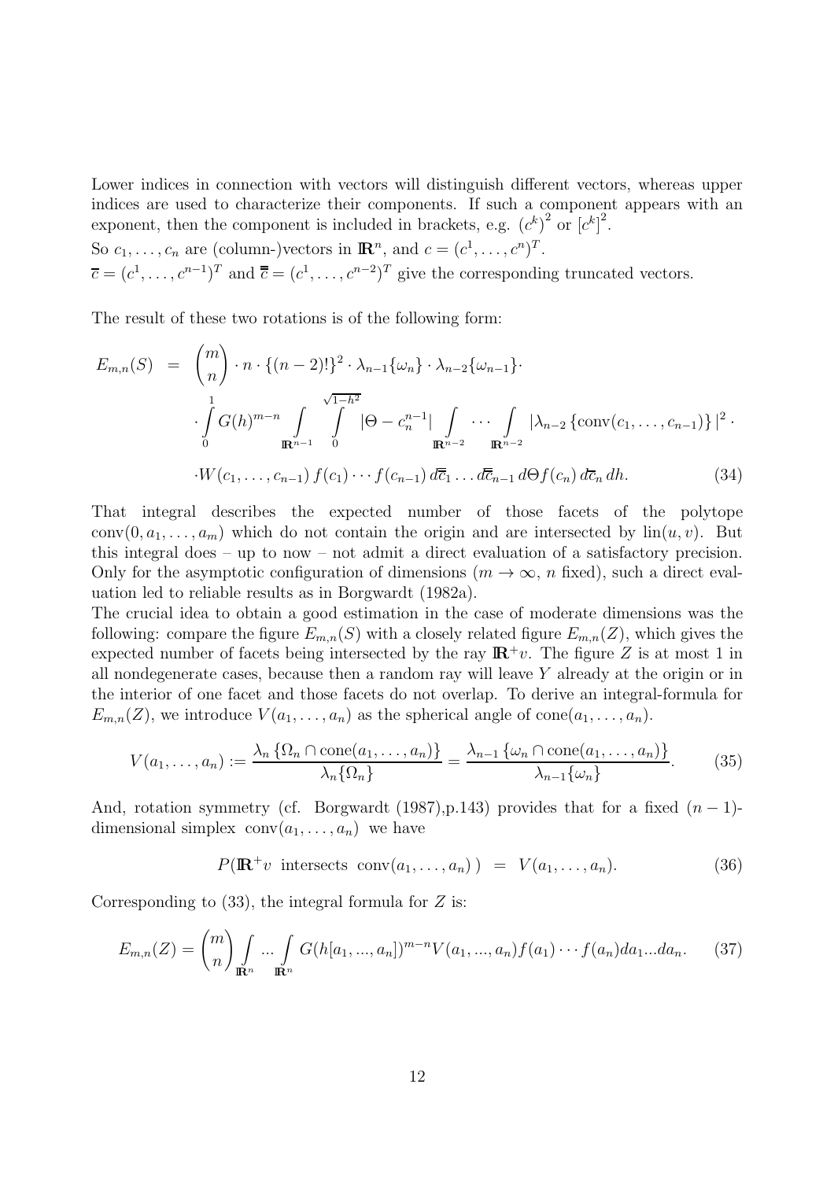Lower indices in connection with vectors will distinguish different vectors, whereas upper indices are used to characterize their components. If such a component appears with an exponent, then the component is included in brackets, e.g. $(c^k)^2$ or $[c^k]^2$.

So $c_1, \ldots, c_n$ are (column-)vectors in $\mathbb{R}^n$, and $c = (c^1, \ldots, c^n)^T$.

$\overline{c} = (c^1, \ldots, c^{n-1})^T$ and $\overline{\overline{c}} = (c^1, \ldots, c^{n-2})^T$ give the corresponding truncated vectors.

The result of these two rotations is of the following form:

$$
\begin{aligned}
E_{m,n}(S) \;&=\; \binom{m}{n} \cdot n \cdot \{(n-2)!\}^2 \cdot \lambda_{n-1}\{\omega_n\} \cdot \lambda_{n-2}\{\omega_{n-1}\} \cdot \\
&\cdot \int_0^1 G(h)^{m-n} \int_{\mathbb{R}^{n-1}} \int_0^{\sqrt{1-h^2}} |\Theta - c_n^{n-1}| \int_{\mathbb{R}^{n-2}} \cdots \int_{\mathbb{R}^{n-2}} |\lambda_{n-2}\{\mathrm{conv}(c_1, \ldots, c_{n-1})\}|^2 \cdot \\
&\cdot W(c_1, \ldots, c_{n-1})\, f(c_1) \cdots f(c_{n-1})\, d\overline{\overline{c}}_1 \ldots d\overline{\overline{c}}_{n-1}\, d\Theta f(c_n)\, d\overline{c}_n\, dh. \qquad (34)
\end{aligned}
$$

That integral describes the expected number of those facets of the polytope $\mathrm{conv}(0, a_1, \ldots, a_m)$ which do not contain the origin and are intersected by $\mathrm{lin}(u, v)$. But this integral does – up to now – not admit a direct evaluation of a satisfactory precision. Only for the asymptotic configuration of dimensions ($m \to \infty$, $n$ fixed), such a direct evaluation led to reliable results as in Borgwardt (1982a).

The crucial idea to obtain a good estimation in the case of moderate dimensions was the following: compare the figure $E_{m,n}(S)$ with a closely related figure $E_{m,n}(Z)$, which gives the expected number of facets being intersected by the ray $\mathbb{R}^+ v$. The figure $Z$ is at most 1 in all nondegenerate cases, because then a random ray will leave $Y$ already at the origin or in the interior of one facet and those facets do not overlap. To derive an integral-formula for $E_{m,n}(Z)$, we introduce $V(a_1, \ldots, a_n)$ as the spherical angle of $\mathrm{cone}(a_1, \ldots, a_n)$.

$$
V(a_1, \ldots, a_n) := \frac{\lambda_n\{\Omega_n \cap \mathrm{cone}(a_1, \ldots, a_n)\}}{\lambda_n\{\Omega_n\}} = \frac{\lambda_{n-1}\{\omega_n \cap \mathrm{cone}(a_1, \ldots, a_n)\}}{\lambda_{n-1}\{\omega_n\}}. \qquad (35)
$$

And, rotation symmetry (cf. Borgwardt (1987),p.143) provides that for a fixed $(n-1)$-dimensional simplex $\mathrm{conv}(a_1, \ldots, a_n)$ we have

$$
P(\mathbb{R}^+ v \text{ intersects } \mathrm{conv}(a_1, \ldots, a_n)) \;=\; V(a_1, \ldots, a_n). \qquad (36)
$$

Corresponding to (33), the integral formula for $Z$ is:

$$
E_{m,n}(Z) = \binom{m}{n} \int_{\mathbb{R}^n} \ldots \int_{\mathbb{R}^n} G(h[a_1, \ldots, a_n])^{m-n} V(a_1, \ldots, a_n) f(a_1) \cdots f(a_n) da_1 \ldots da_n. \qquad (37)
$$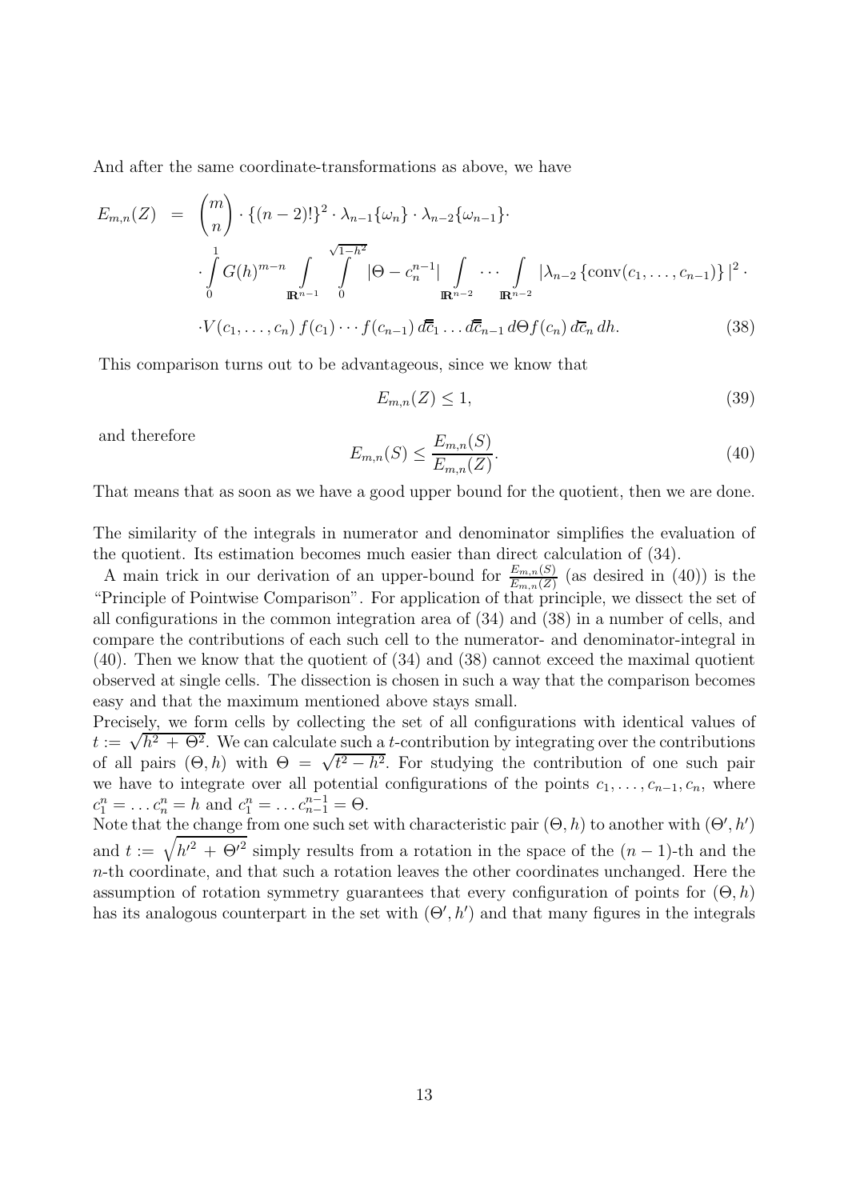And after the same coordinate-transformations as above, we have

$$
\begin{aligned}
E_{m,n}(Z) &= \binom{m}{n} \cdot \{(n-2)!\}^2 \cdot \lambda_{n-1}\{\omega_n\} \cdot \lambda_{n-2}\{\omega_{n-1}\} \cdot \\
&\cdot \int_0^1 G(h)^{m-n} \int_{\mathbb{R}^{n-1}} \int_0^{\sqrt{1-h^2}} |\Theta - c_n^{n-1}| \int_{\mathbb{R}^{n-2}} \cdots \int_{\mathbb{R}^{n-2}} |\lambda_{n-2}\{\mathrm{conv}(c_1, \ldots, c_{n-1})\}|^2 \cdot \\
&\cdot V(c_1, \ldots, c_n)\, f(c_1) \cdots f(c_{n-1})\, d\overline{\overline{c}}_1 \ldots d\overline{\overline{c}}_{n-1}\, d\Theta f(c_n)\, d\overline{c}_n\, dh. \qquad (38)
\end{aligned}
$$

This comparison turns out to be advantageous, since we know that

$$
E_{m,n}(Z) \le 1, \tag{39}
$$

and therefore

$$
E_{m,n}(S) \le \frac{E_{m,n}(S)}{E_{m,n}(Z)}. \tag{40}
$$

That means that as soon as we have a good upper bound for the quotient, then we are done.

The similarity of the integrals in numerator and denominator simplifies the evaluation of the quotient. Its estimation becomes much easier than direct calculation of (34).

A main trick in our derivation of an upper-bound for $\frac{E_{m,n}(S)}{E_{m,n}(Z)}$ (as desired in (40)) is the "Principle of Pointwise Comparison". For application of that principle, we dissect the set of all configurations in the common integration area of (34) and (38) in a number of cells, and compare the contributions of each such cell to the numerator- and denominator-integral in (40). Then we know that the quotient of (34) and (38) cannot exceed the maximal quotient observed at single cells. The dissection is chosen in such a way that the comparison becomes easy and that the maximum mentioned above stays small.

Precisely, we form cells by collecting the set of all configurations with identical values of $t := \sqrt{h^2 + \Theta^2}$. We can calculate such a $t$-contribution by integrating over the contributions of all pairs $(\Theta, h)$ with $\Theta = \sqrt{t^2 - h^2}$. For studying the contribution of one such pair we have to integrate over all potential configurations of the points $c_1, \ldots, c_{n-1}, c_n$, where $c_1^n = \ldots c_n^n = h$ and $c_1^n = \ldots c_{n-1}^{n-1} = \Theta$.

Note that the change from one such set with characteristic pair $(\Theta, h)$ to another with $(\Theta', h')$ and $t := \sqrt{h'^2 + \Theta'^2}$ simply results from a rotation in the space of the $(n-1)$-th and the $n$-th coordinate, and that such a rotation leaves the other coordinates unchanged. Here the assumption of rotation symmetry guarantees that every configuration of points for $(\Theta, h)$ has its analogous counterpart in the set with $(\Theta', h')$ and that many figures in the integrals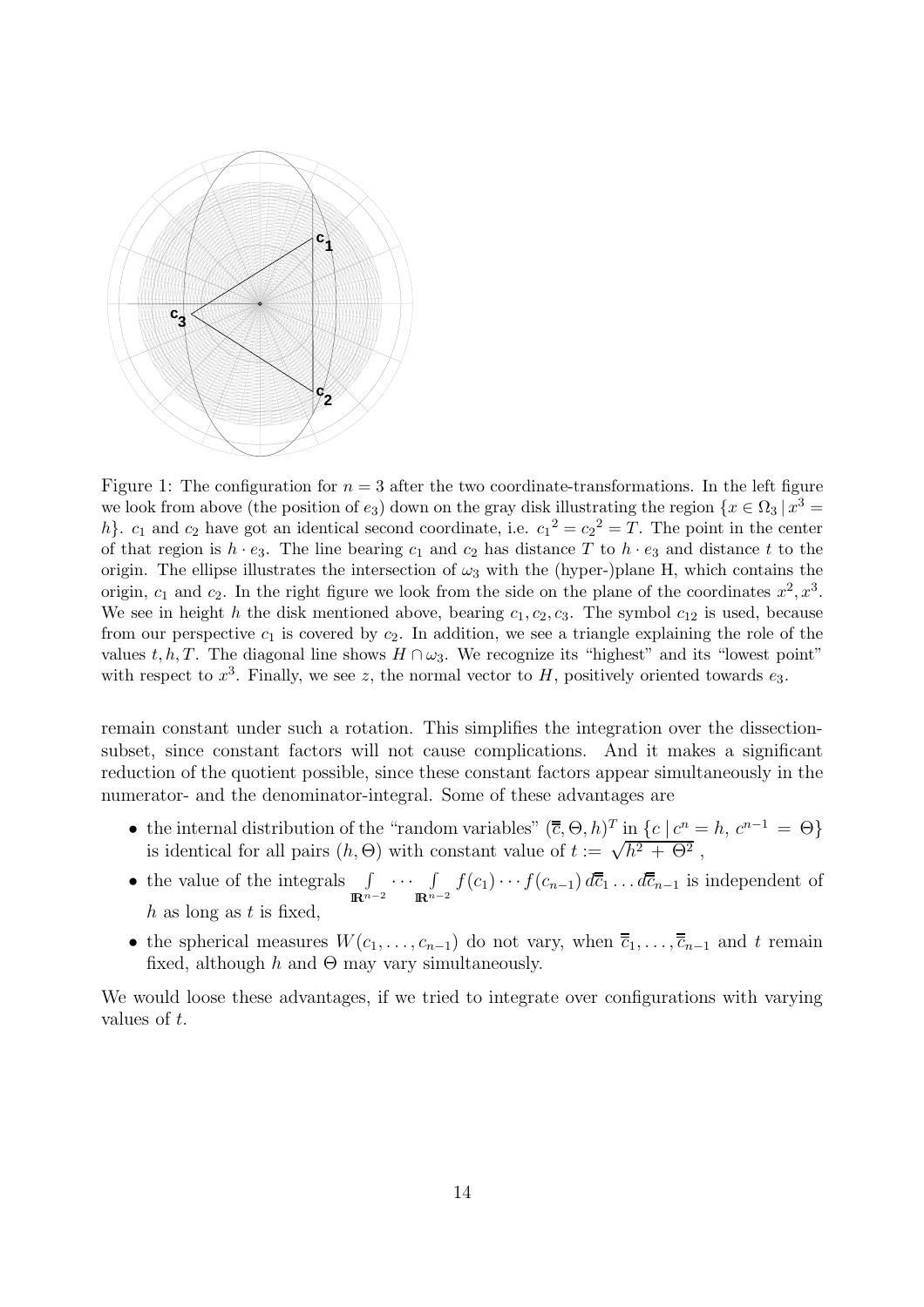Figure 1: The configuration for $n = 3$ after the two coordinate-transformations. In the left figure we look from above (the position of $e_3$) down on the gray disk illustrating the region $\{x \in \Omega_3 \,|\, x^3 = h\}$. $c_1$ and $c_2$ have got an identical second coordinate, i.e. ${c_1}^2 = {c_2}^2 = T$. The point in the center of that region is $h \cdot e_3$. The line bearing $c_1$ and $c_2$ has distance $T$ to $h \cdot e_3$ and distance $t$ to the origin. The ellipse illustrates the intersection of $\omega_3$ with the (hyper-)plane H, which contains the origin, $c_1$ and $c_2$. In the right figure we look from the side on the plane of the coordinates $x^2, x^3$. We see in height $h$ the disk mentioned above, bearing $c_1, c_2, c_3$. The symbol $c_{12}$ is used, because from our perspective $c_1$ is covered by $c_2$. In addition, we see a triangle explaining the role of the values $t, h, T$. The diagonal line shows $H \cap \omega_3$. We recognize its "highest" and its "lowest point" with respect to $x^3$. Finally, we see $z$, the normal vector to $H$, positively oriented towards $e_3$.

remain constant under such a rotation. This simplifies the integration over the dissection-subset, since constant factors will not cause complications. And it makes a significant reduction of the quotient possible, since these constant factors appear simultaneously in the numerator- and the denominator-integral. Some of these advantages are

- the internal distribution of the "random variables" $(\overline{\overline{c}}, \Theta, h)^T$ in $\{c \,|\, c^n = h,\ c^{n-1} = \Theta\}$ is identical for all pairs $(h, \Theta)$ with constant value of $t := \sqrt{h^2 + \Theta^2}$ ,
- the value of the integrals $\int\limits_{\mathbb{R}^{n-2}} \cdots \int\limits_{\mathbb{R}^{n-2}} f(c_1) \cdots f(c_{n-1})\, d\overline{\overline{c}}_1 \ldots d\overline{\overline{c}}_{n-1}$ is independent of $h$ as long as $t$ is fixed,
- the spherical measures $W(c_1, \ldots, c_{n-1})$ do not vary, when $\overline{\overline{c}}_1, \ldots, \overline{\overline{c}}_{n-1}$ and $t$ remain fixed, although $h$ and $\Theta$ may vary simultaneously.

We would loose these advantages, if we tried to integrate over configurations with varying values of $t$.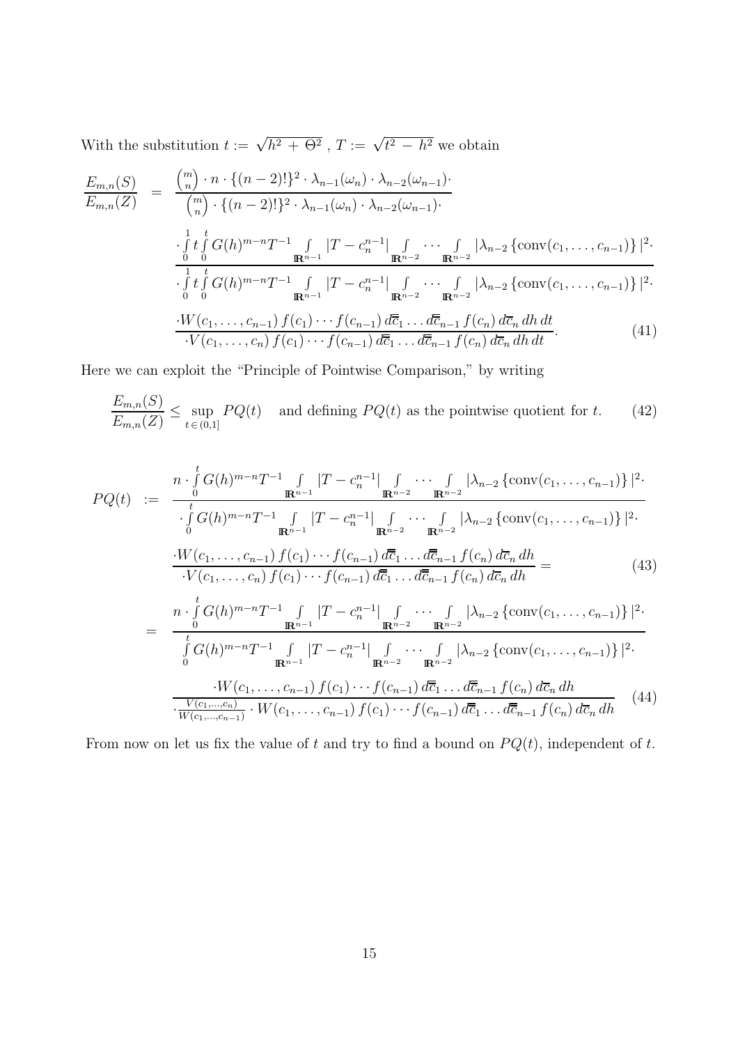With the substitution $t := \sqrt{h^2 + \Theta^2}$ , $T := \sqrt{t^2 - h^2}$ we obtain

$$
\frac{E_{m,n}(S)}{E_{m,n}(Z)} = \frac{\binom{m}{n} \cdot n \cdot \{(n-2)!\}^2 \cdot \lambda_{n-1}(\omega_n) \cdot \lambda_{n-2}(\omega_{n-1}) \cdot}{\binom{m}{n} \cdot \{(n-2)!\}^2 \cdot \lambda_{n-1}(\omega_n) \cdot \lambda_{n-2}(\omega_{n-1}) \cdot}
$$

$$
\frac{\cdot \int\limits_0^1 t \int\limits_0^t G(h)^{m-n} T^{-1} \int\limits_{\mathbb{R}^{n-1}} |T - c_n^{n-1}| \int\limits_{\mathbb{R}^{n-2}} \cdots \int\limits_{\mathbb{R}^{n-2}} |\lambda_{n-2} \{\mathrm{conv}(c_1, \ldots, c_{n-1})\}|^2 \cdot}{\cdot \int\limits_0^1 t \int\limits_0^t G(h)^{m-n} T^{-1} \int\limits_{\mathbb{R}^{n-1}} |T - c_n^{n-1}| \int\limits_{\mathbb{R}^{n-2}} \cdots \int\limits_{\mathbb{R}^{n-2}} |\lambda_{n-2} \{\mathrm{conv}(c_1, \ldots, c_{n-1})\}|^2 \cdot}
$$

$$
\frac{\cdot W(c_1, \ldots, c_{n-1})\, f(c_1) \cdots f(c_{n-1})\, d\overline{c}_1 \ldots d\overline{c}_{n-1}\, f(c_n)\, d\overline{c}_n\, dh\, dt}{\cdot V(c_1, \ldots, c_n)\, f(c_1) \cdots f(c_{n-1})\, d\overline{c}_1 \ldots d\overline{c}_{n-1}\, f(c_n)\, d\overline{c}_n\, dh\, dt}. \tag{41}
$$

Here we can exploit the "Principle of Pointwise Comparison," by writing

$$
\frac{E_{m,n}(S)}{E_{m,n}(Z)} \leq \sup_{t \in (0,1]} PQ(t) \quad \text{and defining } PQ(t) \text{ as the pointwise quotient for } t. \tag{42}
$$

$$
PQ(t) := \frac{n \cdot \int\limits_0^t G(h)^{m-n} T^{-1} \int\limits_{\mathbb{R}^{n-1}} |T - c_n^{n-1}| \int\limits_{\mathbb{R}^{n-2}} \cdots \int\limits_{\mathbb{R}^{n-2}} |\lambda_{n-2} \{\mathrm{conv}(c_1, \ldots, c_{n-1})\}|^2 \cdot}{\cdot \int\limits_0^t G(h)^{m-n} T^{-1} \int\limits_{\mathbb{R}^{n-1}} |T - c_n^{n-1}| \int\limits_{\mathbb{R}^{n-2}} \cdots \int\limits_{\mathbb{R}^{n-2}} |\lambda_{n-2} \{\mathrm{conv}(c_1, \ldots, c_{n-1})\}|^2 \cdot}
$$

$$
\frac{\cdot W(c_1, \ldots, c_{n-1})\, f(c_1) \cdots f(c_{n-1})\, d\overline{c}_1 \ldots d\overline{c}_{n-1}\, f(c_n)\, d\overline{c}_n\, dh}{\cdot V(c_1, \ldots, c_n)\, f(c_1) \cdots f(c_{n-1})\, d\overline{c}_1 \ldots d\overline{c}_{n-1}\, f(c_n)\, d\overline{c}_n\, dh} = \tag{43}
$$

$$
= \frac{n \cdot \int\limits_0^t G(h)^{m-n} T^{-1} \int\limits_{\mathbb{R}^{n-1}} |T - c_n^{n-1}| \int\limits_{\mathbb{R}^{n-2}} \cdots \int\limits_{\mathbb{R}^{n-2}} |\lambda_{n-2} \{\mathrm{conv}(c_1, \ldots, c_{n-1})\}|^2 \cdot}{\int\limits_0^t G(h)^{m-n} T^{-1} \int\limits_{\mathbb{R}^{n-1}} |T - c_n^{n-1}| \int\limits_{\mathbb{R}^{n-2}} \cdots \int\limits_{\mathbb{R}^{n-2}} |\lambda_{n-2} \{\mathrm{conv}(c_1, \ldots, c_{n-1})\}|^2 \cdot}
$$

$$
\frac{\cdot W(c_1, \ldots, c_{n-1})\, f(c_1) \cdots f(c_{n-1})\, d\overline{c}_1 \ldots d\overline{c}_{n-1}\, f(c_n)\, d\overline{c}_n\, dh}{\cdot \frac{V(c_1, \ldots, c_n)}{W(c_1, \ldots, c_{n-1})} \cdot W(c_1, \ldots, c_{n-1})\, f(c_1) \cdots f(c_{n-1})\, d\overline{c}_1 \ldots d\overline{c}_{n-1}\, f(c_n)\, d\overline{c}_n\, dh} \tag{44}
$$

From now on let us fix the value of $t$ and try to find a bound on $PQ(t)$, independent of $t$.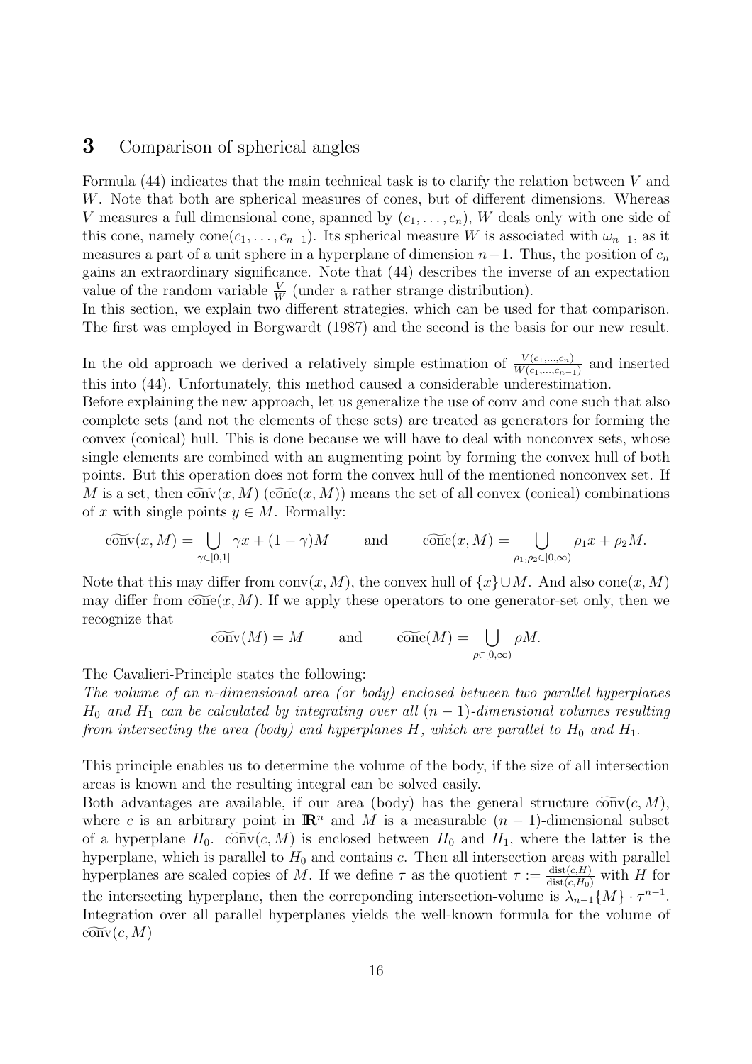## 3 Comparison of spherical angles

Formula (44) indicates that the main technical task is to clarify the relation between $V$ and $W$. Note that both are spherical measures of cones, but of different dimensions. Whereas $V$ measures a full dimensional cone, spanned by $(c_1, \ldots, c_n)$, $W$ deals only with one side of this cone, namely $\text{cone}(c_1, \ldots, c_{n-1})$. Its spherical measure $W$ is associated with $\omega_{n-1}$, as it measures a part of a unit sphere in a hyperplane of dimension $n-1$. Thus, the position of $c_n$ gains an extraordinary significance. Note that (44) describes the inverse of an expectation value of the random variable $\frac{V}{W}$ (under a rather strange distribution).
In this section, we explain two different strategies, which can be used for that comparison. The first was employed in Borgwardt (1987) and the second is the basis for our new result.

In the old approach we derived a relatively simple estimation of $\frac{V(c_1,\ldots,c_n)}{W(c_1,\ldots,c_{n-1})}$ and inserted this into (44). Unfortunately, this method caused a considerable underestimation.
Before explaining the new approach, let us generalize the use of conv and cone such that also complete sets (and not the elements of these sets) are treated as generators for forming the convex (conical) hull. This is done because we will have to deal with nonconvex sets, whose single elements are combined with an augmenting point by forming the convex hull of both points. But this operation does not form the convex hull of the mentioned nonconvex set. If $M$ is a set, then $\widetilde{\text{conv}}(x, M)$ ($\widetilde{\text{cone}}(x, M)$) means the set of all convex (conical) combinations of $x$ with single points $y \in M$. Formally:

$$\widetilde{\text{conv}}(x, M) = \bigcup_{\gamma \in [0,1]} \gamma x + (1-\gamma)M \qquad \text{and} \qquad \widetilde{\text{cone}}(x, M) = \bigcup_{\rho_1, \rho_2 \in [0,\infty)} \rho_1 x + \rho_2 M.$$

Note that this may differ from $\text{conv}(x, M)$, the convex hull of $\{x\} \cup M$. And also $\text{cone}(x, M)$ may differ from $\widetilde{\text{cone}}(x, M)$. If we apply these operators to one generator-set only, then we recognize that

$$\widetilde{\text{conv}}(M) = M \qquad \text{and} \qquad \widetilde{\text{cone}}(M) = \bigcup_{\rho \in [0,\infty)} \rho M.$$

The Cavalieri-Principle states the following:
*The volume of an $n$-dimensional area (or body) enclosed between two parallel hyperplanes $H_0$ and $H_1$ can be calculated by integrating over all $(n-1)$-dimensional volumes resulting from intersecting the area (body) and hyperplanes $H$, which are parallel to $H_0$ and $H_1$.*

This principle enables us to determine the volume of the body, if the size of all intersection areas is known and the resulting integral can be solved easily.
Both advantages are available, if our area (body) has the general structure $\widetilde{\text{conv}}(c, M)$, where $c$ is an arbitrary point in $\mathbb{R}^n$ and $M$ is a measurable $(n-1)$-dimensional subset of a hyperplane $H_0$. $\widetilde{\text{conv}}(c, M)$ is enclosed between $H_0$ and $H_1$, where the latter is the hyperplane, which is parallel to $H_0$ and contains $c$. Then all intersection areas with parallel hyperplanes are scaled copies of $M$. If we define $\tau$ as the quotient $\tau := \frac{\text{dist}(c,H)}{\text{dist}(c,H_0)}$ with $H$ for the correponding intersecting hyperplane, then the correponding intersection-volume is $\lambda_{n-1}\{M\} \cdot \tau^{n-1}$. Integration over all parallel hyperplanes yields the well-known formula for the volume of $\widetilde{\text{conv}}(c, M)$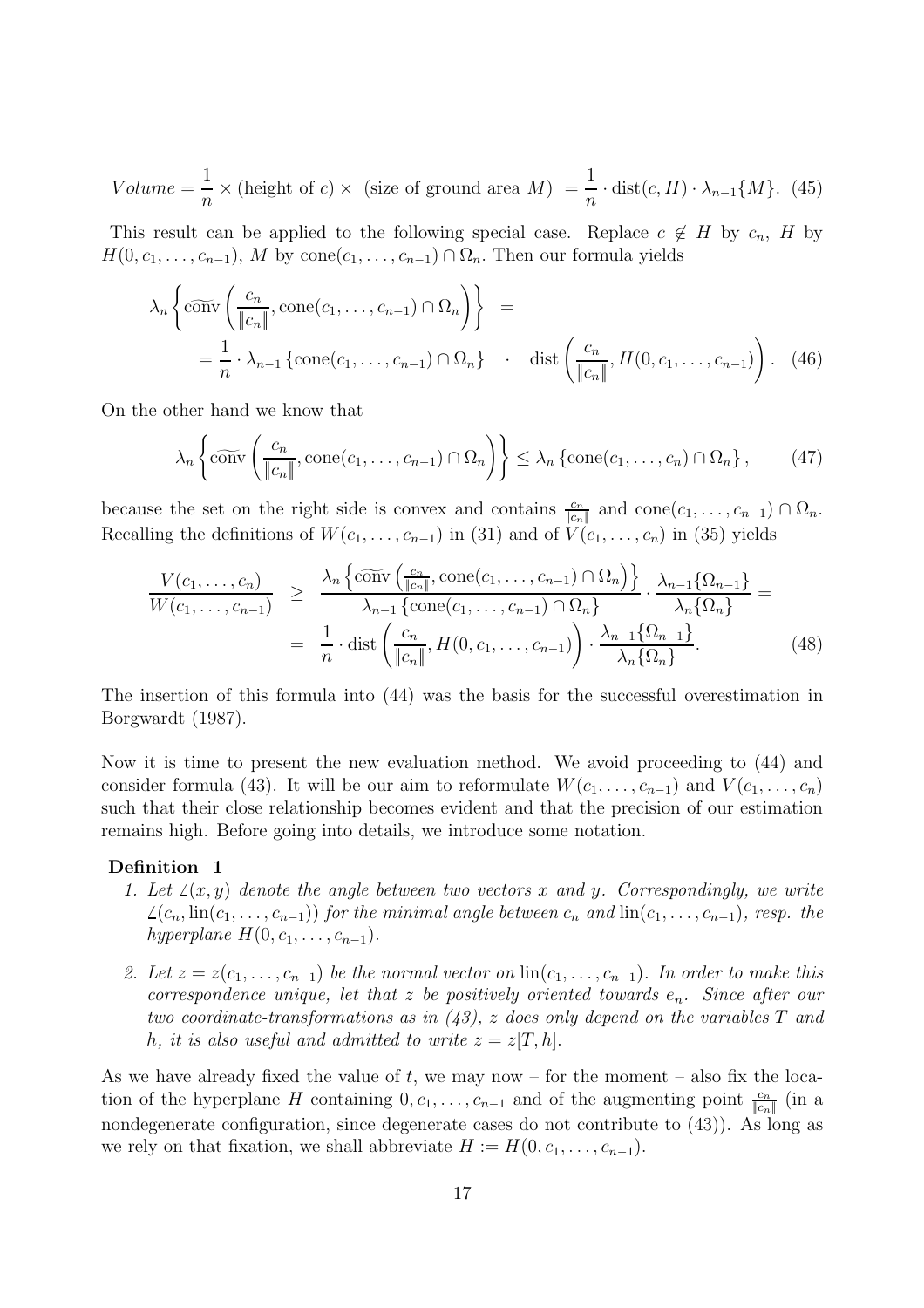$$Volume = \frac{1}{n} \times (\text{height of } c) \times \ (\text{size of ground area } M) \ = \frac{1}{n} \cdot \text{dist}(c, H) \cdot \lambda_{n-1}\{M\}. \quad (45)$$

This result can be applied to the following special case. Replace $c \notin H$ by $c_n$, $H$ by $H(0, c_1, \ldots, c_{n-1})$, $M$ by $\text{cone}(c_1, \ldots, c_{n-1}) \cap \Omega_n$. Then our formula yields

$$\begin{aligned} \lambda_n \left\{ \widetilde{\text{conv}} \left( \frac{c_n}{\|c_n\|}, \text{cone}(c_1, \ldots, c_{n-1}) \cap \Omega_n \right) \right\} &= \\ = \frac{1}{n} \cdot \lambda_{n-1} \left\{ \text{cone}(c_1, \ldots, c_{n-1}) \cap \Omega_n \right\} \quad &\cdot \quad \text{dist} \left( \frac{c_n}{\|c_n\|}, H(0, c_1, \ldots, c_{n-1}) \right). \quad (46) \end{aligned}$$

On the other hand we know that

$$\lambda_n \left\{ \widetilde{\text{conv}} \left( \frac{c_n}{\|c_n\|}, \text{cone}(c_1, \ldots, c_{n-1}) \cap \Omega_n \right) \right\} \leq \lambda_n \left\{ \text{cone}(c_1, \ldots, c_n) \cap \Omega_n \right\}, \quad (47)$$

because the set on the right side is convex and contains $\frac{c_n}{\|c_n\|}$ and $\text{cone}(c_1, \ldots, c_{n-1}) \cap \Omega_n$. Recalling the definitions of $W(c_1, \ldots, c_{n-1})$ in (31) and of $V(c_1, \ldots, c_n)$ in (35) yields

$$\begin{aligned} \frac{V(c_1, \ldots, c_n)}{W(c_1, \ldots, c_{n-1})} &\geq \frac{\lambda_n \left\{ \widetilde{\text{conv}} \left( \frac{c_n}{\|c_n\|}, \text{cone}(c_1, \ldots, c_{n-1}) \cap \Omega_n \right) \right\}}{\lambda_{n-1} \left\{ \text{cone}(c_1, \ldots, c_{n-1}) \cap \Omega_n \right\}} \cdot \frac{\lambda_{n-1}\{\Omega_{n-1}\}}{\lambda_n\{\Omega_n\}} = \\ &= \frac{1}{n} \cdot \text{dist} \left( \frac{c_n}{\|c_n\|}, H(0, c_1, \ldots, c_{n-1}) \right) \cdot \frac{\lambda_{n-1}\{\Omega_{n-1}\}}{\lambda_n\{\Omega_n\}}. \quad (48) \end{aligned}$$

The insertion of this formula into (44) was the basis for the successful overestimation in Borgwardt (1987).

Now it is time to present the new evaluation method. We avoid proceeding to (44) and consider formula (43). It will be our aim to reformulate $W(c_1, \ldots, c_{n-1})$ and $V(c_1, \ldots, c_n)$ such that their close relationship becomes evident and that the precision of our estimation remains high. Before going into details, we introduce some notation.

**Definition 1**

1. *Let $\angle(x, y)$ denote the angle between two vectors $x$ and $y$. Correspondingly, we write $\angle(c_n, \text{lin}(c_1, \ldots, c_{n-1}))$ for the minimal angle between $c_n$ and $\text{lin}(c_1, \ldots, c_{n-1})$, resp. the hyperplane $H(0, c_1, \ldots, c_{n-1})$.*
2. *Let $z = z(c_1, \ldots, c_{n-1})$ be the normal vector on $\text{lin}(c_1, \ldots, c_{n-1})$. In order to make this correspondence unique, let that $z$ be positively oriented towards $e_n$. Since after our two coordinate-transformations as in (43), $z$ does only depend on the variables $T$ and $h$, it is also useful and admitted to write $z = z[T, h]$.*

As we have already fixed the value of $t$, we may now – for the moment – also fix the location of the hyperplane $H$ containing $0, c_1, \ldots, c_{n-1}$ and of the augmenting point $\frac{c_n}{\|c_n\|}$ (in a nondegenerate configuration, since degenerate cases do not contribute to (43)). As long as we rely on that fixation, we shall abbreviate $H := H(0, c_1, \ldots, c_{n-1})$.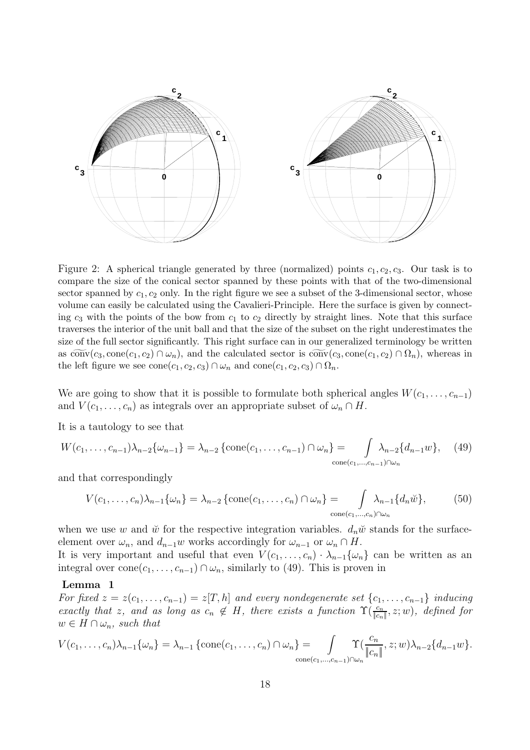Figure 2: A spherical triangle generated by three (normalized) points $c_1, c_2, c_3$. Our task is to compare the size of the conical sector spanned by these points with that of the two-dimensional sector spanned by $c_1, c_2$ only. In the right figure we see a subset of the 3-dimensional sector, whose volume can easily be calculated using the Cavalieri-Principle. Here the surface is given by connecting $c_3$ with the points of the bow from $c_1$ to $c_2$ directly by straight lines. Note that this surface traverses the interior of the unit ball and that the size of the subset on the right underestimates the size of the full sector significantly. This right surface can in our generalized terminology be written as $\widehat{\text{conv}}(c_3, \text{cone}(c_1, c_2) \cap \omega_n)$, and the calculated sector is $\widehat{\text{conv}}(c_3, \text{cone}(c_1, c_2) \cap \Omega_n)$, whereas in the left figure we see $\text{cone}(c_1, c_2, c_3) \cap \omega_n$ and $\text{cone}(c_1, c_2, c_3) \cap \Omega_n$.

We are going to show that it is possible to formulate both spherical angles $W(c_1, \ldots, c_{n-1})$ and $V(c_1, \ldots, c_n)$ as integrals over an appropriate subset of $\omega_n \cap H$.

It is a tautology to see that

$$W(c_1, \ldots, c_{n-1})\lambda_{n-2}\{\omega_{n-1}\} = \lambda_{n-2}\{\text{cone}(c_1, \ldots, c_{n-1}) \cap \omega_n\} = \int\limits_{\text{cone}(c_1,\ldots,c_{n-1})\cap\omega_n} \lambda_{n-2}\{d_{n-1}w\}, \quad (49)$$

and that correspondingly

$$V(c_1, \ldots, c_n)\lambda_{n-1}\{\omega_n\} = \lambda_{n-2}\{\text{cone}(c_1, \ldots, c_n) \cap \omega_n\} = \int\limits_{\text{cone}(c_1,\ldots,c_n)\cap\omega_n} \lambda_{n-1}\{d_n\breve{w}\}, \quad (50)$$

when we use $w$ and $\breve{w}$ for the respective integration variables. $d_n\breve{w}$ stands for the surface-element over $\omega_n$, and $d_{n-1}w$ works accordingly for $\omega_{n-1}$ or $\omega_n \cap H$.
It is very important and useful that even $V(c_1, \ldots, c_n) \cdot \lambda_{n-1}\{\omega_n\}$ can be written as an integral over $\text{cone}(c_1, \ldots, c_{n-1}) \cap \omega_n$, similarly to (49). This is proven in

**Lemma 1**
*For fixed $z = z(c_1, \ldots, c_{n-1}) = z[T, h]$ and every nondegenerate set $\{c_1, \ldots, c_{n-1}\}$ inducing exactly that $z$, and as long as $c_n \notin H$, there exists a function $\Upsilon(\frac{c_n}{\|c_n\|}, z; w)$, defined for $w \in H \cap \omega_n$, such that*

$$V(c_1, \ldots, c_n)\lambda_{n-1}\{\omega_n\} = \lambda_{n-1}\{\text{cone}(c_1, \ldots, c_n) \cap \omega_n\} = \int\limits_{\text{cone}(c_1,\ldots,c_{n-1})\cap\omega_n} \Upsilon(\frac{c_n}{\|c_n\|}, z; w)\lambda_{n-2}\{d_{n-1}w\}.$$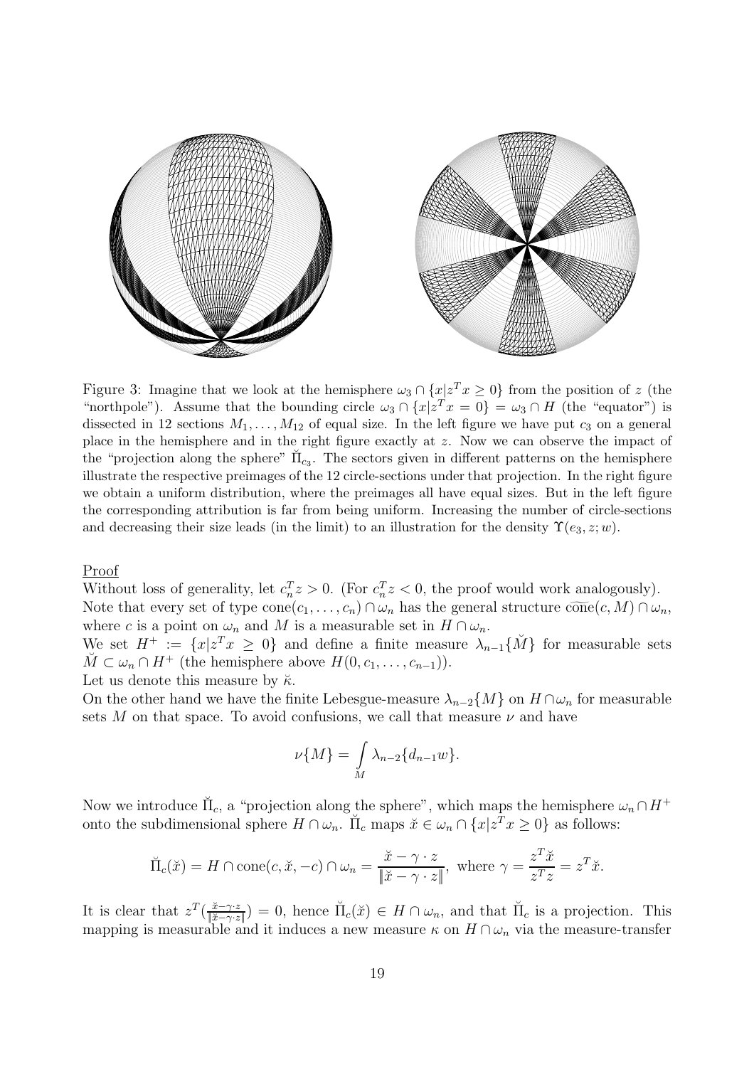Figure 3: Imagine that we look at the hemisphere $\omega_3 \cap \{x | z^T x \geq 0\}$ from the position of $z$ (the "northpole"). Assume that the bounding circle $\omega_3 \cap \{x | z^T x = 0\} = \omega_3 \cap H$ (the "equator") is dissected in 12 sections $M_1, \ldots, M_{12}$ of equal size. In the left figure we have put $c_3$ on a general place in the hemisphere and in the right figure exactly at $z$. Now we can observe the impact of the "projection along the sphere" $\breve{\Pi}_{c_3}$. The sectors given in different patterns on the hemisphere illustrate the respective preimages of the 12 circle-sections under that projection. In the right figure we obtain a uniform distribution, where the preimages all have equal sizes. But in the left figure the corresponding attribution is far from being uniform. Increasing the number of circle-sections and decreasing their size leads (in the limit) to an illustration for the density $\Upsilon(e_3, z; w)$.

Proof

Without loss of generality, let $c_n^T z > 0$. (For $c_n^T z < 0$, the proof would work analogously).
Note that every set of type $\text{cone}(c_1, \ldots, c_n) \cap \omega_n$ has the general structure $\widetilde{\text{cone}}(c, M) \cap \omega_n$, where $c$ is a point on $\omega_n$ and $M$ is a measurable set in $H \cap \omega_n$.
We set $H^+ := \{x | z^T x \geq 0\}$ and define a finite measure $\lambda_{n-1}\{\breve{M}\}$ for measurable sets $\breve{M} \subset \omega_n \cap H^+$ (the hemisphere above $H(0, c_1, \ldots, c_{n-1})$).
Let us denote this measure by $\breve{\kappa}$.
On the other hand we have the finite Lebesgue-measure $\lambda_{n-2}\{M\}$ on $H \cap \omega_n$ for measurable sets $M$ on that space. To avoid confusions, we call that measure $\nu$ and have

$$\nu\{M\} = \int\limits_M \lambda_{n-2}\{d_{n-1}w\}.$$

Now we introduce $\breve{\Pi}_c$, a "projection along the sphere", which maps the hemisphere $\omega_n \cap H^+$ onto the subdimensional sphere $H \cap \omega_n$. $\breve{\Pi}_c$ maps $\breve{x} \in \omega_n \cap \{x | z^T x \geq 0\}$ as follows:

$$\breve{\Pi}_c(\breve{x}) = H \cap \text{cone}(c, \breve{x}, -c) \cap \omega_n = \frac{\breve{x} - \gamma \cdot z}{\|\breve{x} - \gamma \cdot z\|}, \text{ where } \gamma = \frac{z^T \breve{x}}{z^T z} = z^T \breve{x}.$$

It is clear that $z^T(\frac{\breve{x} - \gamma \cdot z}{\|\breve{x} - \gamma \cdot z\|}) = 0$, hence $\breve{\Pi}_c(\breve{x}) \in H \cap \omega_n$, and that $\breve{\Pi}_c$ is a projection. This mapping is measurable and it induces a new measure $\kappa$ on $H \cap \omega_n$ via the measure-transfer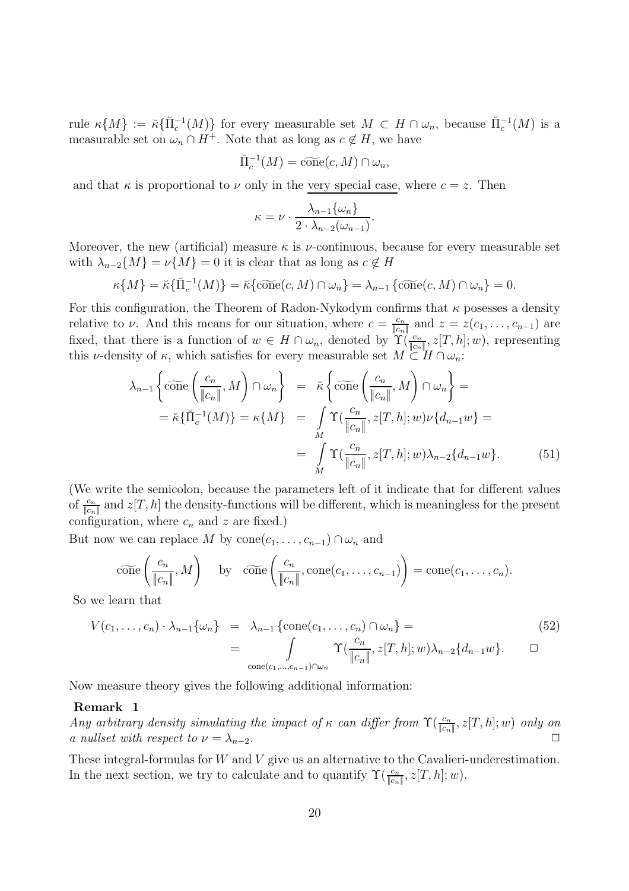rule $\kappa\{M\} := \breve{\kappa}\{\breve{\Pi}_c^{-1}(M)\}$ for every measurable set $M \subset H \cap \omega_n$, because $\breve{\Pi}_c^{-1}(M)$ is a measurable set on $\omega_n \cap H^+$. Note that as long as $c \notin H$, we have

$$\breve{\Pi}_c^{-1}(M) = \widetilde{\text{cone}}(c, M) \cap \omega_n,$$

and that $\kappa$ is proportional to $\nu$ only in the <u>very special case</u>, where $c = z$. Then

$$\kappa = \nu \cdot \frac{\lambda_{n-1}\{\omega_n\}}{2 \cdot \lambda_{n-2}(\omega_{n-1})}.$$

Moreover, the new (artificial) measure $\kappa$ is $\nu$-continuous, because for every measurable set with $\lambda_{n-2}\{M\} = \nu\{M\} = 0$ it is clear that as long as $c \notin H$

$$\kappa\{M\} = \breve{\kappa}\{\breve{\Pi}_c^{-1}(M)\} = \breve{\kappa}\{\widetilde{\text{cone}}(c, M) \cap \omega_n\} = \lambda_{n-1}\{\widetilde{\text{cone}}(c, M) \cap \omega_n\} = 0.$$

For this configuration, the Theorem of Radon-Nykodym confirms that $\kappa$ posesses a density relative to $\nu$. And this means for our situation, where $c = \frac{c_n}{\|c_n\|}$ and $z = z(c_1, \ldots, c_{n-1})$ are fixed, that there is a function of $w \in H \cap \omega_n$, denoted by $\Upsilon(\frac{c_n}{\|c_n\|}, z[T, h]; w)$, representing this $\nu$-density of $\kappa$, which satisfies for every measurable set $M \subset H \cap \omega_n$:

$$\begin{aligned}
\lambda_{n-1}\left\{\widetilde{\text{cone}}\left(\frac{c_n}{\|c_n\|}, M\right) \cap \omega_n\right\} &= \breve{\kappa}\left\{\widetilde{\text{cone}}\left(\frac{c_n}{\|c_n\|}, M\right) \cap \omega_n\right\} = \\
= \breve{\kappa}\{\breve{\Pi}_c^{-1}(M)\} = \kappa\{M\} &= \int_M \Upsilon(\frac{c_n}{\|c_n\|}, z[T, h]; w)\nu\{d_{n-1}w\} = \\
&= \int_M \Upsilon(\frac{c_n}{\|c_n\|}, z[T, h]; w)\lambda_{n-2}\{d_{n-1}w\}. \qquad (51)
\end{aligned}$$

(We write the semicolon, because the parameters left of it indicate that for different values of $\frac{c_n}{\|c_n\|}$ and $z[T, h]$ the density-functions will be different, which is meaningless for the present configuration, where $c_n$ and $z$ are fixed.)

But now we can replace $M$ by $\text{cone}(c_1, \ldots, c_{n-1}) \cap \omega_n$ and

$$\widetilde{\text{cone}}\left(\frac{c_n}{\|c_n\|}, M\right) \quad \text{by} \quad \widetilde{\text{cone}}\left(\frac{c_n}{\|c_n\|}, \text{cone}(c_1, \ldots, c_{n-1})\right) = \text{cone}(c_1, \ldots, c_n).$$

So we learn that

$$\begin{aligned}
V(c_1, \ldots, c_n) \cdot \lambda_{n-1}\{\omega_n\} &= \lambda_{n-1}\{\text{cone}(c_1, \ldots, c_n) \cap \omega_n\} = \qquad (52)\\
&= \int_{\text{cone}(c_1,\ldots,c_{n-1})\cap\omega_n} \Upsilon(\frac{c_n}{\|c_n\|}, z[T, h]; w)\lambda_{n-2}\{d_{n-1}w\}. \qquad \square
\end{aligned}$$

Now measure theory gives the following additional information:

**Remark 1**
*Any arbitrary density simulating the impact of $\kappa$ can differ from $\Upsilon(\frac{c_n}{\|c_n\|}, z[T, h]; w)$ only on a nullset with respect to $\nu = \lambda_{n-2}$.* $\square$

These integral-formulas for $W$ and $V$ give us an alternative to the Cavalieri-underestimation. In the next section, we try to calculate and to quantify $\Upsilon(\frac{c_n}{\|c_n\|}, z[T, h]; w)$.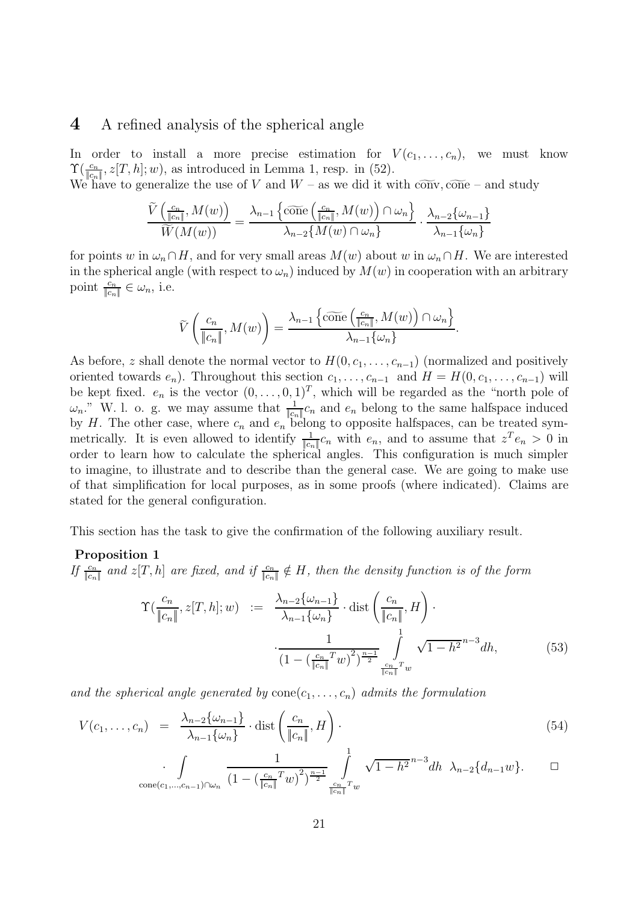# 4 A refined analysis of the spherical angle

In order to install a more precise estimation for $V(c_1, \ldots, c_n)$, we must know $\Upsilon(\frac{c_n}{\|c_n\|}, z[T,h]; w)$, as introduced in Lemma 1, resp. in (52).
We have to generalize the use of $V$ and $W$ – as we did it with $\widetilde{\text{conv}}, \widetilde{\text{cone}}$ – and study

$$\frac{\widetilde{V}\left(\frac{c_n}{\|c_n\|}, M(w)\right)}{\widetilde{W}(M(w))} = \frac{\lambda_{n-1}\left\{\widetilde{\text{cone}}\left(\frac{c_n}{\|c_n\|}, M(w)\right) \cap \omega_n\right\}}{\lambda_{n-2}\{M(w) \cap \omega_n\}} \cdot \frac{\lambda_{n-2}\{\omega_{n-1}\}}{\lambda_{n-1}\{\omega_n\}}$$

for points $w$ in $\omega_n \cap H$, and for very small areas $M(w)$ about $w$ in $\omega_n \cap H$. We are interested in the spherical angle (with respect to $\omega_n$) induced by $M(w)$ in cooperation with an arbitrary point $\frac{c_n}{\|c_n\|} \in \omega_n$, i.e.

$$\widetilde{V}\left(\frac{c_n}{\|c_n\|}, M(w)\right) = \frac{\lambda_{n-1}\left\{\widetilde{\text{cone}}\left(\frac{c_n}{\|c_n\|}, M(w)\right) \cap \omega_n\right\}}{\lambda_{n-1}\{\omega_n\}}.$$

As before, $z$ shall denote the normal vector to $H(0, c_1, \ldots, c_{n-1})$ (normalized and positively oriented towards $e_n$). Throughout this section $c_1, \ldots, c_{n-1}$ and $H = H(0, c_1, \ldots, c_{n-1})$ will be kept fixed. $e_n$ is the vector $(0, \ldots, 0, 1)^T$, which will be regarded as the "north pole of $\omega_n$." W. l. o. g. we may assume that $\frac{1}{\|c_n\|}c_n$ and $e_n$ belong to the same halfspace induced by $H$. The other case, where $c_n$ and $e_n$ belong to opposite halfspaces, can be treated symmetrically. It is even allowed to identify $\frac{1}{\|c_n\|}c_n$ with $e_n$, and to assume that $z^T e_n > 0$ in order to learn how to calculate the spherical angles. This configuration is much simpler to imagine, to illustrate and to describe than the general case. We are going to make use of that simplification for local purposes, as in some proofs (where indicated). Claims are stated for the general configuration.

This section has the task to give the confirmation of the following auxiliary result.

**Proposition 1**
*If $\frac{c_n}{\|c_n\|}$ and $z[T,h]$ are fixed, and if $\frac{c_n}{\|c_n\|} \notin H$, then the density function is of the form*

$$\begin{aligned}\Upsilon(\frac{c_n}{\|c_n\|}, z[T,h]; w) \;\; &:= \;\; \frac{\lambda_{n-2}\{\omega_{n-1}\}}{\lambda_{n-1}\{\omega_n\}} \cdot \text{dist}\left(\frac{c_n}{\|c_n\|}, H\right) \cdot \\ &\cdot \frac{1}{(1 - (\frac{c_n}{\|c_n\|}^T w)^2)^{\frac{n-1}{2}}} \int_{\frac{c_n}{\|c_n\|}^T w}^{1} \sqrt{1-h^2}^{\,n-3} dh, \end{aligned} \tag{53}$$

*and the spherical angle generated by $\text{cone}(c_1, \ldots, c_n)$ admits the formulation*

$$\begin{aligned} V(c_1, \ldots, c_n) \;\; &= \;\; \frac{\lambda_{n-2}\{\omega_{n-1}\}}{\lambda_{n-1}\{\omega_n\}} \cdot \text{dist}\left(\frac{c_n}{\|c_n\|}, H\right) \cdot \\ &\cdot \int_{\text{cone}(c_1,\ldots,c_{n-1}) \cap \omega_n} \frac{1}{(1 - (\frac{c_n}{\|c_n\|}^T w)^2)^{\frac{n-1}{2}}} \int_{\frac{c_n}{\|c_n\|}^T w}^{1} \sqrt{1-h^2}^{\,n-3} dh \;\; \lambda_{n-2}\{d_{n-1}w\}. \qquad \square \end{aligned} \tag{54}$$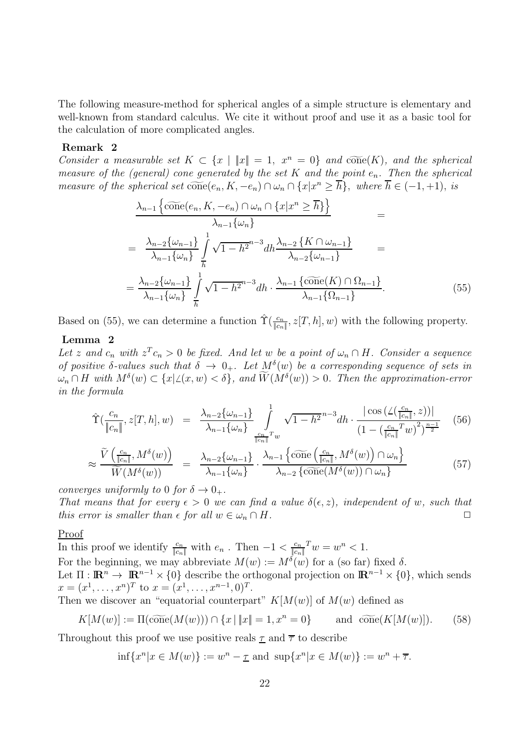The following measure-method for spherical angles of a simple structure is elementary and well-known from standard calculus. We cite it without proof and use it as a basic tool for the calculation of more complicated angles.

**Remark 2**

*Consider a measurable set $K \subset \{x \mid \|x\| = 1,\ x^n = 0\}$ and $\widetilde{\text{cone}}(K)$, and the spherical measure of the (general) cone generated by the set $K$ and the point $e_n$. Then the spherical measure of the spherical set $\widetilde{\text{cone}}(e_n, K, -e_n) \cap \omega_n \cap \{x | x^n \geq \overline{h}\}$, where $\overline{h} \in (-1, +1)$, is*

$$
\begin{aligned}
&\frac{\lambda_{n-1}\left\{\widetilde{\text{cone}}(e_n, K, -e_n) \cap \omega_n \cap \{x|x^n \geq \overline{h}\}\right\}}{\lambda_{n-1}\{\omega_n\}} = \\
&= \frac{\lambda_{n-2}\{\omega_{n-1}\}}{\lambda_{n-1}\{\omega_n\}} \int_{\overline{h}}^{1} \sqrt{1-h^2}^{\,n-3} dh \frac{\lambda_{n-2}\{K \cap \omega_{n-1}\}}{\lambda_{n-2}\{\omega_{n-1}\}} = \\
&= \frac{\lambda_{n-2}\{\omega_{n-1}\}}{\lambda_{n-1}\{\omega_n\}} \int_{\overline{h}}^{1} \sqrt{1-h^2}^{\,n-3} dh \cdot \frac{\lambda_{n-1}\{\widetilde{\text{cone}}(K) \cap \Omega_{n-1}\}}{\lambda_{n-1}\{\Omega_{n-1}\}}.
\end{aligned} \tag{55}
$$

Based on (55), we can determine a function $\hat{\Upsilon}(\frac{c_n}{\|c_n\|}, z[T,h], w)$ with the following property.

**Lemma 2**

*Let $z$ and $c_n$ with $z^T c_n > 0$ be fixed. And let $w$ be a point of $\omega_n \cap H$. Consider a sequence of positive $\delta$-values such that $\delta \to 0_+$. Let $M^\delta(w)$ be a corresponding sequence of sets in $\omega_n \cap H$ with $M^\delta(w) \subset \{x | \angle(x, w) < \delta\}$, and $\widetilde{W}(M^\delta(w)) > 0$. Then the approximation-error in the formula*

$$
\hat{\Upsilon}\left(\frac{c_n}{\|c_n\|}, z[T,h], w\right) = \frac{\lambda_{n-2}\{\omega_{n-1}\}}{\lambda_{n-1}\{\omega_n\}} \int_{\frac{c_n}{\|c_n\|}^T w}^{1} \sqrt{1-h^2}^{\,n-3} dh \cdot \frac{|\cos\left(\angle(\frac{c_n}{\|c_n\|}, z)\right)|}{\left(1 - \left(\frac{c_n}{\|c_n\|}^T w\right)^2\right)^{\frac{n-1}{2}}} \tag{56}
$$

$$
\approx \frac{\widetilde{V}\left(\frac{c_n}{\|c_n\|}, M^\delta(w)\right)}{\widetilde{W}(M^\delta(w))} = \frac{\lambda_{n-2}\{\omega_{n-1}\}}{\lambda_{n-1}\{\omega_n\}} \cdot \frac{\lambda_{n-1}\left\{\widetilde{\text{cone}}\left(\frac{c_n}{\|c_n\|}, M^\delta(w)\right) \cap \omega_n\right\}}{\lambda_{n-2}\left\{\widetilde{\text{cone}}(M^\delta(w)) \cap \omega_n\right\}} \tag{57}
$$

*converges uniformly to 0 for $\delta \to 0_+$.*

*That means that for every $\epsilon > 0$ we can find a value $\delta(\epsilon, z)$, independent of $w$, such that this error is smaller than $\epsilon$ for all $w \in \omega_n \cap H$.* □

<u>Proof</u>

In this proof we identify $\frac{c_n}{\|c_n\|}$ with $e_n$. Then $-1 < \frac{c_n}{\|c_n\|}^T w = w^n < 1$.

For the beginning, we may abbreviate $M(w) := M^\delta(w)$ for a (so far) fixed $\delta$.

Let $\Pi : \mathbb{R}^n \to \mathbb{R}^{n-1} \times \{0\}$ describe the orthogonal projection on $\mathbb{R}^{n-1} \times \{0\}$, which sends $x = (x^1, \ldots, x^n)^T$ to $x = (x^1, \ldots, x^{n-1}, 0)^T$.

Then we discover an "equatorial counterpart" $K[M(w)]$ of $M(w)$ defined as

$$
K[M(w)] := \Pi(\widetilde{\text{cone}}(M(w))) \cap \{x \mid \|x\| = 1, x^n = 0\} \qquad \text{and } \widetilde{\text{cone}}(K[M(w)]). \tag{58}
$$

Throughout this proof we use positive reals $\underline{\tau}$ and $\overline{\tau}$ to describe

$$
\inf\{x^n | x \in M(w)\} := w^n - \underline{\tau} \text{ and } \sup\{x^n | x \in M(w)\} := w^n + \overline{\tau}.
$$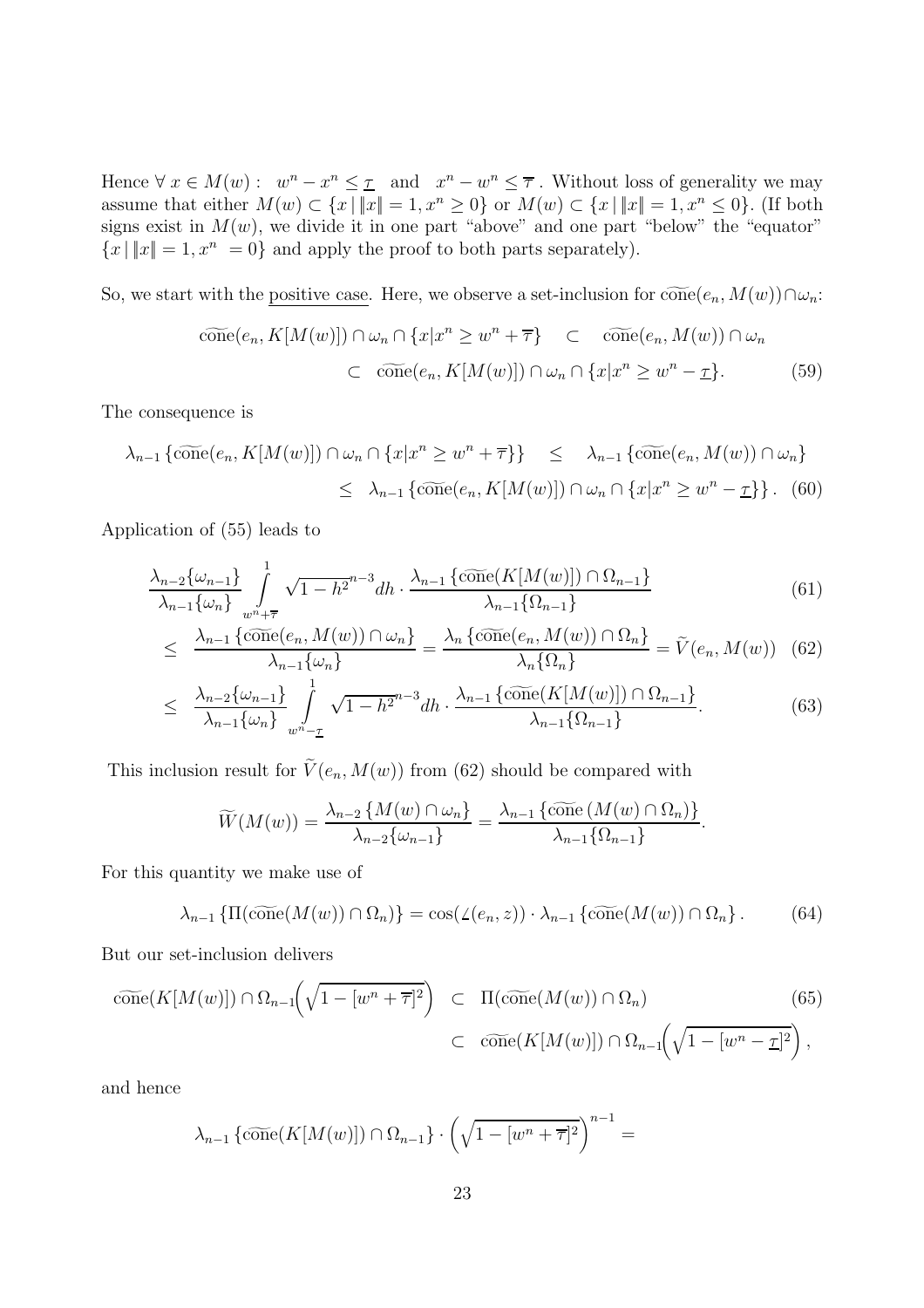Hence $\forall\, x \in M(w): \quad w^n - x^n \leq \underline{\tau} \quad \text{and} \quad x^n - w^n \leq \overline{\tau}$. Without loss of generality we may assume that either $M(w) \subset \{x \,|\, \|x\| = 1, x^n \geq 0\}$ or $M(w) \subset \{x \,|\, \|x\| = 1, x^n \leq 0\}$. (If both signs exist in $M(w)$, we divide it in one part "above" and one part "below" the "equator" $\{x \,|\, \|x\| = 1, x^n = 0\}$ and apply the proof to both parts separately).

So, we start with the <u>positive case</u>. Here, we observe a set-inclusion for $\widetilde{\text{cone}}(e_n, M(w)) \cap \omega_n$:

$$\begin{aligned} \widetilde{\text{cone}}(e_n, K[M(w)]) \cap \omega_n \cap \{x | x^n \geq w^n + \overline{\tau}\} \quad &\subset \quad \widetilde{\text{cone}}(e_n, M(w)) \cap \omega_n \\ &\subset \quad \widetilde{\text{cone}}(e_n, K[M(w)]) \cap \omega_n \cap \{x | x^n \geq w^n - \underline{\tau}\}. \end{aligned} \tag{59}$$

The consequence is

$$\begin{aligned} \lambda_{n-1}\left\{\widetilde{\text{cone}}(e_n, K[M(w)]) \cap \omega_n \cap \{x | x^n \geq w^n + \overline{\tau}\}\right\} \quad &\leq \quad \lambda_{n-1}\left\{\widetilde{\text{cone}}(e_n, M(w)) \cap \omega_n\right\} \\ &\leq \quad \lambda_{n-1}\left\{\widetilde{\text{cone}}(e_n, K[M(w)]) \cap \omega_n \cap \{x | x^n \geq w^n - \underline{\tau}\}\right\}. \end{aligned} \tag{60}$$

Application of (55) leads to

$$\frac{\lambda_{n-2}\{\omega_{n-1}\}}{\lambda_{n-1}\{\omega_n\}} \int_{w^n+\overline{\tau}}^{1} \sqrt{1-h^2}^{\,n-3} dh \cdot \frac{\lambda_{n-1}\left\{\widetilde{\text{cone}}(K[M(w)]) \cap \Omega_{n-1}\right\}}{\lambda_{n-1}\{\Omega_{n-1}\}} \tag{61}$$

$$\leq \quad \frac{\lambda_{n-1}\left\{\widetilde{\text{cone}}(e_n, M(w)) \cap \omega_n\right\}}{\lambda_{n-1}\{\omega_n\}} = \frac{\lambda_n\left\{\widetilde{\text{cone}}(e_n, M(w)) \cap \Omega_n\right\}}{\lambda_n\{\Omega_n\}} = \widetilde{V}(e_n, M(w)) \tag{62}$$

$$\leq \quad \frac{\lambda_{n-2}\{\omega_{n-1}\}}{\lambda_{n-1}\{\omega_n\}} \int_{w^n-\underline{\tau}}^{1} \sqrt{1-h^2}^{\,n-3} dh \cdot \frac{\lambda_{n-1}\left\{\widetilde{\text{cone}}(K[M(w)]) \cap \Omega_{n-1}\right\}}{\lambda_{n-1}\{\Omega_{n-1}\}}. \tag{63}$$

This inclusion result for $\widetilde{V}(e_n, M(w))$ from (62) should be compared with

$$\widetilde{W}(M(w)) = \frac{\lambda_{n-2}\left\{M(w) \cap \omega_n\right\}}{\lambda_{n-2}\{\omega_{n-1}\}} = \frac{\lambda_{n-1}\left\{\widetilde{\text{cone}}\,(M(w) \cap \Omega_n)\right\}}{\lambda_{n-1}\{\Omega_{n-1}\}}.$$

For this quantity we make use of

$$\lambda_{n-1}\left\{\Pi(\widetilde{\text{cone}}(M(w)) \cap \Omega_n)\right\} = \cos(\angle(e_n, z)) \cdot \lambda_{n-1}\left\{\widetilde{\text{cone}}(M(w)) \cap \Omega_n\right\}. \tag{64}$$

But our set-inclusion delivers

$$\begin{aligned} \widetilde{\text{cone}}(K[M(w)]) \cap \Omega_{n-1}\Big(\sqrt{1-[w^n+\overline{\tau}]^2}\Big) \quad &\subset \quad \Pi(\widetilde{\text{cone}}(M(w)) \cap \Omega_n) \\ &\subset \quad \widetilde{\text{cone}}(K[M(w)]) \cap \Omega_{n-1}\Big(\sqrt{1-[w^n-\underline{\tau}]^2}\Big), \end{aligned} \tag{65}$$

and hence

$$\lambda_{n-1}\left\{\widetilde{\text{cone}}(K[M(w)]) \cap \Omega_{n-1}\right\} \cdot \left(\sqrt{1-[w^n+\overline{\tau}]^2}\right)^{n-1} =$$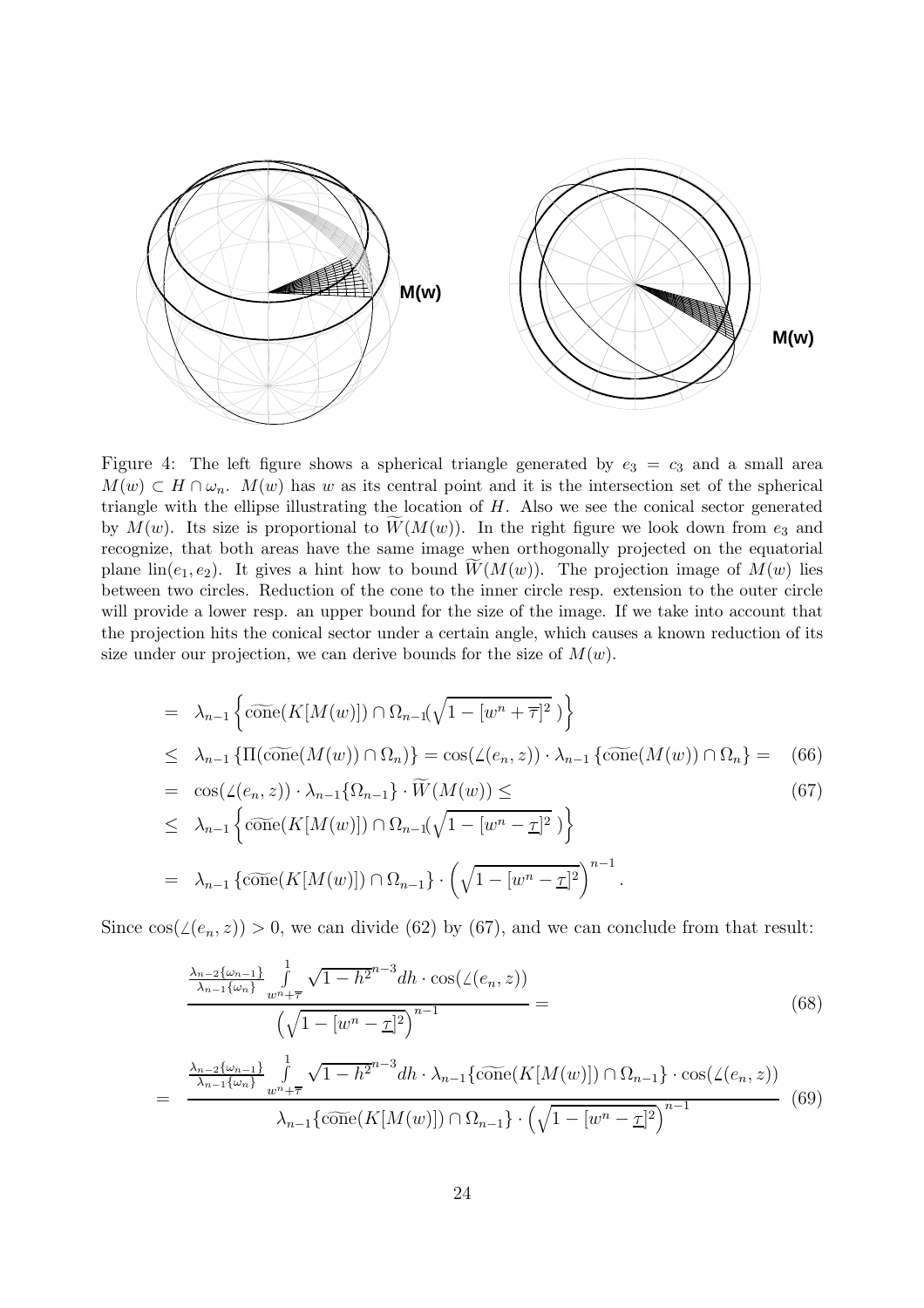Figure 4: The left figure shows a spherical triangle generated by $e_3 = c_3$ and a small area $M(w) \subset H \cap \omega_n$. $M(w)$ has $w$ as its central point and it is the intersection set of the spherical triangle with the ellipse illustrating the location of $H$. Also we see the conical sector generated by $M(w)$. Its size is proportional to $\widetilde{W}(M(w))$. In the right figure we look down from $e_3$ and recognize, that both areas have the same image when orthogonally projected on the equatorial plane $\text{lin}(e_1, e_2)$. It gives a hint how to bound $\widetilde{W}(M(w))$. The projection image of $M(w)$ lies between two circles. Reduction of the cone to the inner circle resp. extension to the outer circle will provide a lower resp. an upper bound for the size of the image. If we take into account that the projection hits the conical sector under a certain angle, which causes a known reduction of its size under our projection, we can derive bounds for the size of $M(w)$.

$$
\begin{aligned}
&= \lambda_{n-1}\left\{\widetilde{\text{cone}}(K[M(w)]) \cap \Omega_{n-1}(\sqrt{1-[w^n+\overline{\tau}]^2}\,)\right\} \\
&\le \lambda_{n-1}\left\{\Pi(\widetilde{\text{cone}}(M(w)) \cap \Omega_n)\right\} = \cos(\angle(e_n, z)) \cdot \lambda_{n-1}\left\{\widetilde{\text{cone}}(M(w)) \cap \Omega_n\right\} = \qquad (66) \\
&= \cos(\angle(e_n, z)) \cdot \lambda_{n-1}\{\Omega_{n-1}\} \cdot \widetilde{W}(M(w)) \le \qquad (67) \\
&\le \lambda_{n-1}\left\{\widetilde{\text{cone}}(K[M(w)]) \cap \Omega_{n-1}(\sqrt{1-[w^n-\underline{\tau}]^2}\,)\right\} \\
&= \lambda_{n-1}\left\{\widetilde{\text{cone}}(K[M(w)]) \cap \Omega_{n-1}\right\} \cdot \left(\sqrt{1-[w^n-\underline{\tau}]^2}\right)^{n-1}.
\end{aligned}
$$

Since $\cos(\angle(e_n, z)) > 0$, we can divide (62) by (67), and we can conclude from that result:

$$
\frac{\frac{\lambda_{n-2}\{\omega_{n-1}\}}{\lambda_{n-1}\{\omega_n\}} \int\limits_{w^n+\overline{\tau}}^{1} \sqrt{1-h^2}^{\,n-3} dh \cdot \cos(\angle(e_n, z))}{\left(\sqrt{1-[w^n-\underline{\tau}]^2}\right)^{n-1}} = \qquad (68)
$$

$$
= \frac{\frac{\lambda_{n-2}\{\omega_{n-1}\}}{\lambda_{n-1}\{\omega_n\}} \int\limits_{w^n+\overline{\tau}}^{1} \sqrt{1-h^2}^{\,n-3} dh \cdot \lambda_{n-1}\{\widetilde{\text{cone}}(K[M(w)]) \cap \Omega_{n-1}\} \cdot \cos(\angle(e_n, z))}{\lambda_{n-1}\{\widetilde{\text{cone}}(K[M(w)]) \cap \Omega_{n-1}\} \cdot \left(\sqrt{1-[w^n-\underline{\tau}]^2}\right)^{n-1}} \qquad (69)
$$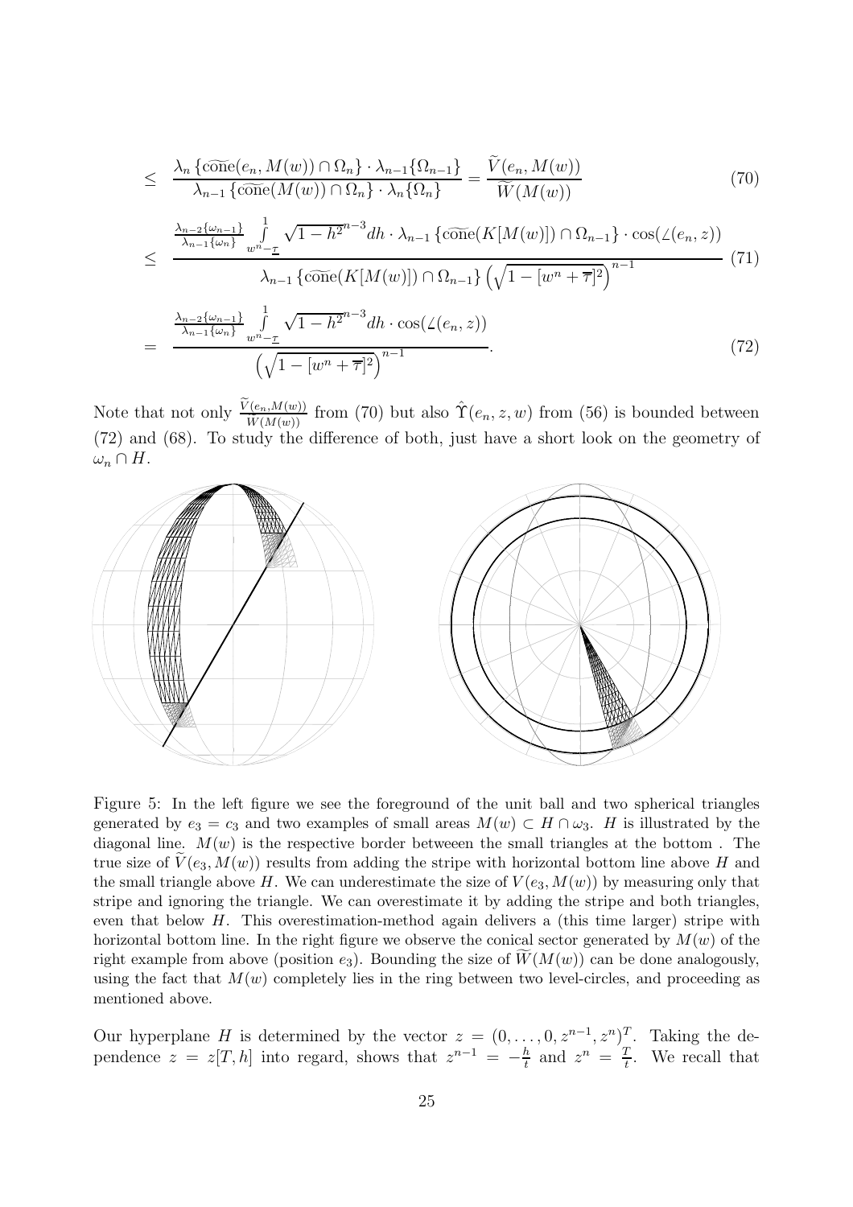$$\leq \quad \frac{\lambda_n\left\{\widetilde{\operatorname{cone}}(e_n, M(w)) \cap \Omega_n\right\} \cdot \lambda_{n-1}\{\Omega_{n-1}\}}{\lambda_{n-1}\left\{\widetilde{\operatorname{cone}}(M(w)) \cap \Omega_n\right\} \cdot \lambda_n\{\Omega_n\}} = \frac{\widetilde{V}(e_n, M(w))}{\widetilde{W}(M(w))} \tag{70}$$

$$\leq \quad \frac{\frac{\lambda_{n-2}\{\omega_{n-1}\}}{\lambda_{n-1}\{\omega_n\}} \int\limits_{w^n - \underline{\tau}}^{1} \sqrt{1-h^2}^{\,n-3} dh \cdot \lambda_{n-1}\left\{\widetilde{\operatorname{cone}}(K[M(w)]) \cap \Omega_{n-1}\right\} \cdot \cos(\angle(e_n, z))}{\lambda_{n-1}\left\{\widetilde{\operatorname{cone}}(K[M(w)]) \cap \Omega_{n-1}\right\} \left(\sqrt{1-[w^n+\overline{\tau}]^2}\right)^{n-1}} \tag{71}$$

$$= \quad \frac{\frac{\lambda_{n-2}\{\omega_{n-1}\}}{\lambda_{n-1}\{\omega_n\}} \int\limits_{w^n - \underline{\tau}}^{1} \sqrt{1-h^2}^{\,n-3} dh \cdot \cos(\angle(e_n, z))}{\left(\sqrt{1-[w^n+\overline{\tau}]^2}\right)^{n-1}}. \tag{72}$$

Note that not only $\frac{\widetilde{V}(e_n, M(w))}{\widetilde{W}(M(w))}$ from (70) but also $\hat{\Upsilon}(e_n, z, w)$ from (56) is bounded between (72) and (68). To study the difference of both, just have a short look on the geometry of $\omega_n \cap H$.

Figure 5: In the left figure we see the foreground of the unit ball and two spherical triangles generated by $e_3 = c_3$ and two examples of small areas $M(w) \subset H \cap \omega_3$. $H$ is illustrated by the diagonal line. $M(w)$ is the respective border betweeen the small triangles at the bottom . The true size of $\widetilde{V}(e_3, M(w))$ results from adding the stripe with horizontal bottom line above $H$ and the small triangle above $H$. We can underestimate the size of $V(e_3, M(w))$ by measuring only that stripe and ignoring the triangle. We can overestimate it by adding the stripe and both triangles, even that below $H$. This overestimation-method again delivers a (this time larger) stripe with horizontal bottom line. In the right figure we observe the conical sector generated by $M(w)$ of the right example from above (position $e_3$). Bounding the size of $\widetilde{W}(M(w))$ can be done analogously, using the fact that $M(w)$ completely lies in the ring between two level-circles, and proceeding as mentioned above.

Our hyperplane $H$ is determined by the vector $z = (0, \ldots, 0, z^{n-1}, z^n)^T$. Taking the dependence $z = z[T, h]$ into regard, shows that $z^{n-1} = -\frac{h}{t}$ and $z^n = \frac{T}{t}$. We recall that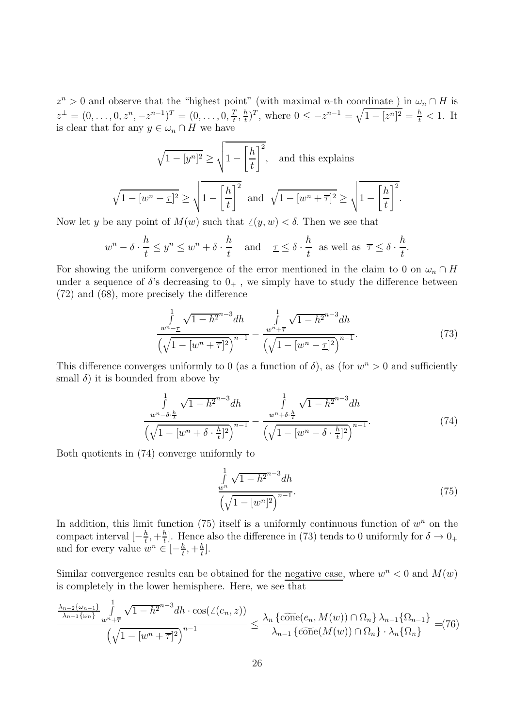$z^n > 0$ and observe that the "highest point" (with maximal $n$-th coordinate ) in $\omega_n \cap H$ is $z^\perp = (0,\dots,0,z^n,-z^{n-1})^T = (0,\dots,0,\frac{T}{t},\frac{h}{t})^T$, where $0 \le -z^{n-1} = \sqrt{1-[z^n]^2} = \frac{h}{t} < 1$. It is clear that for any $y \in \omega_n \cap H$ we have

$$\sqrt{1-[y^n]^2} \ge \sqrt{1-\left[\frac{h}{t}\right]^2}, \quad \text{and this explains}$$

$$\sqrt{1-[w^n-\underline{\tau}]^2} \ge \sqrt{1-\left[\frac{h}{t}\right]^2} \text{ and } \sqrt{1-[w^n+\overline{\tau}]^2} \ge \sqrt{1-\left[\frac{h}{t}\right]^2}.$$

Now let $y$ be any point of $M(w)$ such that $\angle(y,w) < \delta$. Then we see that

$$w^n - \delta\cdot\frac{h}{t} \le y^n \le w^n + \delta\cdot\frac{h}{t} \quad \text{and} \quad \underline{\tau} \le \delta\cdot\frac{h}{t} \text{ as well as } \overline{\tau} \le \delta\cdot\frac{h}{t}.$$

For showing the uniform convergence of the error mentioned in the claim to 0 on $\omega_n \cap H$ under a sequence of $\delta$'s decreasing to $0_+$ , we simply have to study the difference between (72) and (68), more precisely the difference

$$\frac{\int\limits_{w^n-\underline{\tau}}^{1}\sqrt{1-h^2}^{n-3}dh}{\left(\sqrt{1-[w^n+\overline{\tau}]^2}\right)^{n-1}} - \frac{\int\limits_{w^n+\overline{\tau}}^{1}\sqrt{1-h^2}^{n-3}dh}{\left(\sqrt{1-[w^n-\underline{\tau}]^2}\right)^{n-1}}. \tag{73}$$

This difference converges uniformly to 0 (as a function of $\delta$), as (for $w^n > 0$ and sufficiently small $\delta$) it is bounded from above by

$$\frac{\int\limits_{w^n-\delta\cdot\frac{h}{t}}^{1}\sqrt{1-h^2}^{n-3}dh}{\left(\sqrt{1-[w^n+\delta\cdot\frac{h}{t}]^2}\right)^{n-1}} - \frac{\int\limits_{w^n+\delta\cdot\frac{h}{t}}^{1}\sqrt{1-h^2}^{n-3}dh}{\left(\sqrt{1-[w^n-\delta\cdot\frac{h}{t}]^2}\right)^{n-1}}. \tag{74}$$

Both quotients in (74) converge uniformly to

$$\frac{\int\limits_{w^n}^{1}\sqrt{1-h^2}^{n-3}dh}{\left(\sqrt{1-[w^n]^2}\right)^{n-1}}. \tag{75}$$

In addition, this limit function (75) itself is a uniformly continuous function of $w^n$ on the compact interval $[-\frac{h}{t},+\frac{h}{t}]$. Hence also the difference in (73) tends to 0 uniformly for $\delta \to 0_+$ and for every value $w^n \in [-\frac{h}{t},+\frac{h}{t}]$.

Similar convergence results can be obtained for the negative case, where $w^n < 0$ and $M(w)$ is completely in the lower hemisphere. Here, we see that

$$\frac{\frac{\lambda_{n-2}\{\omega_{n-1}\}}{\lambda_{n-1}\{\omega_n\}}\int\limits_{w^n+\overline{\tau}}^{1}\sqrt{1-h^2}^{n-3}dh\cdot\cos(\angle(e_n,z))}{\left(\sqrt{1-[w^n+\overline{\tau}]^2}\right)^{n-1}} \le \frac{\lambda_n\left\{\widetilde{\text{cone}}(e_n,M(w))\cap\Omega_n\right\}\lambda_{n-1}\{\Omega_{n-1}\}}{\lambda_{n-1}\left\{\widetilde{\text{cone}}(M(w))\cap\Omega_n\right\}\cdot\lambda_n\{\Omega_n\}} = \tag{76}$$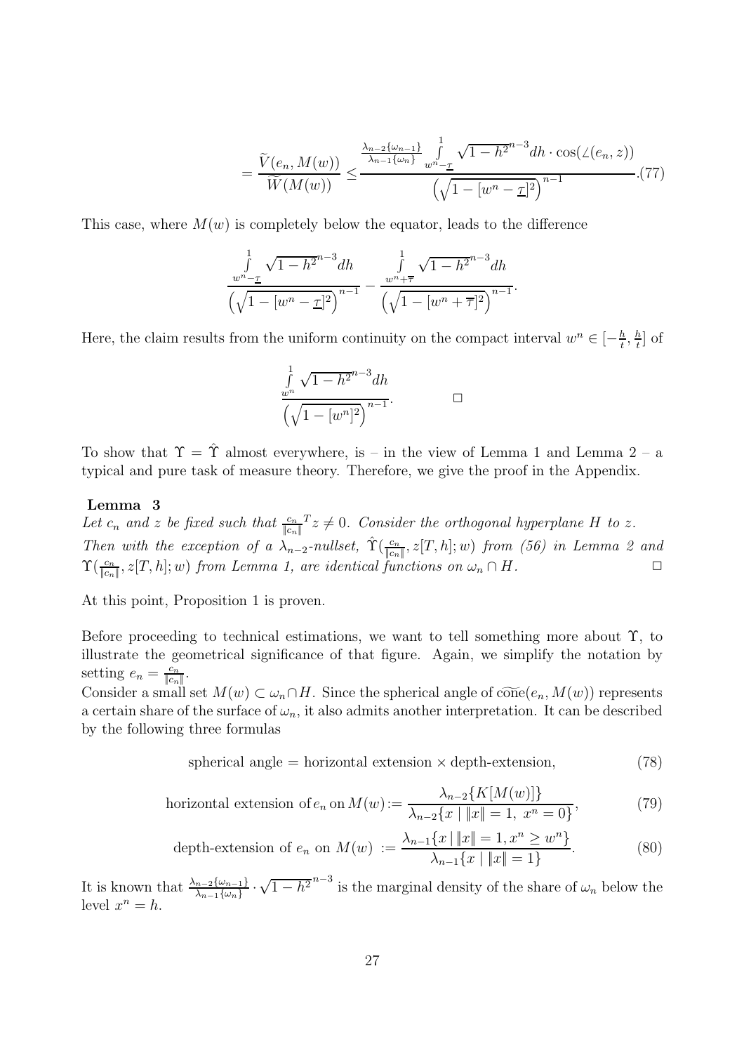$$= \frac{\widetilde{V}(e_n, M(w))}{\widetilde{W}(M(w))} \leq \frac{\frac{\lambda_{n-2}\{\omega_{n-1}\}}{\lambda_{n-1}\{\omega_n\}} \int\limits_{w^n - \underline{\tau}}^{1} \sqrt{1-h^2}^{n-3} dh \cdot \cos(\angle(e_n, z))}{\left(\sqrt{1 - [w^n - \underline{\tau}]^2}\right)^{n-1}} . \tag{77}$$

This case, where $M(w)$ is completely below the equator, leads to the difference

$$\frac{\int\limits_{w^n - \underline{\tau}}^{1} \sqrt{1-h^2}^{n-3} dh}{\left(\sqrt{1 - [w^n - \underline{\tau}]^2}\right)^{n-1}} - \frac{\int\limits_{w^n + \overline{\tau}}^{1} \sqrt{1-h^2}^{n-3} dh}{\left(\sqrt{1 - [w^n + \overline{\tau}]^2}\right)^{n-1}} .$$

Here, the claim results from the uniform continuity on the compact interval $w^n \in [-\frac{h}{t}, \frac{h}{t}]$ of

$$\frac{\int\limits_{w^n}^{1} \sqrt{1-h^2}^{n-3} dh}{\left(\sqrt{1 - [w^n]^2}\right)^{n-1}} . \qquad \square$$

To show that $\Upsilon = \hat{\Upsilon}$ almost everywhere, is – in the view of Lemma 1 and Lemma 2 – a typical and pure task of measure theory. Therefore, we give the proof in the Appendix.

**Lemma 3**
*Let $c_n$ and $z$ be fixed such that $\frac{c_n}{\|c_n\|}^T z \neq 0$. Consider the orthogonal hyperplane $H$ to $z$. Then with the exception of a $\lambda_{n-2}$-nullset, $\hat{\Upsilon}(\frac{c_n}{\|c_n\|}, z[T, h]; w)$ from (56) in Lemma 2 and $\Upsilon(\frac{c_n}{\|c_n\|}, z[T, h]; w)$ from Lemma 1, are identical functions on $\omega_n \cap H$.* $\square$

At this point, Proposition 1 is proven.

Before proceeding to technical estimations, we want to tell something more about $\Upsilon$, to illustrate the geometrical significance of that figure. Again, we simplify the notation by setting $e_n = \frac{c_n}{\|c_n\|}$.
Consider a small set $M(w) \subset \omega_n \cap H$. Since the spherical angle of $\widetilde{\text{cone}}(e_n, M(w))$ represents a certain share of the surface of $\omega_n$, it also admits another interpretation. It can be described by the following three formulas

$$\text{spherical angle} = \text{horizontal extension} \times \text{depth-extension}, \tag{78}$$

$$\text{horizontal extension of}\, e_n \,\text{on}\, M(w) := \frac{\lambda_{n-2}\{K[M(w)]\}}{\lambda_{n-2}\{x \mid \|x\| = 1,\ x^n = 0\}}, \tag{79}$$

$$\text{depth-extension of } e_n \text{ on } M(w) \ := \frac{\lambda_{n-1}\{x \mid \|x\| = 1, x^n \geq w^n\}}{\lambda_{n-1}\{x \mid \|x\| = 1\}} . \tag{80}$$

It is known that $\frac{\lambda_{n-2}\{\omega_{n-1}\}}{\lambda_{n-1}\{\omega_n\}} \cdot \sqrt{1-h^2}^{n-3}$ is the marginal density of the share of $\omega_n$ below the level $x^n = h$.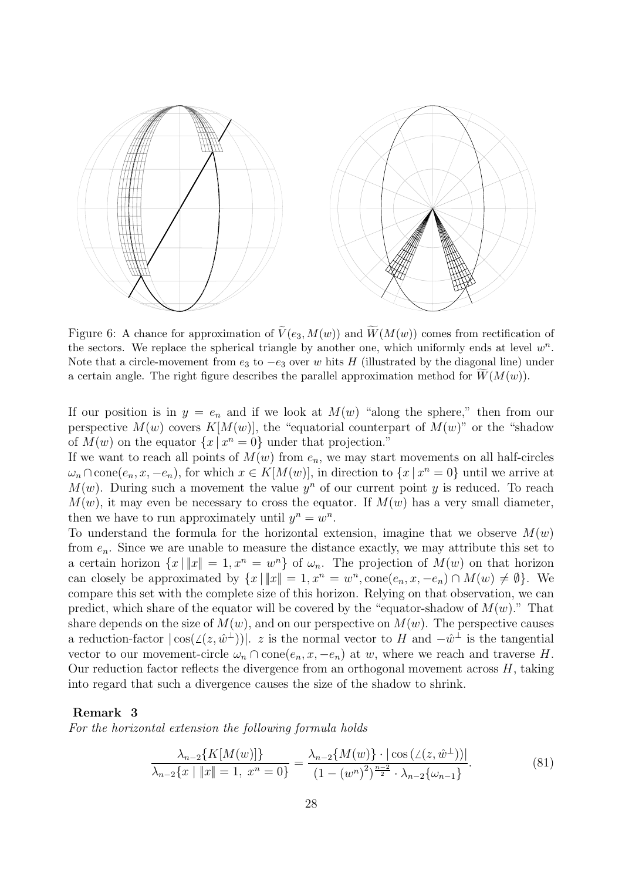Figure 6: A chance for approximation of $\widetilde{V}(e_3, M(w))$ and $\widetilde{W}(M(w))$ comes from rectification of the sectors. We replace the spherical triangle by another one, which uniformly ends at level $w^n$. Note that a circle-movement from $e_3$ to $-e_3$ over $w$ hits $H$ (illustrated by the diagonal line) under a certain angle. The right figure describes the parallel approximation method for $\widetilde{W}(M(w))$.

If our position is in $y = e_n$ and if we look at $M(w)$ "along the sphere," then from our perspective $M(w)$ covers $K[M(w)]$, the "equatorial counterpart of $M(w)$" or the "shadow of $M(w)$ on the equator $\{x \,|\, x^n = 0\}$ under that projection."
If we want to reach all points of $M(w)$ from $e_n$, we may start movements on all half-circles $\omega_n \cap \text{cone}(e_n, x, -e_n)$, for which $x \in K[M(w)]$, in direction to $\{x \,|\, x^n = 0\}$ until we arrive at $M(w)$. During such a movement the value $y^n$ of our current point $y$ is reduced. To reach $M(w)$, it may even be necessary to cross the equator. If $M(w)$ has a very small diameter, then we have to run approximately until $y^n = w^n$.
To understand the formula for the horizontal extension, imagine that we observe $M(w)$ from $e_n$. Since we are unable to measure the distance exactly, we may attribute this set to a certain horizon $\{x \,|\, \|x\| = 1, x^n = w^n\}$ of $\omega_n$. The projection of $M(w)$ on that horizon can closely be approximated by $\{x \,|\, \|x\| = 1, x^n = w^n, \text{cone}(e_n, x, -e_n) \cap M(w) \neq \emptyset\}$. We compare this set with the complete size of this horizon. Relying on that observation, we can predict, which share of the equator will be covered by the "equator-shadow of $M(w)$." That share depends on the size of $M(w)$, and on our perspective on $M(w)$. The perspective causes a reduction-factor $|\cos(\angle(z, \hat{w}^\perp))|$. $z$ is the normal vector to $H$ and $-\hat{w}^\perp$ is the tangential vector to our movement-circle $\omega_n \cap \text{cone}(e_n, x, -e_n)$ at $w$, where we reach and traverse $H$. Our reduction factor reflects the divergence from an orthogonal movement across $H$, taking into regard that such a divergence causes the size of the shadow to shrink.

**Remark 3**
*For the horizontal extension the following formula holds*

$$\frac{\lambda_{n-2}\{K[M(w)]\}}{\lambda_{n-2}\{x \mid \|x\| = 1,\ x^n = 0\}} = \frac{\lambda_{n-2}\{M(w)\} \cdot |\cos(\angle(z, \hat{w}^\perp))|}{(1 - (w^n)^2)^{\frac{n-2}{2}} \cdot \lambda_{n-2}\{\omega_{n-1}\}}. \tag{81}$$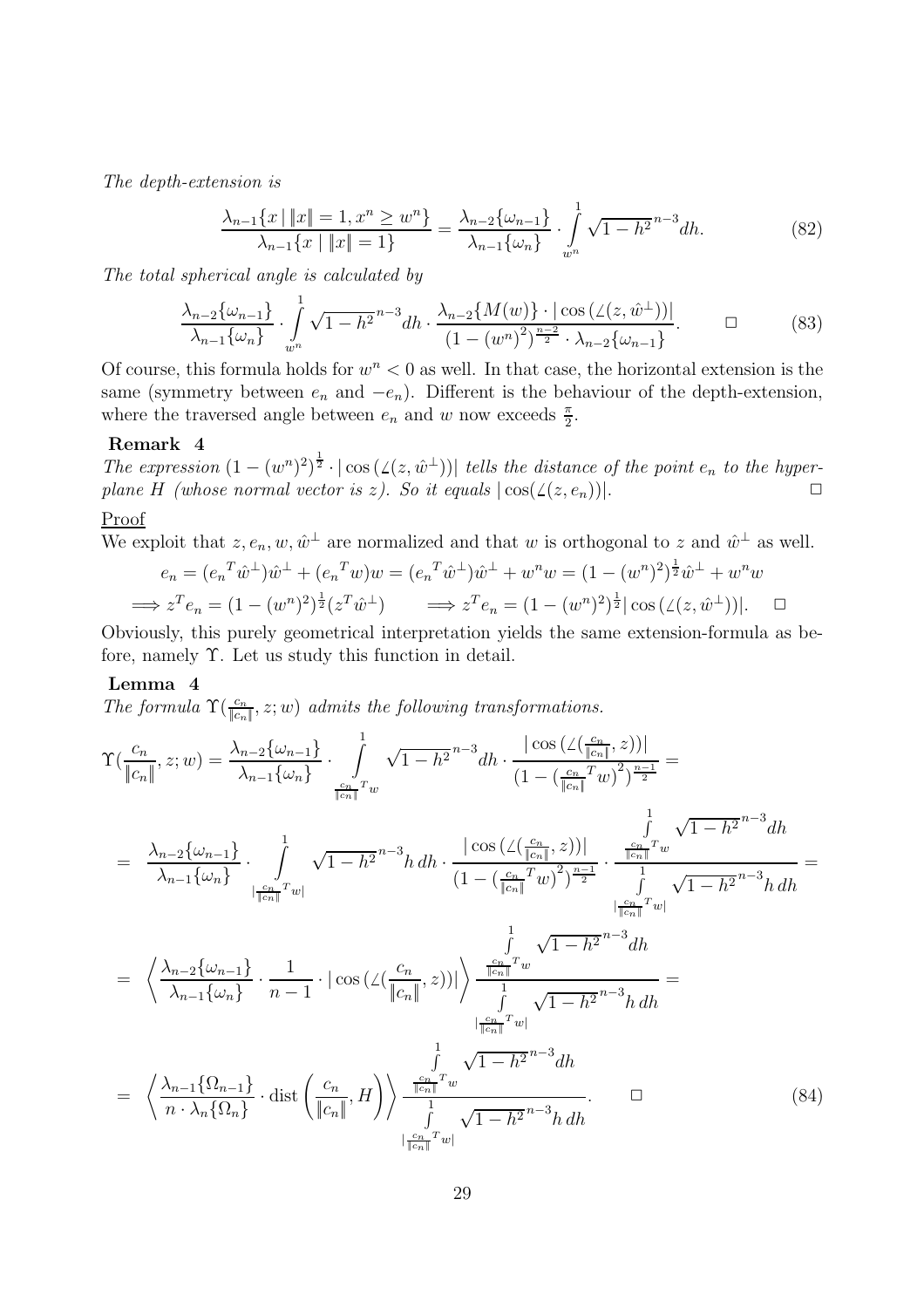*The depth-extension is*

$$\frac{\lambda_{n-1}\{x \mid \|x\| = 1, x^n \geq w^n\}}{\lambda_{n-1}\{x \mid \|x\| = 1\}} = \frac{\lambda_{n-2}\{\omega_{n-1}\}}{\lambda_{n-1}\{\omega_n\}} \cdot \int_{w^n}^{1} \sqrt{1-h^2}^{\,n-3} dh. \tag{82}$$

*The total spherical angle is calculated by*

$$\frac{\lambda_{n-2}\{\omega_{n-1}\}}{\lambda_{n-1}\{\omega_n\}} \cdot \int_{w^n}^{1} \sqrt{1-h^2}^{\,n-3} dh \cdot \frac{\lambda_{n-2}\{M(w)\} \cdot |\cos(\angle(z, \hat{w}^\perp))|}{(1-(w^n)^2)^{\frac{n-2}{2}} \cdot \lambda_{n-2}\{\omega_{n-1}\}}. \qquad \square \tag{83}$$

Of course, this formula holds for $w^n < 0$ as well. In that case, the horizontal extension is the same (symmetry between $e_n$ and $-e_n$). Different is the behaviour of the depth-extension, where the traversed angle between $e_n$ and $w$ now exceeds $\frac{\pi}{2}$.

**Remark 4**
*The expression $(1-(w^n)^2)^{\frac{1}{2}} \cdot |\cos(\angle(z, \hat{w}^\perp))|$ tells the distance of the point $e_n$ to the hyperplane $H$ (whose normal vector is $z$). So it equals $|\cos(\angle(z, e_n))|$.* $\square$

Proof
We exploit that $z, e_n, w, \hat{w}^\perp$ are normalized and that $w$ is orthogonal to $z$ and $\hat{w}^\perp$ as well.

$$e_n = ({e_n}^T \hat{w}^\perp)\hat{w}^\perp + ({e_n}^T w)w = ({e_n}^T \hat{w}^\perp)\hat{w}^\perp + w^n w = (1-(w^n)^2)^{\frac{1}{2}} \hat{w}^\perp + w^n w$$

$$\Longrightarrow z^T e_n = (1-(w^n)^2)^{\frac{1}{2}} (z^T \hat{w}^\perp) \qquad \Longrightarrow z^T e_n = (1-(w^n)^2)^{\frac{1}{2}} |\cos(\angle(z, \hat{w}^\perp))|. \quad \square$$

Obviously, this purely geometrical interpretation yields the same extension-formula as before, namely $\Upsilon$. Let us study this function in detail.

**Lemma 4**
*The formula $\Upsilon(\frac{c_n}{\|c_n\|}, z; w)$ admits the following transformations.*

$$\begin{aligned}
\Upsilon(\frac{c_n}{\|c_n\|}, z; w) &= \frac{\lambda_{n-2}\{\omega_{n-1}\}}{\lambda_{n-1}\{\omega_n\}} \cdot \int_{\frac{c_n}{\|c_n\|}^T w}^{1} \sqrt{1-h^2}^{\,n-3} dh \cdot \frac{|\cos(\angle(\frac{c_n}{\|c_n\|}, z))|}{(1-(\frac{c_n}{\|c_n\|}^T w)^2)^{\frac{n-1}{2}}} = \\
&= \frac{\lambda_{n-2}\{\omega_{n-1}\}}{\lambda_{n-1}\{\omega_n\}} \cdot \int_{|\frac{c_n}{\|c_n\|}^T w|}^{1} \sqrt{1-h^2}^{\,n-3} h \, dh \cdot \frac{|\cos(\angle(\frac{c_n}{\|c_n\|}, z))|}{(1-(\frac{c_n}{\|c_n\|}^T w)^2)^{\frac{n-1}{2}}} \cdot \frac{\int_{\frac{c_n}{\|c_n\|}^T w}^{1} \sqrt{1-h^2}^{\,n-3} dh}{\int_{|\frac{c_n}{\|c_n\|}^T w|}^{1} \sqrt{1-h^2}^{\,n-3} h \, dh} = \\
&= \left\langle \frac{\lambda_{n-2}\{\omega_{n-1}\}}{\lambda_{n-1}\{\omega_n\}} \cdot \frac{1}{n-1} \cdot |\cos(\angle(\frac{c_n}{\|c_n\|}, z))| \right\rangle \frac{\int_{\frac{c_n}{\|c_n\|}^T w}^{1} \sqrt{1-h^2}^{\,n-3} dh}{\int_{|\frac{c_n}{\|c_n\|}^T w|}^{1} \sqrt{1-h^2}^{\,n-3} h \, dh} = \\
&= \left\langle \frac{\lambda_{n-1}\{\Omega_{n-1}\}}{n \cdot \lambda_n\{\Omega_n\}} \cdot \mathrm{dist}\left(\frac{c_n}{\|c_n\|}, H\right) \right\rangle \frac{\int_{\frac{c_n}{\|c_n\|}^T w}^{1} \sqrt{1-h^2}^{\,n-3} dh}{\int_{|\frac{c_n}{\|c_n\|}^T w|}^{1} \sqrt{1-h^2}^{\,n-3} h \, dh}. \qquad \square
\end{aligned} \tag{84}$$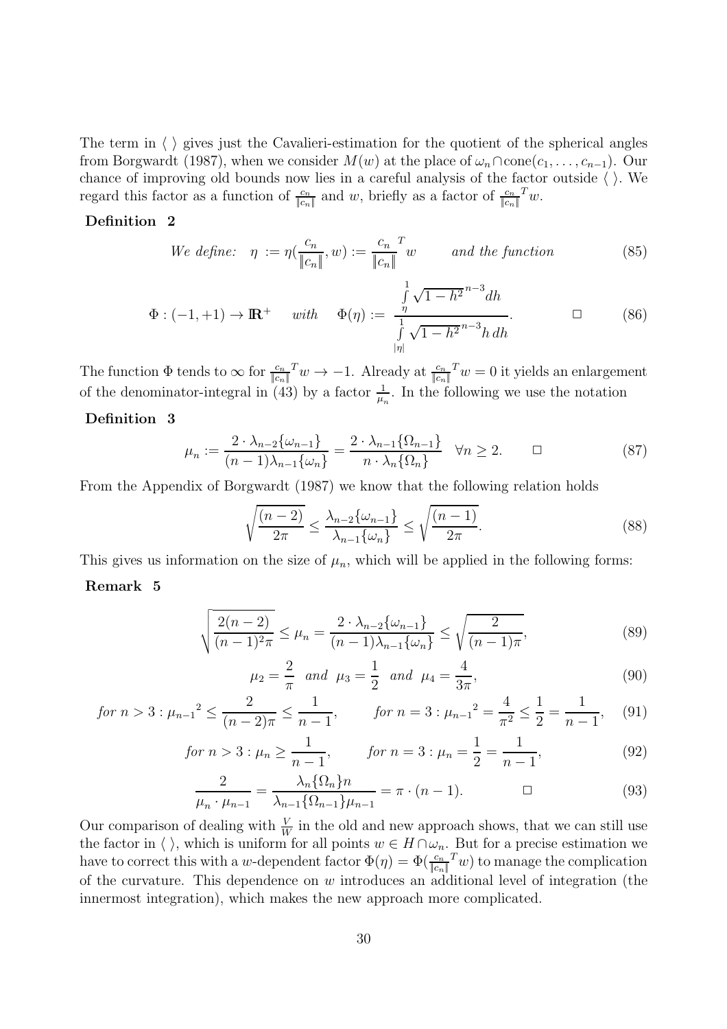The term in $\langle\ \rangle$ gives just the Cavalieri-estimation for the quotient of the spherical angles from Borgwardt (1987), when we consider $M(w)$ at the place of $\omega_n \cap \text{cone}(c_1, \ldots, c_{n-1})$. Our chance of improving old bounds now lies in a careful analysis of the factor outside $\langle\ \rangle$. We regard this factor as a function of $\frac{c_n}{\|c_n\|}$ and $w$, briefly as a factor of $\frac{c_n}{\|c_n\|}^T w$.

**Definition 2**

$$\textit{We define:} \quad \eta := \eta\left(\frac{c_n}{\|c_n\|}, w\right) := \frac{c_n}{\|c_n\|}^T w \qquad \textit{and the function} \tag{85}$$

$$\Phi : (-1, +1) \to \mathbb{R}^+ \quad \textit{with} \quad \Phi(\eta) := \frac{\int\limits_{\eta}^{1} \sqrt{1-h^2}^{\,n-3} dh}{\int\limits_{|\eta|}^{1} \sqrt{1-h^2}^{\,n-3} h \, dh}. \qquad \square \tag{86}$$

The function $\Phi$ tends to $\infty$ for $\frac{c_n}{\|c_n\|}^T w \to -1$. Already at $\frac{c_n}{\|c_n\|}^T w = 0$ it yields an enlargement of the denominator-integral in (43) by a factor $\frac{1}{\mu_n}$. In the following we use the notation

**Definition 3**

$$\mu_n := \frac{2 \cdot \lambda_{n-2}\{\omega_{n-1}\}}{(n-1)\lambda_{n-1}\{\omega_n\}} = \frac{2 \cdot \lambda_{n-1}\{\Omega_{n-1}\}}{n \cdot \lambda_n\{\Omega_n\}} \quad \forall n \geq 2. \qquad \square \tag{87}$$

From the Appendix of Borgwardt (1987) we know that the following relation holds

$$\sqrt{\frac{(n-2)}{2\pi}} \leq \frac{\lambda_{n-2}\{\omega_{n-1}\}}{\lambda_{n-1}\{\omega_n\}} \leq \sqrt{\frac{(n-1)}{2\pi}}. \tag{88}$$

This gives us information on the size of $\mu_n$, which will be applied in the following forms:

**Remark 5**

$$\sqrt{\frac{2(n-2)}{(n-1)^2\pi}} \leq \mu_n = \frac{2 \cdot \lambda_{n-2}\{\omega_{n-1}\}}{(n-1)\lambda_{n-1}\{\omega_n\}} \leq \sqrt{\frac{2}{(n-1)\pi}}, \tag{89}$$

$$\mu_2 = \frac{2}{\pi} \quad \textit{and} \quad \mu_3 = \frac{1}{2} \quad \textit{and} \quad \mu_4 = \frac{4}{3\pi}, \tag{90}$$

$$\textit{for } n > 3 : {\mu_{n-1}}^2 \leq \frac{2}{(n-2)\pi} \leq \frac{1}{n-1}, \qquad \textit{for } n = 3 : {\mu_{n-1}}^2 = \frac{4}{\pi^2} \leq \frac{1}{2} = \frac{1}{n-1}, \tag{91}$$

$$\textit{for } n > 3 : \mu_n \geq \frac{1}{n-1}, \qquad \textit{for } n = 3 : \mu_n = \frac{1}{2} = \frac{1}{n-1}, \tag{92}$$

$$\frac{2}{\mu_n \cdot \mu_{n-1}} = \frac{\lambda_n\{\Omega_n\} n}{\lambda_{n-1}\{\Omega_{n-1}\}\mu_{n-1}} = \pi \cdot (n-1). \qquad \square \tag{93}$$

Our comparison of dealing with $\frac{V}{W}$ in the old and new approach shows, that we can still use the factor in $\langle\ \rangle$, which is uniform for all points $w \in H \cap \omega_n$. But for a precise estimation we have to correct this with a $w$-dependent factor $\Phi(\eta) = \Phi(\frac{c_n}{\|c_n\|}^T w)$ to manage the complication of the curvature. This dependence on $w$ introduces an additional level of integration (the innermost integration), which makes the new approach more complicated.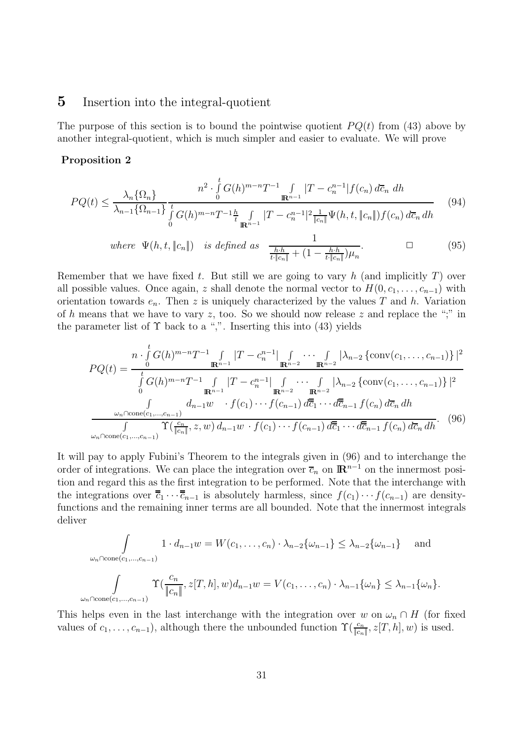## 5 Insertion into the integral-quotient

The purpose of this section is to bound the pointwise quotient $PQ(t)$ from (43) above by another integral-quotient, which is much simpler and easier to evaluate. We will prove

**Proposition 2**

$$PQ(t) \leq \frac{\lambda_n\{\Omega_n\}}{\lambda_{n-1}\{\Omega_{n-1}\}} \frac{n^2 \cdot \int\limits_0^t G(h)^{m-n} T^{-1} \int\limits_{\mathbb{R}^{n-1}} |T - c_n^{n-1}| f(c_n)\, d\overline{c}_n \; dh}{\int\limits_0^t G(h)^{m-n} T^{-1} \frac{h}{t} \int\limits_{\mathbb{R}^{n-1}} |T - c_n^{n-1}|^2 \frac{1}{\|c_n\|} \Psi(h,t,\|c_n\|) f(c_n)\, d\overline{c}_n\, dh} \tag{94}$$

$$\textit{where} \quad \Psi(h,t,\|c_n\|) \quad \textit{is defined as} \quad \frac{1}{\frac{h \cdot h}{t \cdot \|c_n\|} + (1 - \frac{h \cdot h}{t \cdot \|c_n\|})\mu_n}. \qquad \Box \tag{95}$$

Remember that we have fixed $t$. But still we are going to vary $h$ (and implicitly $T$) over all possible values. Once again, $z$ shall denote the normal vector to $H(0, c_1, \ldots, c_{n-1})$ with orientation towards $e_n$. Then $z$ is uniquely characterized by the values $T$ and $h$. Variation of $h$ means that we have to vary $z$, too. So we should now release $z$ and replace the ";" in the parameter list of $\Upsilon$ back to a ",". Inserting this into (43) yields

$$PQ(t) = \frac{n \cdot \int\limits_0^t G(h)^{m-n} T^{-1} \int\limits_{\mathbb{R}^{n-1}} |T - c_n^{n-1}| \int\limits_{\mathbb{R}^{n-2}} \cdots \int\limits_{\mathbb{R}^{n-2}} |\lambda_{n-2}\{\text{conv}(c_1, \ldots, c_{n-1})\}|^2}{\int\limits_0^t G(h)^{m-n} T^{-1} \int\limits_{\mathbb{R}^{n-1}} |T - c_n^{n-1}| \int\limits_{\mathbb{R}^{n-2}} \cdots \int\limits_{\mathbb{R}^{n-2}} |\lambda_{n-2}\{\text{conv}(c_1, \ldots, c_{n-1})\}|^2}$$

$$\frac{\int\limits_{\omega_n \cap \text{cone}(c_1,\ldots,c_{n-1})} d_{n-1}w \quad \cdot f(c_1)\cdots f(c_{n-1})\, d\overline{\overline{c}}_1 \cdots d\overline{\overline{c}}_{n-1}\, f(c_n)\, d\overline{c}_n\, dh}{\int\limits_{\omega_n \cap \text{cone}(c_1,\ldots,c_{n-1})} \Upsilon(\frac{c_n}{\|c_n\|}, z, w)\, d_{n-1}w \ \cdot f(c_1)\cdots f(c_{n-1})\, d\overline{\overline{c}}_1 \cdots d\overline{\overline{c}}_{n-1}\, f(c_n)\, d\overline{c}_n\, dh}. \tag{96}$$

It will pay to apply Fubini's Theorem to the integrals given in (96) and to interchange the order of integrations. We can place the integration over $\overline{c}_n$ on $\mathbb{R}^{n-1}$ on the innermost position and regard this as the first integration to be performed. Note that the interchange with the integrations over $\overline{\overline{c}}_1 \cdots \overline{\overline{c}}_{n-1}$ is absolutely harmless, since $f(c_1)\cdots f(c_{n-1})$ are density-functions and the remaining inner terms are all bounded. Note that the innermost integrals deliver

$$\int\limits_{\omega_n \cap \text{cone}(c_1,\ldots,c_{n-1})} 1 \cdot d_{n-1}w = W(c_1, \ldots, c_n) \cdot \lambda_{n-2}\{\omega_{n-1}\} \leq \lambda_{n-2}\{\omega_{n-1}\} \quad \text{ and}$$

$$\int\limits_{\omega_n \cap \text{cone}(c_1,\ldots,c_{n-1})} \Upsilon(\frac{c_n}{\|c_n\|}, z[T,h], w) d_{n-1}w = V(c_1, \ldots, c_n) \cdot \lambda_{n-1}\{\omega_n\} \leq \lambda_{n-1}\{\omega_n\}.$$

This helps even in the last interchange with the integration over $w$ on $\omega_n \cap H$ (for fixed values of $c_1, \ldots, c_{n-1}$), although there the unbounded function $\Upsilon(\frac{c_n}{\|c_n\|}, z[T,h], w)$ is used.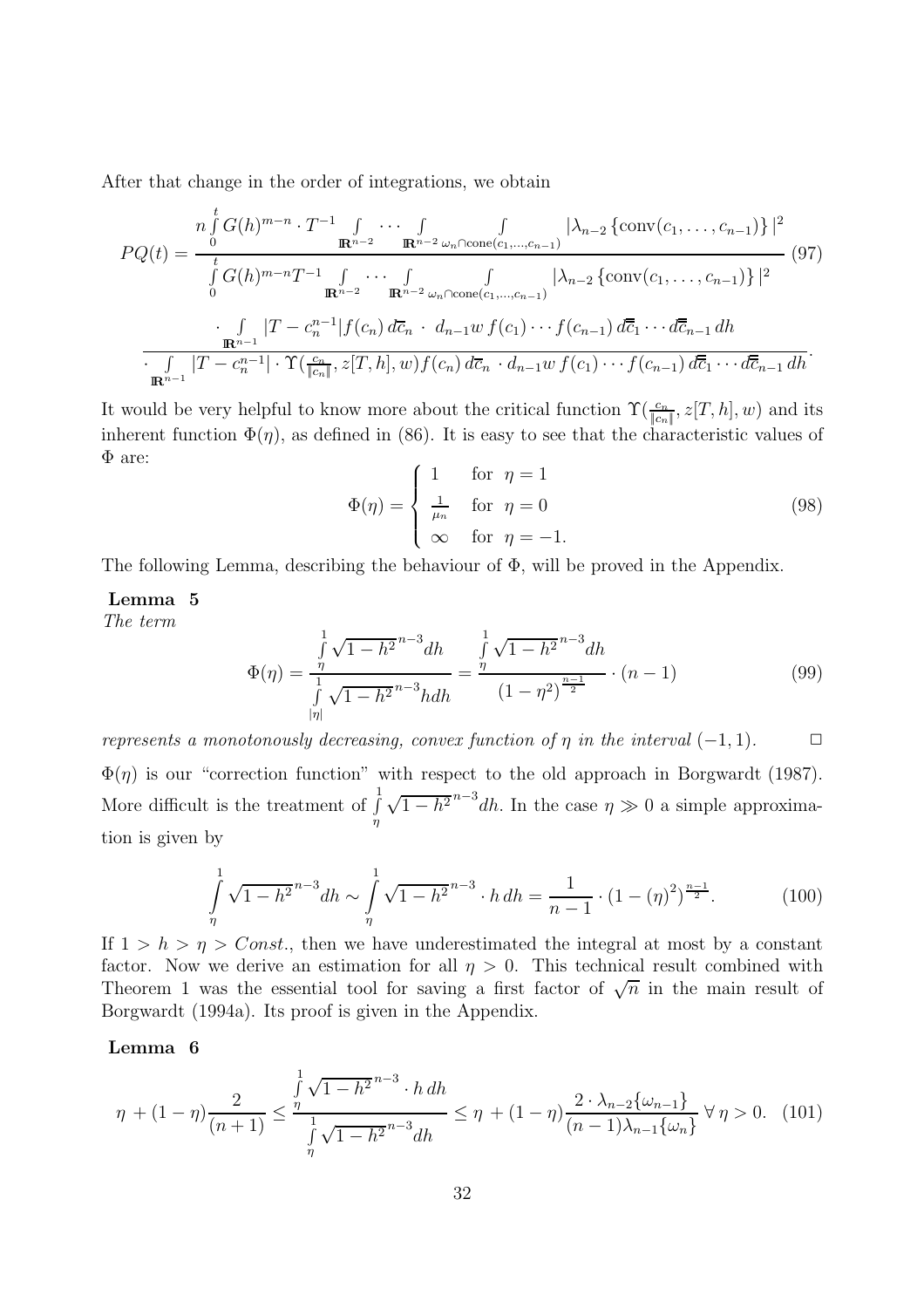After that change in the order of integrations, we obtain

$$PQ(t) = \frac{n\int\limits_0^t G(h)^{m-n}\cdot T^{-1}\int\limits_{\mathbb{R}^{n-2}}\cdots\int\limits_{\mathbb{R}^{n-2}}\int\limits_{\omega_n\cap\mathrm{cone}(c_1,\ldots,c_{n-1})}|\lambda_{n-2}\left\{\mathrm{conv}(c_1,\ldots,c_{n-1})\right\}|^2}{\int\limits_0^t G(h)^{m-n}T^{-1}\int\limits_{\mathbb{R}^{n-2}}\cdots\int\limits_{\mathbb{R}^{n-2}}\int\limits_{\omega_n\cap\mathrm{cone}(c_1,\ldots,c_{n-1})}|\lambda_{n-2}\left\{\mathrm{conv}(c_1,\ldots,c_{n-1})\right\}|^2} \tag{97}$$

$$\frac{\cdot\int\limits_{\mathbb{R}^{n-1}}|T-c_n^{n-1}|f(c_n)\,d\overline{c}_n\,\cdot\,d_{n-1}w\,f(c_1)\cdots f(c_{n-1})\,d\overline{\overline{c}}_1\cdots d\overline{\overline{c}}_{n-1}\,dh}{\cdot\int\limits_{\mathbb{R}^{n-1}}|T-c_n^{n-1}|\cdot\Upsilon(\frac{c_n}{\|c_n\|},z[T,h],w)f(c_n)\,d\overline{c}_n\cdot d_{n-1}w\,f(c_1)\cdots f(c_{n-1})\,d\overline{\overline{c}}_1\cdots d\overline{\overline{c}}_{n-1}\,dh}.$$

It would be very helpful to know more about the critical function $\Upsilon(\frac{c_n}{\|c_n\|},z[T,h],w)$ and its inherent function $\Phi(\eta)$, as defined in (86). It is easy to see that the characteristic values of $\Phi$ are:

$$\Phi(\eta) = \begin{cases} 1 & \text{for } \eta = 1 \\ \frac{1}{\mu_n} & \text{for } \eta = 0 \\ \infty & \text{for } \eta = -1. \end{cases} \tag{98}$$

The following Lemma, describing the behaviour of $\Phi$, will be proved in the Appendix.

**Lemma 5**

*The term*

$$\Phi(\eta) = \frac{\int\limits_\eta^1 \sqrt{1-h^2}^{\,n-3}dh}{\int\limits_{|\eta|}^1 \sqrt{1-h^2}^{\,n-3}h\,dh} = \frac{\int\limits_\eta^1 \sqrt{1-h^2}^{\,n-3}dh}{(1-\eta^2)^{\frac{n-1}{2}}}\cdot(n-1) \tag{99}$$

*represents a monotonously decreasing, convex function of $\eta$ in the interval $(-1,1)$.* $\square$

$\Phi(\eta)$ is our "correction function" with respect to the old approach in Borgwardt (1987). More difficult is the treatment of $\int\limits_\eta^1 \sqrt{1-h^2}^{\,n-3}dh$. In the case $\eta \gg 0$ a simple approximation is given by

$$\int\limits_\eta^1 \sqrt{1-h^2}^{\,n-3}dh \sim \int\limits_\eta^1 \sqrt{1-h^2}^{\,n-3}\cdot h\,dh = \frac{1}{n-1}\cdot(1-(\eta)^2)^{\frac{n-1}{2}}. \tag{100}$$

If $1 > h > \eta > Const.$, then we have underestimated the integral at most by a constant factor. Now we derive an estimation for all $\eta > 0$. This technical result combined with Theorem 1 was the essential tool for saving a first factor of $\sqrt{n}$ in the main result of Borgwardt (1994a). Its proof is given in the Appendix.

**Lemma 6**

$$\eta + (1-\eta)\frac{2}{(n+1)} \le \frac{\int\limits_\eta^1 \sqrt{1-h^2}^{\,n-3}\cdot h\,dh}{\int\limits_\eta^1 \sqrt{1-h^2}^{\,n-3}dh} \le \eta + (1-\eta)\frac{2\cdot\lambda_{n-2}\{\omega_{n-1}\}}{(n-1)\lambda_{n-1}\{\omega_n\}}\ \forall\,\eta > 0. \tag{101}$$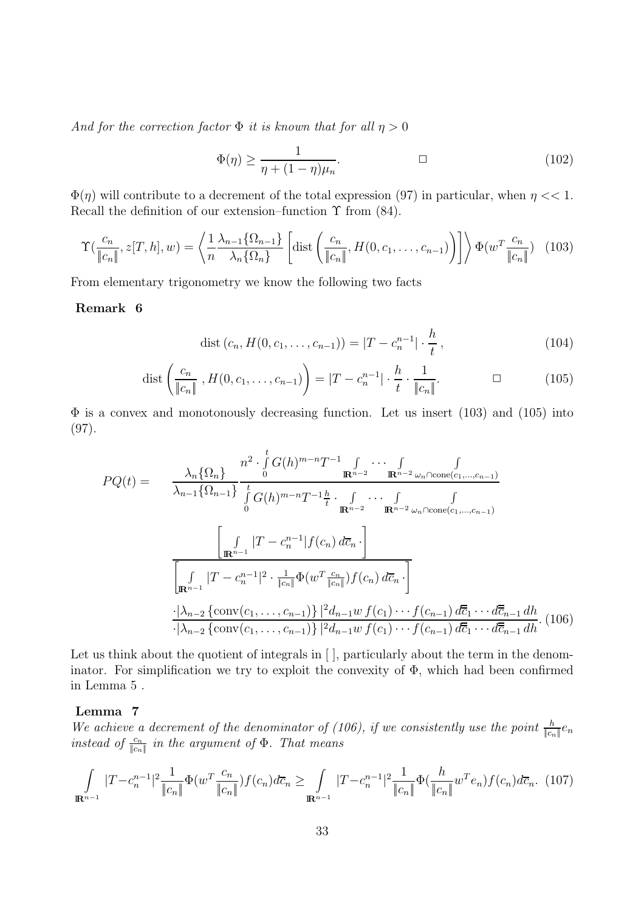*And for the correction factor $\Phi$ it is known that for all $\eta > 0$*

$$\Phi(\eta) \geq \frac{1}{\eta + (1-\eta)\mu_n}. \qquad \Box \tag{102}$$

$\Phi(\eta)$ will contribute to a decrement of the total expression (97) in particular, when $\eta << 1$. Recall the definition of our extension–function $\Upsilon$ from (84).

$$\Upsilon(\frac{c_n}{\|c_n\|}, z[T,h], w) = \left\langle \frac{1}{n} \frac{\lambda_{n-1}\{\Omega_{n-1}\}}{\lambda_n\{\Omega_n\}} \left[ \text{dist}\left( \frac{c_n}{\|c_n\|}, H(0, c_1, \ldots, c_{n-1}) \right) \right] \right\rangle \Phi(w^T \frac{c_n}{\|c_n\|}) \tag{103}$$

From elementary trigonometry we know the following two facts

**Remark 6**

$$\text{dist}\left(c_n, H(0, c_1, \ldots, c_{n-1})\right) = |T - c_n^{n-1}| \cdot \frac{h}{t}, \tag{104}$$

$$\text{dist}\left( \frac{c_n}{\|c_n\|}, H(0, c_1, \ldots, c_{n-1}) \right) = |T - c_n^{n-1}| \cdot \frac{h}{t} \cdot \frac{1}{\|c_n\|}. \qquad \Box \tag{105}$$

$\Phi$ is a convex and monotonously decreasing function. Let us insert (103) and (105) into (97).

$$PQ(t) = \frac{\lambda_n\{\Omega_n\}}{\lambda_{n-1}\{\Omega_{n-1}\}} \frac{n^2 \cdot \int\limits_0^t G(h)^{m-n} T^{-1} \int\limits_{\mathbb{R}^{n-2}} \cdots \int\limits_{\mathbb{R}^{n-2}} \int\limits_{\omega_n \cap \text{cone}(c_1, \ldots, c_{n-1})}}{\int\limits_0^t G(h)^{m-n} T^{-1} \frac{h}{t} \cdot \int\limits_{\mathbb{R}^{n-2}} \cdots \int\limits_{\mathbb{R}^{n-2}} \int\limits_{\omega_n \cap \text{cone}(c_1, \ldots, c_{n-1})}}$$

$$\frac{\left[ \int\limits_{\mathbb{R}^{n-1}} |T - c_n^{n-1}| f(c_n)\, d\overline{c}_n \cdot \right]}{\left[ \int\limits_{\mathbb{R}^{n-1}} |T - c_n^{n-1}|^2 \cdot \frac{1}{\|c_n\|} \Phi(w^T \frac{c_n}{\|c_n\|}) f(c_n)\, d\overline{c}_n \cdot \right]}$$

$$\frac{\cdot |\lambda_{n-2}\{\text{conv}(c_1, \ldots, c_{n-1})\}|^2 d_{n-1} w\, f(c_1) \cdots f(c_{n-1})\, d\overline{\overline{c}}_1 \cdots d\overline{\overline{c}}_{n-1}\, dh}{\cdot |\lambda_{n-2}\{\text{conv}(c_1, \ldots, c_{n-1})\}|^2 d_{n-1} w\, f(c_1) \cdots f(c_{n-1})\, d\overline{\overline{c}}_1 \cdots d\overline{\overline{c}}_{n-1}\, dh}. \tag{106}$$

Let us think about the quotient of integrals in [ ], particularly about the term in the denominator. For simplification we try to exploit the convexity of $\Phi$, which had been confirmed in Lemma 5 .

**Lemma 7**
*We achieve a decrement of the denominator of (106), if we consistently use the point $\frac{h}{\|c_n\|} e_n$ instead of $\frac{c_n}{\|c_n\|}$ in the argument of $\Phi$. That means*

$$\int\limits_{\mathbb{R}^{n-1}} |T - c_n^{n-1}|^2 \frac{1}{\|c_n\|} \Phi(w^T \frac{c_n}{\|c_n\|}) f(c_n) d\overline{c}_n \geq \int\limits_{\mathbb{R}^{n-1}} |T - c_n^{n-1}|^2 \frac{1}{\|c_n\|} \Phi(\frac{h}{\|c_n\|} w^T e_n) f(c_n) d\overline{c}_n. \tag{107}$$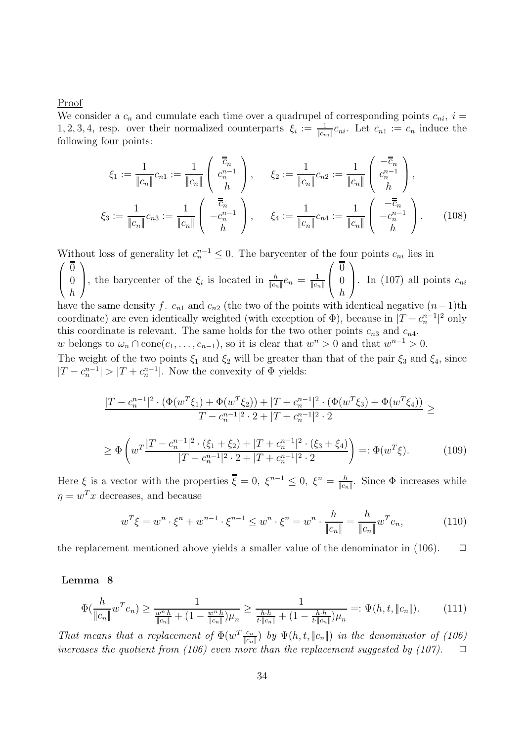Proof

We consider a $c_n$ and cumulate each time over a quadrupel of corresponding points $c_{ni},\ i = 1,2,3,4$, resp. over their normalized counterparts $\xi_i := \frac{1}{\|c_{ni}\|}c_{ni}$. Let $c_{n1} := c_n$ induce the following four points:

$$
\xi_1 := \frac{1}{\|c_n\|}c_{n1} := \frac{1}{\|c_n\|}\begin{pmatrix} \overline{\overline{c}}_n \\ c_n^{n-1} \\ h \end{pmatrix}, \qquad \xi_2 := \frac{1}{\|c_n\|}c_{n2} := \frac{1}{\|c_n\|}\begin{pmatrix} -\overline{\overline{c}}_n \\ c_n^{n-1} \\ h \end{pmatrix},
$$

$$
\xi_3 := \frac{1}{\|c_n\|}c_{n3} := \frac{1}{\|c_n\|}\begin{pmatrix} \overline{\overline{c}}_n \\ -c_n^{n-1} \\ h \end{pmatrix}, \qquad \xi_4 := \frac{1}{\|c_n\|}c_{n4} := \frac{1}{\|c_n\|}\begin{pmatrix} -\overline{\overline{c}}_n \\ -c_n^{n-1} \\ h \end{pmatrix}. \tag{108}
$$

Without loss of generality let $c_n^{n-1} \leq 0$. The barycenter of the four points $c_{ni}$ lies in $\begin{pmatrix} \overline{\overline{0}} \\ 0 \\ h \end{pmatrix}$, the barycenter of the $\xi_i$ is located in $\frac{h}{\|c_n\|}e_n = \frac{1}{\|c_n\|}\begin{pmatrix} \overline{\overline{0}} \\ 0 \\ h \end{pmatrix}$. In (107) all points $c_{ni}$ have the same density $f$. $c_{n1}$ and $c_{n2}$ (the two of the points with identical negative $(n-1)$th coordinate) are even identically weighted (with exception of $\Phi$), because in $|T - c_n^{n-1}|^2$ only this coordinate is relevant. The same holds for the two other points $c_{n3}$ and $c_{n4}$.

$w$ belongs to $\omega_n \cap \mathrm{cone}(c_1, \ldots, c_{n-1})$, so it is clear that $w^n > 0$ and that $w^{n-1} > 0$.

The weight of the two points $\xi_1$ and $\xi_2$ will be greater than that of the pair $\xi_3$ and $\xi_4$, since $|T - c_n^{n-1}| > |T + c_n^{n-1}|$. Now the convexity of $\Phi$ yields:

$$
\frac{|T - c_n^{n-1}|^2 \cdot (\Phi(w^T\xi_1) + \Phi(w^T\xi_2)) + |T + c_n^{n-1}|^2 \cdot (\Phi(w^T\xi_3) + \Phi(w^T\xi_4))}{|T - c_n^{n-1}|^2 \cdot 2 + |T + c_n^{n-1}|^2 \cdot 2} \geq
$$

$$
\geq \Phi\left(w^T \frac{|T - c_n^{n-1}|^2 \cdot (\xi_1 + \xi_2) + |T + c_n^{n-1}|^2 \cdot (\xi_3 + \xi_4)}{|T - c_n^{n-1}|^2 \cdot 2 + |T + c_n^{n-1}|^2 \cdot 2}\right) =: \Phi(w^T\xi). \tag{109}
$$

Here $\xi$ is a vector with the properties $\overline{\overline{\xi}} = 0,\ \xi^{n-1} \leq 0,\ \xi^n = \frac{h}{\|c_n\|}$. Since $\Phi$ increases while $\eta = w^T x$ decreases, and because

$$
w^T\xi = w^n \cdot \xi^n + w^{n-1} \cdot \xi^{n-1} \leq w^n \cdot \xi^n = w^n \cdot \frac{h}{\|c_n\|} = \frac{h}{\|c_n\|}w^T e_n, \tag{110}
$$

the replacement mentioned above yields a smaller value of the denominator in (106). $\square$

**Lemma 8**

$$
\Phi\left(\frac{h}{\|c_n\|}w^T e_n\right) \geq \frac{1}{\frac{w^n h}{\|c_n\|} + (1 - \frac{w^n h}{\|c_n\|})\mu_n} \geq \frac{1}{\frac{h \cdot h}{t \cdot \|c_n\|} + (1 - \frac{h \cdot h}{t \cdot \|c_n\|})\mu_n} =: \Psi(h, t, \|c_n\|). \tag{111}
$$

*That means that a replacement of $\Phi(w^T \frac{c_n}{\|c_n\|})$ by $\Psi(h, t, \|c_n\|)$ in the denominator of (106) increases the quotient from (106) even more than the replacement suggested by (107).* $\square$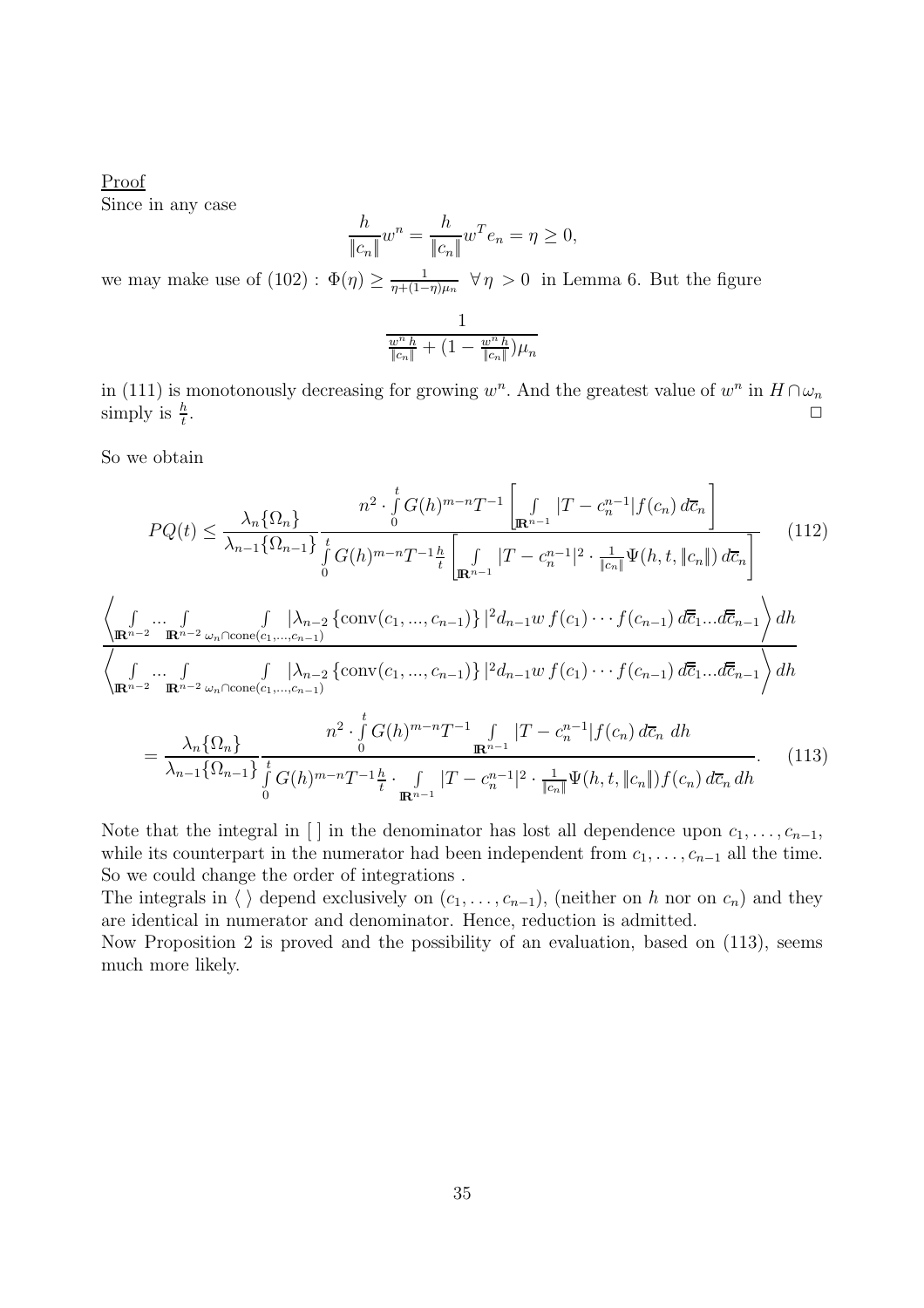Proof

Since in any case

$$\frac{h}{\|c_n\|}w^n = \frac{h}{\|c_n\|}w^T e_n = \eta \geq 0,$$

we may make use of $(102)$ : $\Phi(\eta) \geq \frac{1}{\eta+(1-\eta)\mu_n} \ \ \forall\, \eta > 0$ in Lemma 6. But the figure

$$\frac{1}{\frac{w^n h}{\|c_n\|} + (1 - \frac{w^n h}{\|c_n\|})\mu_n}$$

in (111) is monotonously decreasing for growing $w^n$. And the greatest value of $w^n$ in $H \cap \omega_n$ simply is $\frac{h}{t}$. $\square$

So we obtain

$$PQ(t) \leq \frac{\lambda_n\{\Omega_n\}}{\lambda_{n-1}\{\Omega_{n-1}\}} \frac{n^2 \cdot \int\limits_0^t G(h)^{m-n} T^{-1} \left[ \int\limits_{\mathbb{R}^{n-1}} |T - c_n^{n-1}| f(c_n)\, d\overline{c}_n \right]}{\int\limits_0^t G(h)^{m-n} T^{-1} \frac{h}{t} \left[ \int\limits_{\mathbb{R}^{n-1}} |T - c_n^{n-1}|^2 \cdot \frac{1}{\|c_n\|} \Psi(h,t,\|c_n\|)\, d\overline{c}_n \right]} \tag{112}$$

$$\frac{\left\langle \int\limits_{\mathbb{R}^{n-2}} \cdots \int\limits_{\mathbb{R}^{n-2}} \int\limits_{\omega_n \cap \mathrm{cone}(c_1,\ldots,c_{n-1})} |\lambda_{n-2}\{\mathrm{conv}(c_1,\ldots,c_{n-1})\}|^2 d_{n-1}w\, f(c_1)\cdots f(c_{n-1})\, d\overline{\overline{c}}_1 \ldots d\overline{\overline{c}}_{n-1} \right\rangle dh}{\left\langle \int\limits_{\mathbb{R}^{n-2}} \cdots \int\limits_{\mathbb{R}^{n-2}} \int\limits_{\omega_n \cap \mathrm{cone}(c_1,\ldots,c_{n-1})} |\lambda_{n-2}\{\mathrm{conv}(c_1,\ldots,c_{n-1})\}|^2 d_{n-1}w\, f(c_1)\cdots f(c_{n-1})\, d\overline{\overline{c}}_1 \ldots d\overline{\overline{c}}_{n-1} \right\rangle dh}$$

$$= \frac{\lambda_n\{\Omega_n\}}{\lambda_{n-1}\{\Omega_{n-1}\}} \frac{n^2 \cdot \int\limits_0^t G(h)^{m-n} T^{-1} \int\limits_{\mathbb{R}^{n-1}} |T - c_n^{n-1}| f(c_n)\, d\overline{c}_n\, dh}{\int\limits_0^t G(h)^{m-n} T^{-1} \frac{h}{t} \cdot \int\limits_{\mathbb{R}^{n-1}} |T - c_n^{n-1}|^2 \cdot \frac{1}{\|c_n\|} \Psi(h,t,\|c_n\|) f(c_n)\, d\overline{c}_n\, dh}. \tag{113}$$

Note that the integral in [ ] in the denominator has lost all dependence upon $c_1,\ldots,c_{n-1}$, while its counterpart in the numerator had been independent from $c_1,\ldots,c_{n-1}$ all the time. So we could change the order of integrations .

The integrals in $\langle\ \rangle$ depend exclusively on $(c_1,\ldots,c_{n-1})$, (neither on $h$ nor on $c_n$) and they are identical in numerator and denominator. Hence, reduction is admitted.

Now Proposition 2 is proved and the possibility of an evaluation, based on (113), seems much more likely.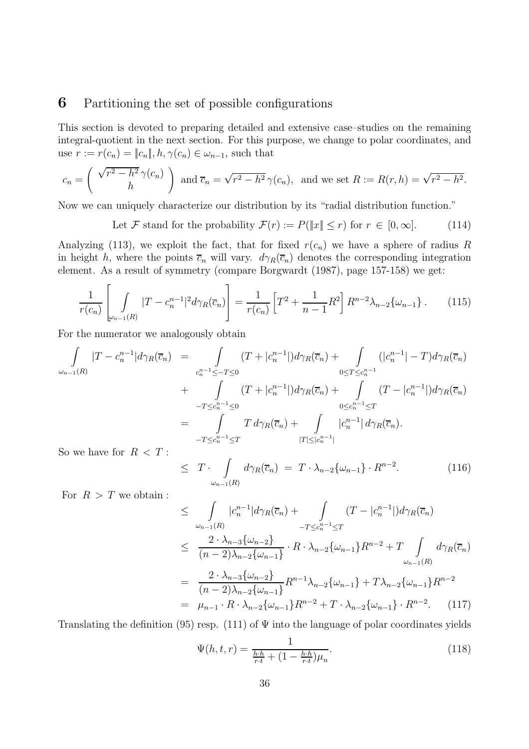## 6 Partitioning the set of possible configurations

This section is devoted to preparing detailed and extensive case–studies on the remaining integral-quotient in the next section. For this purpose, we change to polar coordinates, and use $r := r(c_n) = \|c_n\|, h, \gamma(c_n) \in \omega_{n-1}$, such that

$$c_n = \begin{pmatrix} \sqrt{r^2 - h^2}\,\gamma(c_n) \\ h \end{pmatrix} \text{ and } \overline{c}_n = \sqrt{r^2 - h^2}\,\gamma(c_n), \text{ and we set } R := R(r,h) = \sqrt{r^2 - h^2}.$$

Now we can uniquely characterize our distribution by its "radial distribution function."

$$\text{Let } \mathcal{F} \text{ stand for the probability } \mathcal{F}(r) := P(\|x\| \leq r) \text{ for } r \in [0, \infty]. \tag{114}$$

Analyzing (113), we exploit the fact, that for fixed $r(c_n)$ we have a sphere of radius $R$ in height $h$, where the points $\overline{c}_n$ will vary. $d\gamma_R(\overline{c}_n)$ denotes the corresponding integration element. As a result of symmetry (compare Borgwardt (1987), page 157-158) we get:

$$\frac{1}{r(c_n)} \left[ \int_{\omega_{n-1}(R)} |T - c_n^{n-1}|^2 d\gamma_R(\overline{c}_n) \right] = \frac{1}{r(c_n)} \left[ T^2 + \frac{1}{n-1} R^2 \right] R^{n-2} \lambda_{n-2}\{\omega_{n-1}\}\,. \tag{115}$$

For the numerator we analogously obtain

$$\begin{aligned}
\int_{\omega_{n-1}(R)} |T - c_n^{n-1}| d\gamma_R(\overline{c}_n) &= \int_{c_n^{n-1} \leq -T \leq 0} (T + |c_n^{n-1}|) d\gamma_R(\overline{c}_n) + \int_{0 \leq T \leq c_n^{n-1}} (|c_n^{n-1}| - T) d\gamma_R(\overline{c}_n) \\
&+ \int_{-T \leq c_n^{n-1} \leq 0} (T + |c_n^{n-1}|) d\gamma_R(\overline{c}_n) + \int_{0 \leq c_n^{n-1} \leq T} (T - |c_n^{n-1}|) d\gamma_R(\overline{c}_n) \\
&= \int_{-T \leq c_n^{n-1} \leq T} T\, d\gamma_R(\overline{c}_n) + \int_{|T| \leq |c_n^{n-1}|} |c_n^{n-1}|\, d\gamma_R(\overline{c}_n).
\end{aligned}$$

So we have for $R < T$ :

$$\leq \; T \cdot \int_{\omega_{n-1}(R)} d\gamma_R(\overline{c}_n) \; = \; T \cdot \lambda_{n-2}\{\omega_{n-1}\} \cdot R^{n-2}. \tag{116}$$

For $R > T$ we obtain :

$$\begin{aligned}
&\leq \int_{\omega_{n-1}(R)} |c_n^{n-1}| d\gamma_R(\overline{c}_n) + \int_{-T \leq c_n^{n-1} \leq T} (T - |c_n^{n-1}|) d\gamma_R(\overline{c}_n) \\
&\leq \frac{2 \cdot \lambda_{n-3}\{\omega_{n-2}\}}{(n-2)\lambda_{n-2}\{\omega_{n-1}\}} \cdot R \cdot \lambda_{n-2}\{\omega_{n-1}\} R^{n-2} + T \int_{\omega_{n-1}(R)} d\gamma_R(\overline{c}_n) \\
&= \frac{2 \cdot \lambda_{n-3}\{\omega_{n-2}\}}{(n-2)\lambda_{n-2}\{\omega_{n-1}\}} R^{n-1} \lambda_{n-2}\{\omega_{n-1}\} + T \lambda_{n-2}\{\omega_{n-1}\} R^{n-2} \\
&= \mu_{n-1} \cdot R \cdot \lambda_{n-2}\{\omega_{n-1}\} R^{n-2} + T \cdot \lambda_{n-2}\{\omega_{n-1}\} \cdot R^{n-2}.
\end{aligned} \tag{117}$$

Translating the definition (95) resp. (111) of $\Psi$ into the language of polar coordinates yields

$$\Psi(h, t, r) = \frac{1}{\frac{h \cdot h}{r \cdot t} + (1 - \frac{h \cdot h}{r \cdot t}) \mu_n}. \tag{118}$$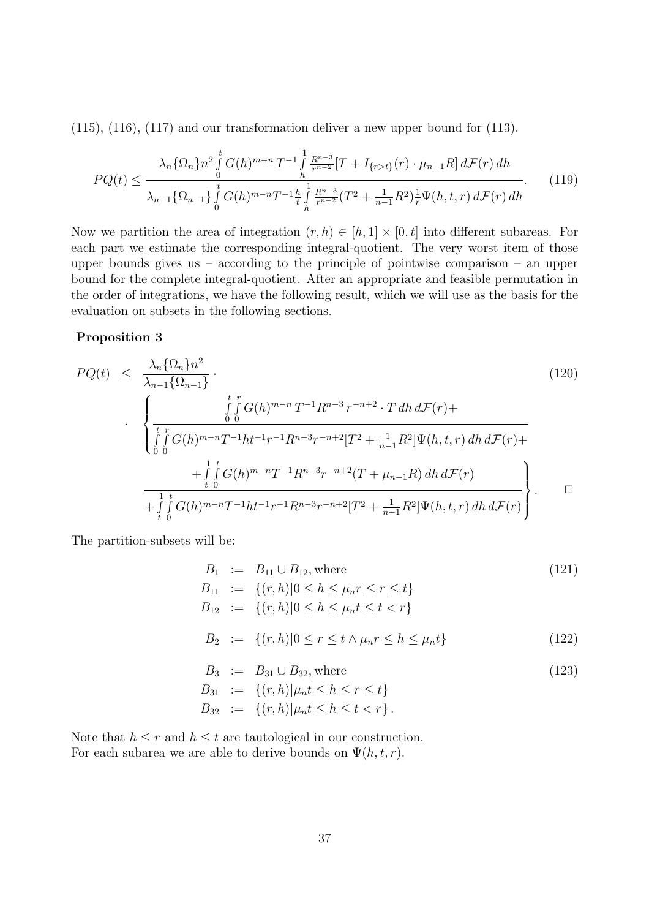(115), (116), (117) and our transformation deliver a new upper bound for (113).

$$PQ(t) \leq \frac{\lambda_n\{\Omega_n\} n^2 \int\limits_0^t G(h)^{m-n}\, T^{-1} \int\limits_h^1 \frac{R^{n-3}}{r^{n-2}}[T + I_{\{r>t\}}(r) \cdot \mu_{n-1} R]\, d\mathcal{F}(r)\, dh}{\lambda_{n-1}\{\Omega_{n-1}\} \int\limits_0^t G(h)^{m-n} T^{-1} \frac{h}{t} \int\limits_h^1 \frac{R^{n-3}}{r^{n-2}}(T^2 + \frac{1}{n-1}R^2)\frac{1}{r}\Psi(h,t,r)\, d\mathcal{F}(r)\, dh}. \tag{119}$$

Now we partition the area of integration $(r, h) \in [h, 1] \times [0, t]$ into different subareas. For each part we estimate the corresponding integral-quotient. The very worst item of those upper bounds gives us – according to the principle of pointwise comparison – an upper bound for the complete integral-quotient. After an appropriate and feasible permutation in the order of integrations, we have the following result, which we will use as the basis for the evaluation on subsets in the following sections.

**Proposition 3**

$$
\begin{aligned}
PQ(t) \;\leq\; & \frac{\lambda_n\{\Omega_n\} n^2}{\lambda_{n-1}\{\Omega_{n-1}\}} \cdot \qquad (120)\\
& \cdot \left\{ \frac{\int\limits_0^t \int\limits_0^r G(h)^{m-n}\, T^{-1} R^{n-3}\, r^{-n+2} \cdot T\, dh\, d\mathcal{F}(r) +}{\int\limits_0^t \int\limits_0^r G(h)^{m-n} T^{-1} h t^{-1} r^{-1} R^{n-3} r^{-n+2}[T^2 + \frac{1}{n-1}R^2]\Psi(h,t,r)\, dh\, d\mathcal{F}(r) +} \right. \\
& \left. \frac{+ \int\limits_t^1 \int\limits_0^t G(h)^{m-n} T^{-1} R^{n-3} r^{-n+2}(T + \mu_{n-1}R)\, dh\, d\mathcal{F}(r)}{+ \int\limits_t^1 \int\limits_0^t G(h)^{m-n} T^{-1} h t^{-1} r^{-1} R^{n-3} r^{-n+2}[T^2 + \frac{1}{n-1}R^2]\Psi(h,t,r)\, dh\, d\mathcal{F}(r)} \right\}. \qquad \square
\end{aligned}
$$

The partition-subsets will be:

$$
\begin{aligned}
B_1 &:= B_{11} \cup B_{12}, \text{ where} \qquad (121)\\
B_{11} &:= \{(r,h) | 0 \leq h \leq \mu_n r \leq r \leq t\}\\
B_{12} &:= \{(r,h) | 0 \leq h \leq \mu_n t \leq t < r\}
\end{aligned}
$$

$$B_2 := \{(r,h) | 0 \leq r \leq t \wedge \mu_n r \leq h \leq \mu_n t\} \tag{122}$$

$$
\begin{aligned}
B_3 &:= B_{31} \cup B_{32}, \text{ where} \qquad (123)\\
B_{31} &:= \{(r,h) | \mu_n t \leq h \leq r \leq t\}\\
B_{32} &:= \{(r,h) | \mu_n t \leq h \leq t < r\}.
\end{aligned}
$$

Note that $h \leq r$ and $h \leq t$ are tautological in our construction.
For each subarea we are able to derive bounds on $\Psi(h, t, r)$.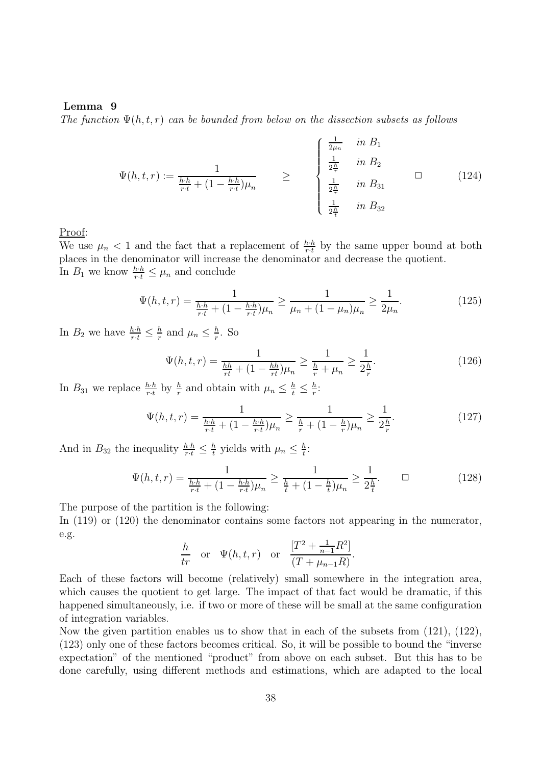**Lemma 9**

*The function $\Psi(h,t,r)$ can be bounded from below on the dissection subsets as follows*

$$\Psi(h,t,r) := \frac{1}{\frac{h\cdot h}{r\cdot t} + (1-\frac{h\cdot h}{r\cdot t})\mu_n} \qquad \geq \qquad \begin{cases} \frac{1}{2\mu_n} & \text{in } B_1 \\ \frac{1}{2\frac{h}{r}} & \text{in } B_2 \\ \frac{1}{2\frac{h}{r}} & \text{in } B_{31} \\ \frac{1}{2\frac{h}{t}} & \text{in } B_{32} \end{cases} \qquad \Box \tag{124}$$

Proof:
We use $\mu_n < 1$ and the fact that a replacement of $\frac{h\cdot h}{r\cdot t}$ by the same upper bound at both places in the denominator will increase the denominator and decrease the quotient.
In $B_1$ we know $\frac{h\cdot h}{r\cdot t} \leq \mu_n$ and conclude

$$\Psi(h,t,r) = \frac{1}{\frac{h\cdot h}{r\cdot t} + (1-\frac{h\cdot h}{r\cdot t})\mu_n} \geq \frac{1}{\mu_n + (1-\mu_n)\mu_n} \geq \frac{1}{2\mu_n}. \tag{125}$$

In $B_2$ we have $\frac{h\cdot h}{r\cdot t} \leq \frac{h}{r}$ and $\mu_n \leq \frac{h}{r}$. So

$$\Psi(h,t,r) = \frac{1}{\frac{hh}{rt} + (1-\frac{hh}{rt})\mu_n} \geq \frac{1}{\frac{h}{r} + \mu_n} \geq \frac{1}{2\frac{h}{r}}. \tag{126}$$

In $B_{31}$ we replace $\frac{h\cdot h}{r\cdot t}$ by $\frac{h}{r}$ and obtain with $\mu_n \leq \frac{h}{t} \leq \frac{h}{r}$:

$$\Psi(h,t,r) = \frac{1}{\frac{h\cdot h}{r\cdot t} + (1-\frac{h\cdot h}{r\cdot t})\mu_n} \geq \frac{1}{\frac{h}{r} + (1-\frac{h}{r})\mu_n} \geq \frac{1}{2\frac{h}{r}}. \tag{127}$$

And in $B_{32}$ the inequality $\frac{h\cdot h}{r\cdot t} \leq \frac{h}{t}$ yields with $\mu_n \leq \frac{h}{t}$:

$$\Psi(h,t,r) = \frac{1}{\frac{h\cdot h}{r\cdot t} + (1-\frac{h\cdot h}{r\cdot t})\mu_n} \geq \frac{1}{\frac{h}{t} + (1-\frac{h}{t})\mu_n} \geq \frac{1}{2\frac{h}{t}}. \qquad \Box \tag{128}$$

The purpose of the partition is the following:
In (119) or (120) the denominator contains some factors not appearing in the numerator, e.g.

$$\frac{h}{tr} \quad \text{or} \quad \Psi(h,t,r) \quad \text{or} \quad \frac{[T^2 + \frac{1}{n-1}R^2]}{(T + \mu_{n-1}R)}.$$

Each of these factors will become (relatively) small somewhere in the integration area, which causes the quotient to get large. The impact of that fact would be dramatic, if this happened simultaneously, i.e. if two or more of these will be small at the same configuration of integration variables.
Now the given partition enables us to show that in each of the subsets from (121), (122), (123) only one of these factors becomes critical. So, it will be possible to bound the "inverse expectation" of the mentioned "product" from above on each subset. But this has to be done carefully, using different methods and estimations, which are adapted to the local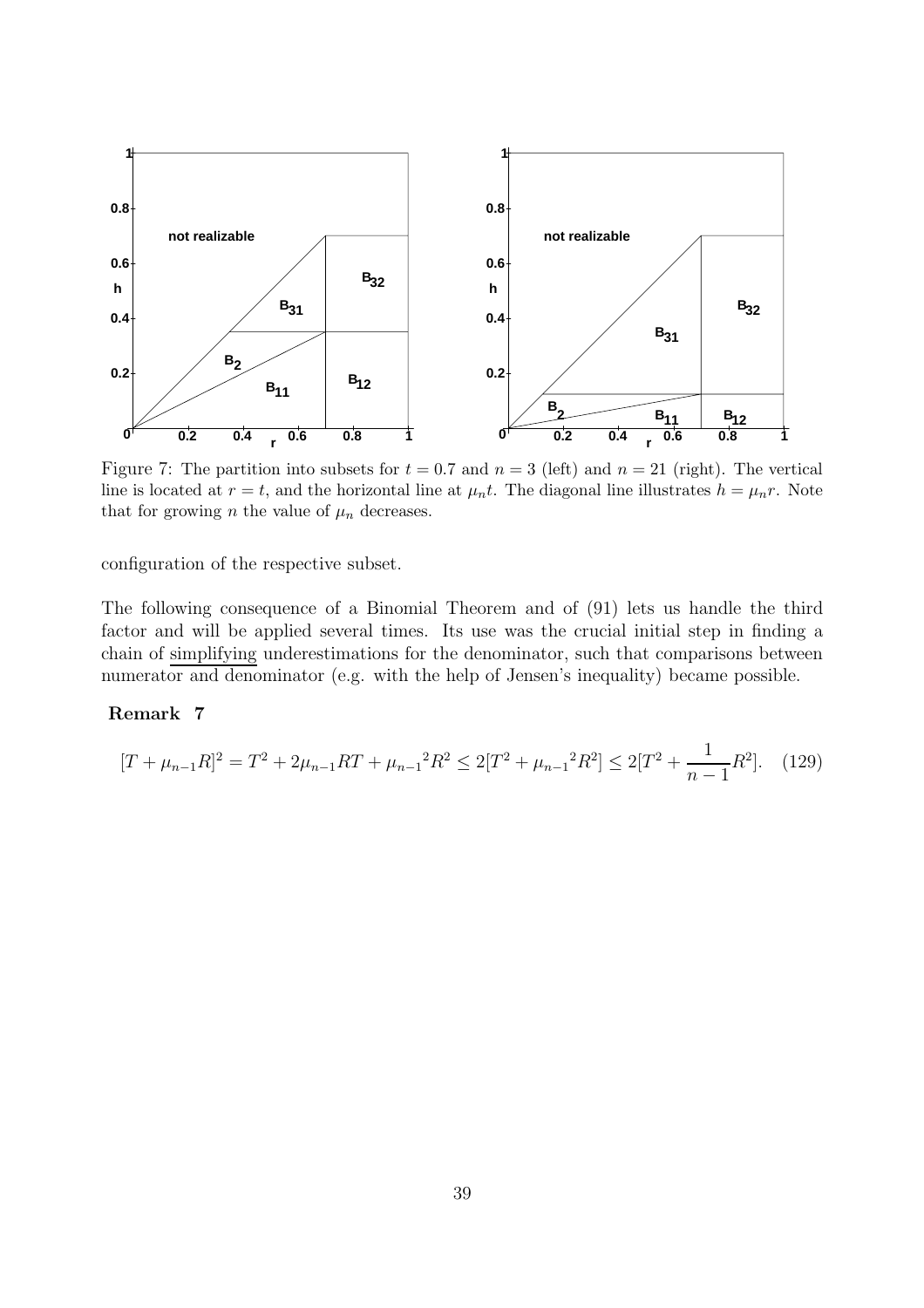Figure 7: The partition into subsets for $t = 0.7$ and $n = 3$ (left) and $n = 21$ (right). The vertical line is located at $r = t$, and the horizontal line at $\mu_n t$. The diagonal line illustrates $h = \mu_n r$. Note that for growing $n$ the value of $\mu_n$ decreases.

configuration of the respective subset.

The following consequence of a Binomial Theorem and of (91) lets us handle the third factor and will be applied several times. Its use was the crucial initial step in finding a chain of simplifying underestimations for the denominator, such that comparisons between numerator and denominator (e.g. with the help of Jensen's inequality) became possible.

**Remark 7**

$$[T + \mu_{n-1}R]^2 = T^2 + 2\mu_{n-1}RT + {\mu_{n-1}}^2R^2 \leq 2[T^2 + {\mu_{n-1}}^2R^2] \leq 2[T^2 + \frac{1}{n-1}R^2]. \quad (129)$$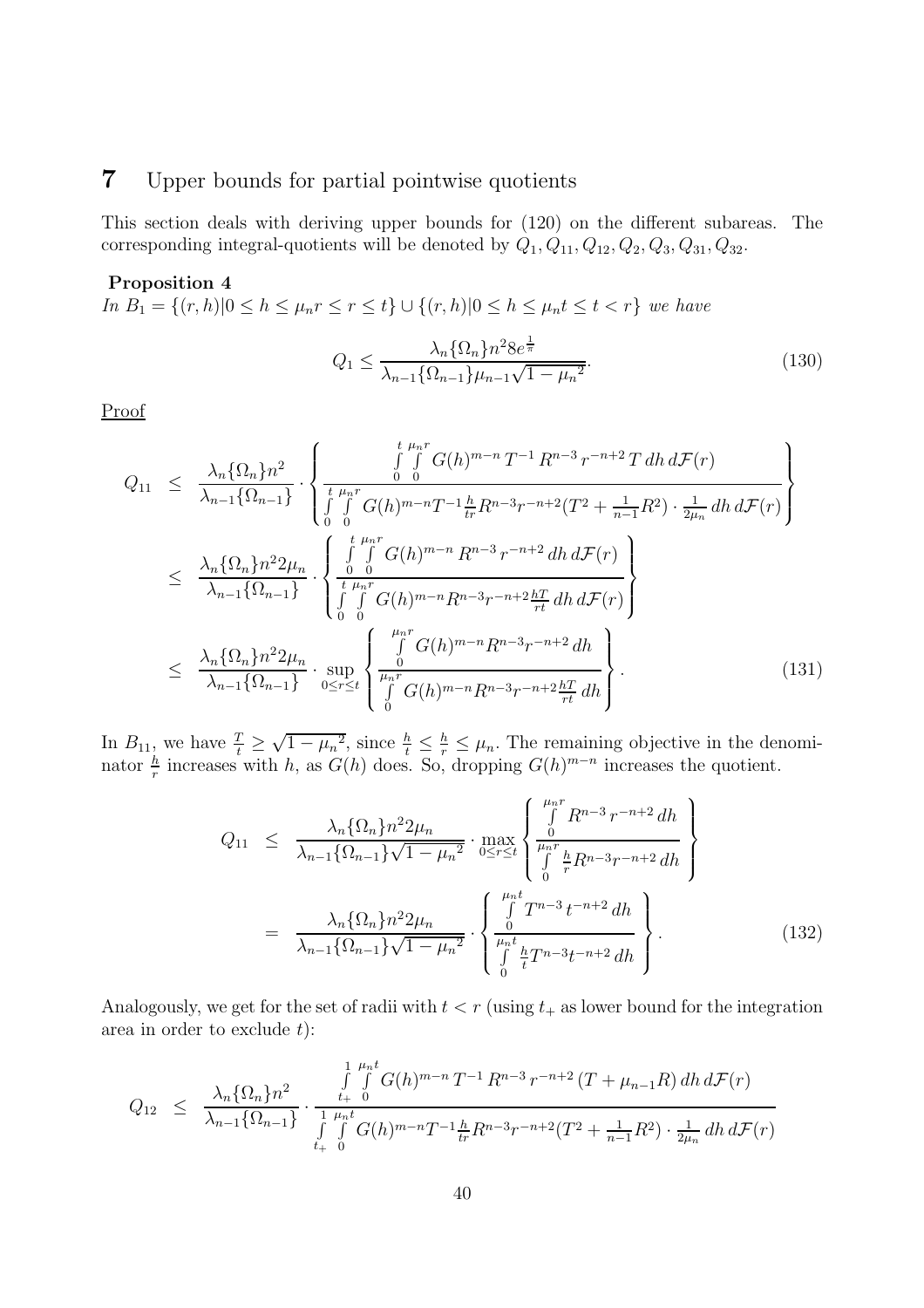## 7 Upper bounds for partial pointwise quotients

This section deals with deriving upper bounds for (120) on the different subareas. The corresponding integral-quotients will be denoted by $Q_1, Q_{11}, Q_{12}, Q_2, Q_3, Q_{31}, Q_{32}$.

**Proposition 4**

*In* $B_1 = \{(r,h)|0 \leq h \leq \mu_n r \leq r \leq t\} \cup \{(r,h)|0 \leq h \leq \mu_n t \leq t < r\}$ *we have*

$$Q_1 \leq \frac{\lambda_n\{\Omega_n\} n^2 8 e^{\frac{1}{\pi}}}{\lambda_{n-1}\{\Omega_{n-1}\}\mu_{n-1}\sqrt{1-\mu_n{}^2}}. \tag{130}$$

Proof

$$\begin{aligned}
Q_{11} &\leq \frac{\lambda_n\{\Omega_n\} n^2}{\lambda_{n-1}\{\Omega_{n-1}\}} \cdot \left\{ \frac{\int\limits_0^t \int\limits_0^{\mu_n r} G(h)^{m-n}\, T^{-1}\, R^{n-3}\, r^{-n+2}\, T\, dh\, d\mathcal{F}(r)}{\int\limits_0^t \int\limits_0^{\mu_n r} G(h)^{m-n} T^{-1} \frac{h}{tr} R^{n-3} r^{-n+2} (T^2 + \frac{1}{n-1}R^2) \cdot \frac{1}{2\mu_n}\, dh\, d\mathcal{F}(r)} \right\} \\
&\leq \frac{\lambda_n\{\Omega_n\} n^2 2\mu_n}{\lambda_{n-1}\{\Omega_{n-1}\}} \cdot \left\{ \frac{\int\limits_0^t \int\limits_0^{\mu_n r} G(h)^{m-n}\, R^{n-3}\, r^{-n+2}\, dh\, d\mathcal{F}(r)}{\int\limits_0^t \int\limits_0^{\mu_n r} G(h)^{m-n} R^{n-3} r^{-n+2} \frac{hT}{rt}\, dh\, d\mathcal{F}(r)} \right\} \\
&\leq \frac{\lambda_n\{\Omega_n\} n^2 2\mu_n}{\lambda_{n-1}\{\Omega_{n-1}\}} \cdot \sup_{0 \leq r \leq t} \left\{ \frac{\int\limits_0^{\mu_n r} G(h)^{m-n} R^{n-3} r^{-n+2}\, dh}{\int\limits_0^{\mu_n r} G(h)^{m-n} R^{n-3} r^{-n+2} \frac{hT}{rt}\, dh} \right\}.
\end{aligned} \tag{131}$$

In $B_{11}$, we have $\frac{T}{t} \geq \sqrt{1-\mu_n{}^2}$, since $\frac{h}{t} \leq \frac{h}{r} \leq \mu_n$. The remaining objective in the denominator $\frac{h}{r}$ increases with $h$, as $G(h)$ does. So, dropping $G(h)^{m-n}$ increases the quotient.

$$\begin{aligned}
Q_{11} &\leq \frac{\lambda_n\{\Omega_n\} n^2 2\mu_n}{\lambda_{n-1}\{\Omega_{n-1}\}\sqrt{1-\mu_n{}^2}} \cdot \max_{0 \leq r \leq t} \left\{ \frac{\int\limits_0^{\mu_n r} R^{n-3}\, r^{-n+2}\, dh}{\int\limits_0^{\mu_n r} \frac{h}{r} R^{n-3} r^{-n+2}\, dh} \right\} \\
&= \frac{\lambda_n\{\Omega_n\} n^2 2\mu_n}{\lambda_{n-1}\{\Omega_{n-1}\}\sqrt{1-\mu_n{}^2}} \cdot \left\{ \frac{\int\limits_0^{\mu_n t} T^{n-3}\, t^{-n+2}\, dh}{\int\limits_0^{\mu_n t} \frac{h}{t} T^{n-3} t^{-n+2}\, dh} \right\}.
\end{aligned} \tag{132}$$

Analogously, we get for the set of radii with $t < r$ (using $t_+$ as lower bound for the integration area in order to exclude $t$):

$$Q_{12} \leq \frac{\lambda_n\{\Omega_n\} n^2}{\lambda_{n-1}\{\Omega_{n-1}\}} \cdot \frac{\int\limits_{t_+}^1 \int\limits_0^{\mu_n t} G(h)^{m-n}\, T^{-1}\, R^{n-3}\, r^{-n+2}\, (T + \mu_{n-1} R)\, dh\, d\mathcal{F}(r)}{\int\limits_{t_+}^1 \int\limits_0^{\mu_n t} G(h)^{m-n} T^{-1} \frac{h}{tr} R^{n-3} r^{-n+2} (T^2 + \frac{1}{n-1}R^2) \cdot \frac{1}{2\mu_n}\, dh\, d\mathcal{F}(r)}$$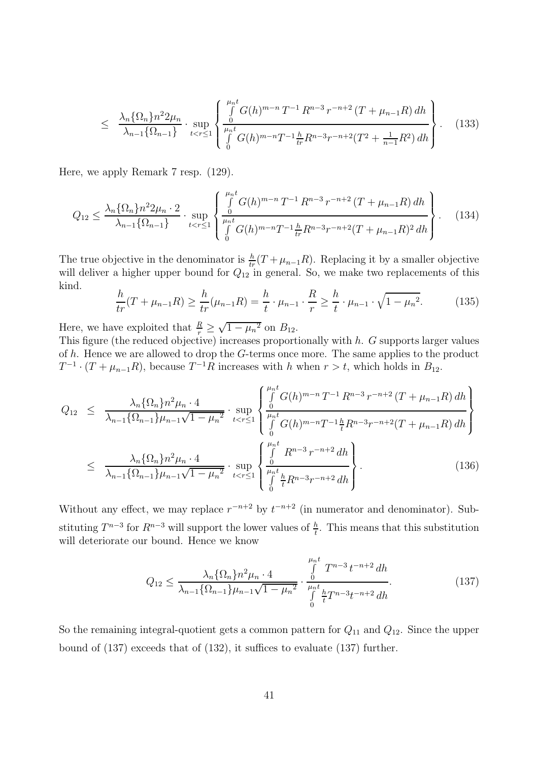$$\leq \frac{\lambda_n\{\Omega_n\} n^2 2\mu_n}{\lambda_{n-1}\{\Omega_{n-1}\}} \cdot \sup_{t<r\leq 1} \left\{ \frac{\int\limits_0^{\mu_n t} G(h)^{m-n}\, T^{-1}\, R^{n-3}\, r^{-n+2}\, (T+\mu_{n-1}R)\, dh}{\int\limits_0^{\mu_n t} G(h)^{m-n} T^{-1} \frac{h}{tr} R^{n-3} r^{-n+2} (T^2 + \frac{1}{n-1}R^2)\, dh} \right\}. \quad (133)$$

Here, we apply Remark 7 resp. (129).

$$Q_{12} \leq \frac{\lambda_n\{\Omega_n\} n^2 2\mu_n \cdot 2}{\lambda_{n-1}\{\Omega_{n-1}\}} \cdot \sup_{t<r\leq 1} \left\{ \frac{\int\limits_0^{\mu_n t} G(h)^{m-n}\, T^{-1}\, R^{n-3}\, r^{-n+2}\, (T+\mu_{n-1}R)\, dh}{\int\limits_0^{\mu_n t} G(h)^{m-n} T^{-1} \frac{h}{tr} R^{n-3} r^{-n+2} (T+\mu_{n-1}R)^2\, dh} \right\}. \quad (134)$$

The true objective in the denominator is $\frac{h}{tr}(T+\mu_{n-1}R)$. Replacing it by a smaller objective will deliver a higher upper bound for $Q_{12}$ in general. So, we make two replacements of this kind.

$$\frac{h}{tr}(T+\mu_{n-1}R) \geq \frac{h}{tr}(\mu_{n-1}R) = \frac{h}{t} \cdot \mu_{n-1} \cdot \frac{R}{r} \geq \frac{h}{t} \cdot \mu_{n-1} \cdot \sqrt{1-{\mu_n}^2}. \quad (135)$$

Here, we have exploited that $\frac{R}{r} \geq \sqrt{1-{\mu_n}^2}$ on $B_{12}$.

This figure (the reduced objective) increases proportionally with $h$. $G$ supports larger values of $h$. Hence we are allowed to drop the $G$-terms once more. The same applies to the product $T^{-1} \cdot (T+\mu_{n-1}R)$, because $T^{-1}R$ increases with $h$ when $r > t$, which holds in $B_{12}$.

$$\begin{aligned} Q_{12} &\leq \frac{\lambda_n\{\Omega_n\} n^2 \mu_n \cdot 4}{\lambda_{n-1}\{\Omega_{n-1}\}\mu_{n-1}\sqrt{1-{\mu_n}^2}} \cdot \sup_{t<r\leq 1} \left\{ \frac{\int\limits_0^{\mu_n t} G(h)^{m-n}\, T^{-1}\, R^{n-3}\, r^{-n+2}\, (T+\mu_{n-1}R)\, dh}{\int\limits_0^{\mu_n t} G(h)^{m-n} T^{-1} \frac{h}{t} R^{n-3} r^{-n+2} (T+\mu_{n-1}R)\, dh} \right\} \\ &\leq \frac{\lambda_n\{\Omega_n\} n^2 \mu_n \cdot 4}{\lambda_{n-1}\{\Omega_{n-1}\}\mu_{n-1}\sqrt{1-{\mu_n}^2}} \cdot \sup_{t<r\leq 1} \left\{ \frac{\int\limits_0^{\mu_n t} R^{n-3}\, r^{-n+2}\, dh}{\int\limits_0^{\mu_n t} \frac{h}{t} R^{n-3} r^{-n+2}\, dh} \right\}. \end{aligned} \quad (136)$$

Without any effect, we may replace $r^{-n+2}$ by $t^{-n+2}$ (in numerator and denominator). Substituting $T^{n-3}$ for $R^{n-3}$ will support the lower values of $\frac{h}{t}$. This means that this substitution will deteriorate our bound. Hence we know

$$Q_{12} \leq \frac{\lambda_n\{\Omega_n\} n^2 \mu_n \cdot 4}{\lambda_{n-1}\{\Omega_{n-1}\}\mu_{n-1}\sqrt{1-{\mu_n}^2}} \cdot \frac{\int\limits_0^{\mu_n t} T^{n-3}\, t^{-n+2}\, dh}{\int\limits_0^{\mu_n t} \frac{h}{t} T^{n-3} t^{-n+2}\, dh}. \quad (137)$$

So the remaining integral-quotient gets a common pattern for $Q_{11}$ and $Q_{12}$. Since the upper bound of (137) exceeds that of (132), it suffices to evaluate (137) further.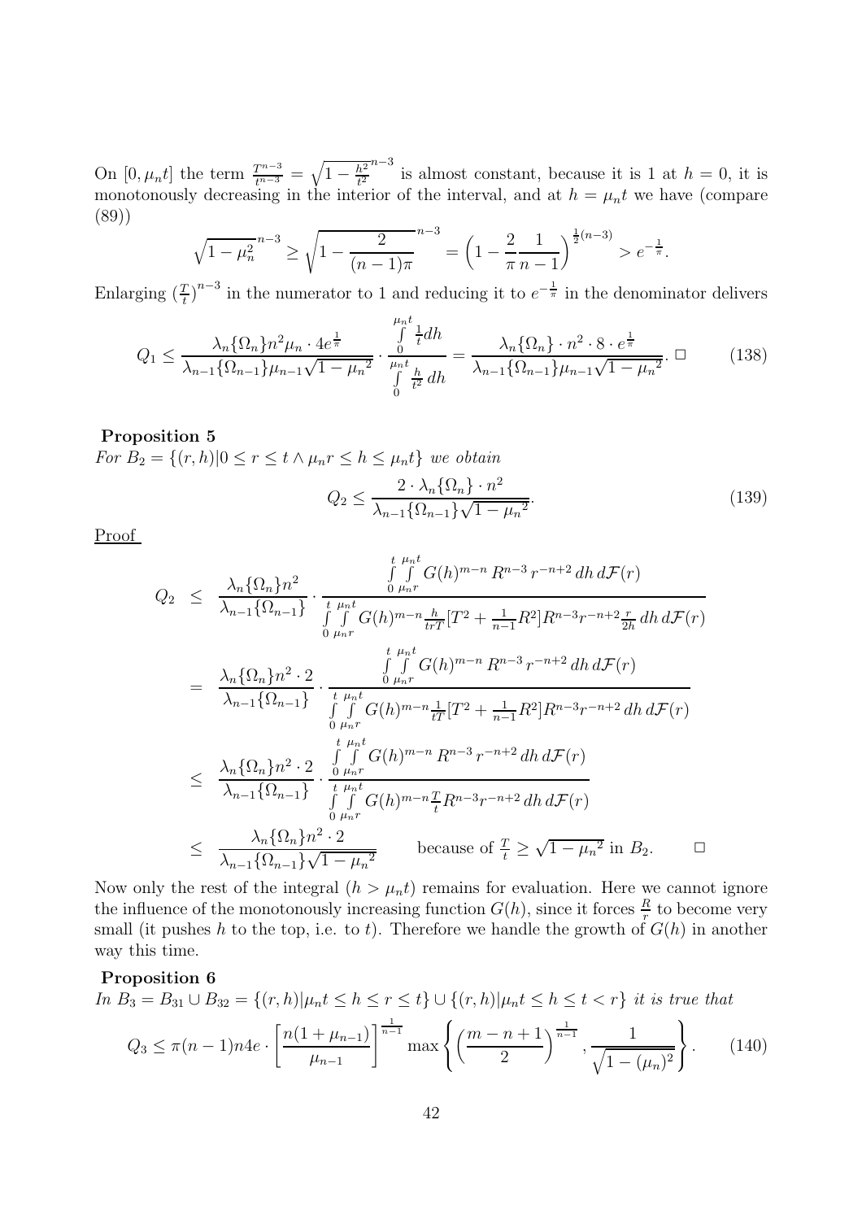On $[0, \mu_n t]$ the term $\frac{T^{n-3}}{t^{n-3}} = \sqrt{1 - \frac{h^2}{t^2}}^{n-3}$ is almost constant, because it is 1 at $h = 0$, it is monotonously decreasing in the interior of the interval, and at $h = \mu_n t$ we have (compare (89))

$$\sqrt{1 - \mu_n^2}^{n-3} \geq \sqrt{1 - \frac{2}{(n-1)\pi}}^{n-3} = \left(1 - \frac{2}{\pi}\frac{1}{n-1}\right)^{\frac{1}{2}(n-3)} > e^{-\frac{1}{\pi}}.$$

Enlarging $(\frac{T}{t})^{n-3}$ in the numerator to 1 and reducing it to $e^{-\frac{1}{\pi}}$ in the denominator delivers

$$Q_1 \leq \frac{\lambda_n\{\Omega_n\} n^2 \mu_n \cdot 4e^{\frac{1}{\pi}}}{\lambda_{n-1}\{\Omega_{n-1}\}\mu_{n-1}\sqrt{1-\mu_n^2}} \cdot \frac{\int\limits_0^{\mu_n t} \frac{1}{t} dh}{\int\limits_0^{\mu_n t} \frac{h}{t^2}\, dh} = \frac{\lambda_n\{\Omega_n\} \cdot n^2 \cdot 8 \cdot e^{\frac{1}{\pi}}}{\lambda_{n-1}\{\Omega_{n-1}\}\mu_{n-1}\sqrt{1-\mu_n^2}}. \; \square \tag{138}$$

**Proposition 5**

*For $B_2 = \{(r, h) | 0 \leq r \leq t \wedge \mu_n r \leq h \leq \mu_n t\}$ we obtain*

$$Q_2 \leq \frac{2 \cdot \lambda_n\{\Omega_n\} \cdot n^2}{\lambda_{n-1}\{\Omega_{n-1}\}\sqrt{1 - {\mu_n}^2}}. \tag{139}$$

Proof

$$\begin{aligned}
Q_2 &\leq \frac{\lambda_n\{\Omega_n\}n^2}{\lambda_{n-1}\{\Omega_{n-1}\}} \cdot \frac{\int\limits_0^t \int\limits_{\mu_n r}^{\mu_n t} G(h)^{m-n}\, R^{n-3}\, r^{-n+2}\, dh\, d\mathcal{F}(r)}{\int\limits_0^t \int\limits_{\mu_n r}^{\mu_n t} G(h)^{m-n} \frac{h}{trT}[T^2 + \frac{1}{n-1}R^2] R^{n-3} r^{-n+2} \frac{r}{2h}\, dh\, d\mathcal{F}(r)} \\
&= \frac{\lambda_n\{\Omega_n\}n^2 \cdot 2}{\lambda_{n-1}\{\Omega_{n-1}\}} \cdot \frac{\int\limits_0^t \int\limits_{\mu_n r}^{\mu_n t} G(h)^{m-n}\, R^{n-3}\, r^{-n+2}\, dh\, d\mathcal{F}(r)}{\int\limits_0^t \int\limits_{\mu_n r}^{\mu_n t} G(h)^{m-n} \frac{1}{tT}[T^2 + \frac{1}{n-1}R^2] R^{n-3} r^{-n+2}\, dh\, d\mathcal{F}(r)} \\
&\leq \frac{\lambda_n\{\Omega_n\}n^2 \cdot 2}{\lambda_{n-1}\{\Omega_{n-1}\}} \cdot \frac{\int\limits_0^t \int\limits_{\mu_n r}^{\mu_n t} G(h)^{m-n}\, R^{n-3}\, r^{-n+2}\, dh\, d\mathcal{F}(r)}{\int\limits_0^t \int\limits_{\mu_n r}^{\mu_n t} G(h)^{m-n} \frac{T}{t} R^{n-3} r^{-n+2}\, dh\, d\mathcal{F}(r)} \\
&\leq \frac{\lambda_n\{\Omega_n\}n^2 \cdot 2}{\lambda_{n-1}\{\Omega_{n-1}\}\sqrt{1-{\mu_n}^2}} \qquad \text{because of } \tfrac{T}{t} \geq \sqrt{1-{\mu_n}^2} \text{ in } B_2. \qquad \square
\end{aligned}$$

Now only the rest of the integral $(h > \mu_n t)$ remains for evaluation. Here we cannot ignore the influence of the monotonously increasing function $G(h)$, since it forces $\frac{R}{r}$ to become very small (it pushes $h$ to the top, i.e. to $t$). Therefore we handle the growth of $G(h)$ in another way this time.

**Proposition 6**

*In $B_3 = B_{31} \cup B_{32} = \{(r, h) | \mu_n t \leq h \leq r \leq t\} \cup \{(r, h) | \mu_n t \leq h \leq t < r\}$ it is true that*

$$Q_3 \leq \pi(n-1)n4e \cdot \left[\frac{n(1 + \mu_{n-1})}{\mu_{n-1}}\right]^{\frac{1}{n-1}} \max\left\{\left(\frac{m-n+1}{2}\right)^{\frac{1}{n-1}}, \frac{1}{\sqrt{1-(\mu_n)^2}}\right\}. \tag{140}$$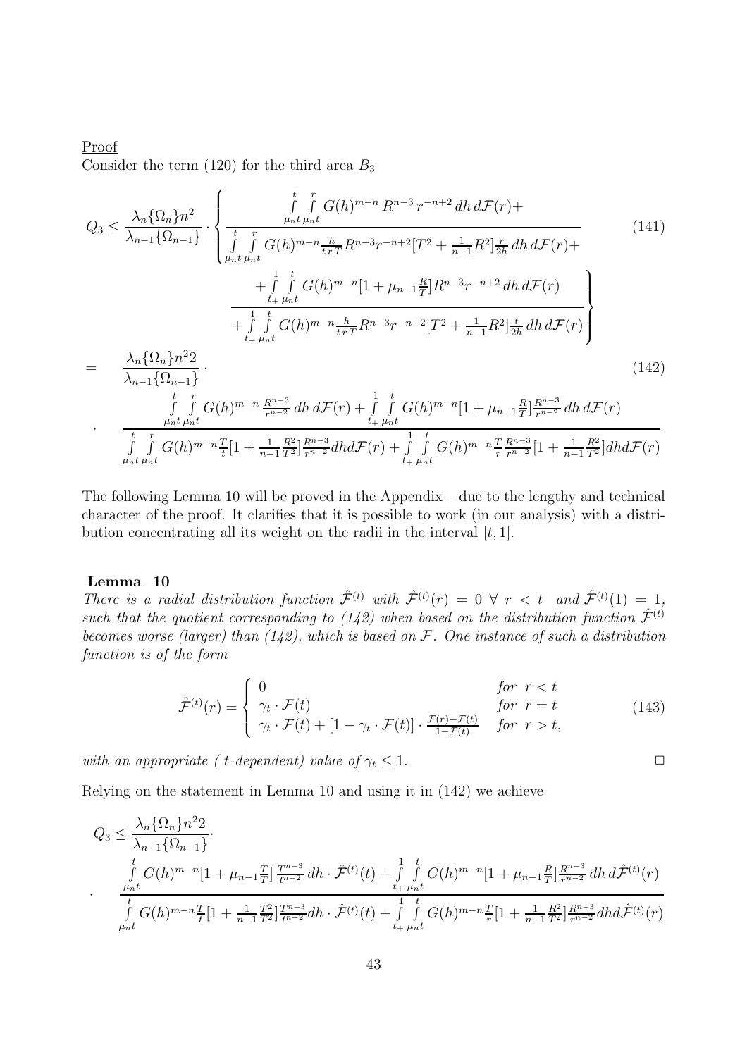Proof

Consider the term (120) for the third area $B_3$

$$Q_3 \leq \frac{\lambda_n\{\Omega_n\}n^2}{\lambda_{n-1}\{\Omega_{n-1}\}} \cdot \left\{ \frac{\int\limits_{\mu_n t}^{t}\int\limits_{\mu_n t}^{r} G(h)^{m-n}\, R^{n-3}\, r^{-n+2}\, dh\, d\mathcal{F}(r) + }{\int\limits_{\mu_n t}^{t}\int\limits_{\mu_n t}^{r} G(h)^{m-n}\frac{h}{t\, r\, T} R^{n-3} r^{-n+2}[T^2 + \frac{1}{n-1}R^2]\frac{r}{2h}\, dh\, d\mathcal{F}(r) + } \right. \tag{141}$$

$$\left. \frac{+\int\limits_{t_+}^{1}\int\limits_{\mu_n t}^{t} G(h)^{m-n}[1+\mu_{n-1}\frac{R}{T}]R^{n-3}r^{-n+2}\, dh\, d\mathcal{F}(r)}{+\int\limits_{t_+}^{1}\int\limits_{\mu_n t}^{t} G(h)^{m-n}\frac{h}{t\, r\, T}R^{n-3}r^{-n+2}[T^2 + \frac{1}{n-1}R^2]\frac{t}{2h}\, dh\, d\mathcal{F}(r)} \right\}$$

$$= \frac{\lambda_n\{\Omega_n\}n^2 2}{\lambda_{n-1}\{\Omega_{n-1}\}} \cdot \tag{142}$$

$$\cdot \quad \frac{\int\limits_{\mu_n t}^{t}\int\limits_{\mu_n t}^{r} G(h)^{m-n}\, \frac{R^{n-3}}{r^{n-2}}\, dh\, d\mathcal{F}(r) + \int\limits_{t_+}^{1}\int\limits_{\mu_n t}^{t} G(h)^{m-n}[1+\mu_{n-1}\frac{R}{T}]\frac{R^{n-3}}{r^{n-2}}\, dh\, d\mathcal{F}(r)}{\int\limits_{\mu_n t}^{t}\int\limits_{\mu_n t}^{r} G(h)^{m-n}\frac{T}{t}[1+\frac{1}{n-1}\frac{R^2}{T^2}]\frac{R^{n-3}}{r^{n-2}} dh d\mathcal{F}(r) + \int\limits_{t_+}^{1}\int\limits_{\mu_n t}^{t} G(h)^{m-n}\frac{T}{r}\frac{R^{n-3}}{r^{n-2}}[1+\frac{1}{n-1}\frac{R^2}{T^2}] dh d\mathcal{F}(r)}$$

The following Lemma 10 will be proved in the Appendix – due to the lengthy and technical character of the proof. It clarifies that it is possible to work (in our analysis) with a distribution concentrating all its weight on the radii in the interval $[t, 1]$.

**Lemma 10**

*There is a radial distribution function $\hat{\mathcal{F}}^{(t)}$ with $\hat{\mathcal{F}}^{(t)}(r) = 0 \ \forall\ r < t$ and $\hat{\mathcal{F}}^{(t)}(1) = 1$, such that the quotient corresponding to (142) when based on the distribution function $\hat{\mathcal{F}}^{(t)}$ becomes worse (larger) than (142), which is based on $\mathcal{F}$. One instance of such a distribution function is of the form*

$$\hat{\mathcal{F}}^{(t)}(r) = \begin{cases} 0 & \text{for } r < t \\ \gamma_t \cdot \mathcal{F}(t) & \text{for } r = t \\ \gamma_t \cdot \mathcal{F}(t) + [1 - \gamma_t \cdot \mathcal{F}(t)] \cdot \frac{\mathcal{F}(r) - \mathcal{F}(t)}{1 - \mathcal{F}(t)} & \text{for } r > t, \end{cases} \tag{143}$$

*with an appropriate ( t-dependent) value of $\gamma_t \leq 1$.* □

Relying on the statement in Lemma 10 and using it in (142) we achieve

$$Q_3 \leq \frac{\lambda_n\{\Omega_n\}n^2 2}{\lambda_{n-1}\{\Omega_{n-1}\}} \cdot$$

$$\cdot \quad \frac{\int\limits_{\mu_n t}^{t} G(h)^{m-n}[1+\mu_{n-1}\frac{T}{T}]\,\frac{T^{n-3}}{t^{n-2}}\, dh \cdot \hat{\mathcal{F}}^{(t)}(t) + \int\limits_{t_+}^{1}\int\limits_{\mu_n t}^{t} G(h)^{m-n}[1+\mu_{n-1}\frac{R}{T}]\frac{R^{n-3}}{r^{n-2}}\, dh\, d\hat{\mathcal{F}}^{(t)}(r)}{\int\limits_{\mu_n t}^{t} G(h)^{m-n}\frac{T}{t}[1+\frac{1}{n-1}\frac{T^2}{T^2}]\frac{T^{n-3}}{t^{n-2}} dh \cdot \hat{\mathcal{F}}^{(t)}(t) + \int\limits_{t_+}^{1}\int\limits_{\mu_n t}^{t} G(h)^{m-n}\frac{T}{r}[1+\frac{1}{n-1}\frac{R^2}{T^2}]\frac{R^{n-3}}{r^{n-2}} dh d\hat{\mathcal{F}}^{(t)}(r)}$$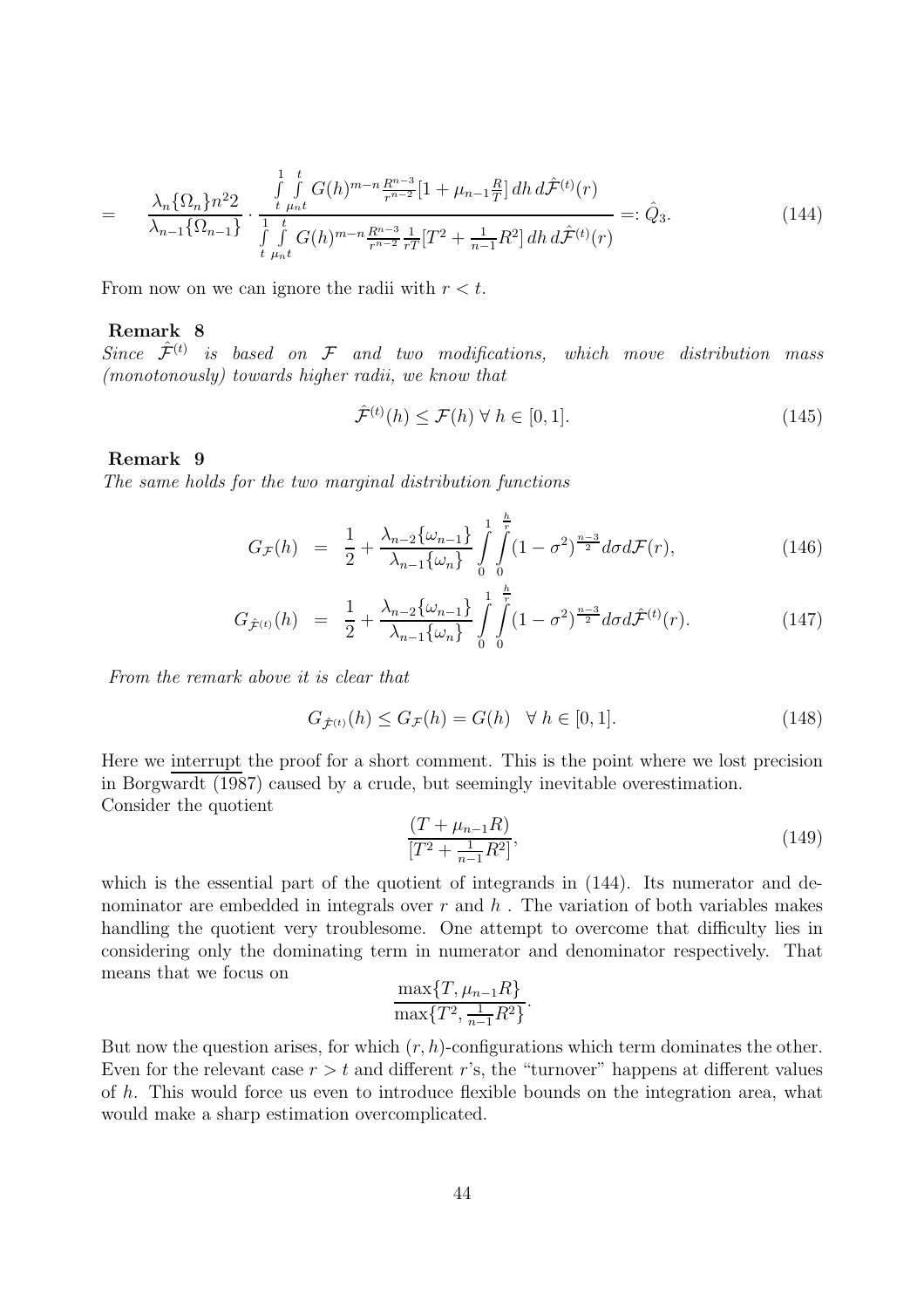$$= \quad \frac{\lambda_n\{\Omega_n\} n^2 2}{\lambda_{n-1}\{\Omega_{n-1}\}} \cdot \frac{\int\limits_t^1 \int\limits_{\mu_n t}^t G(h)^{m-n} \frac{R^{n-3}}{r^{n-2}} [1 + \mu_{n-1} \frac{R}{T}] \, dh \, d\hat{\mathcal{F}}^{(t)}(r)}{\int\limits_t^1 \int\limits_{\mu_n t}^t G(h)^{m-n} \frac{R^{n-3}}{r^{n-2}} \frac{1}{rT} [T^2 + \frac{1}{n-1} R^2] \, dh \, d\hat{\mathcal{F}}^{(t)}(r)} =: \hat{Q}_3. \tag{144}$$

From now on we can ignore the radii with $r < t$.

**Remark 8**
*Since $\hat{\mathcal{F}}^{(t)}$ is based on $\mathcal{F}$ and two modifications, which move distribution mass (monotonously) towards higher radii, we know that*

$$\hat{\mathcal{F}}^{(t)}(h) \leq \mathcal{F}(h) \ \forall \ h \in [0, 1]. \tag{145}$$

**Remark 9**
*The same holds for the two marginal distribution functions*

$$G_{\mathcal{F}}(h) \ = \ \frac{1}{2} + \frac{\lambda_{n-2}\{\omega_{n-1}\}}{\lambda_{n-1}\{\omega_n\}} \int\limits_0^1 \int\limits_0^{\frac{h}{r}} (1 - \sigma^2)^{\frac{n-3}{2}} d\sigma d\mathcal{F}(r), \tag{146}$$

$$G_{\hat{\mathcal{F}}^{(t)}}(h) \ = \ \frac{1}{2} + \frac{\lambda_{n-2}\{\omega_{n-1}\}}{\lambda_{n-1}\{\omega_n\}} \int\limits_0^1 \int\limits_0^{\frac{h}{r}} (1 - \sigma^2)^{\frac{n-3}{2}} d\sigma d\hat{\mathcal{F}}^{(t)}(r). \tag{147}$$

*From the remark above it is clear that*

$$G_{\hat{\mathcal{F}}^{(t)}}(h) \leq G_{\mathcal{F}}(h) = G(h) \quad \forall \ h \in [0, 1]. \tag{148}$$

Here we interrupt the proof for a short comment. This is the point where we lost precision in Borgwardt (1987) caused by a crude, but seemingly inevitable overestimation.
Consider the quotient

$$\frac{(T + \mu_{n-1} R)}{[T^2 + \frac{1}{n-1} R^2]}, \tag{149}$$

which is the essential part of the quotient of integrands in (144). Its numerator and denominator are embedded in integrals over $r$ and $h$ . The variation of both variables makes handling the quotient very troublesome. One attempt to overcome that difficulty lies in considering only the dominating term in numerator and denominator respectively. That means that we focus on

$$\frac{\max\{T, \mu_{n-1} R\}}{\max\{T^2, \frac{1}{n-1} R^2\}}.$$

But now the question arises, for which $(r, h)$-configurations which term dominates the other. Even for the relevant case $r > t$ and different $r$'s, the "turnover" happens at different values of $h$. This would force us even to introduce flexible bounds on the integration area, what would make a sharp estimation overcomplicated.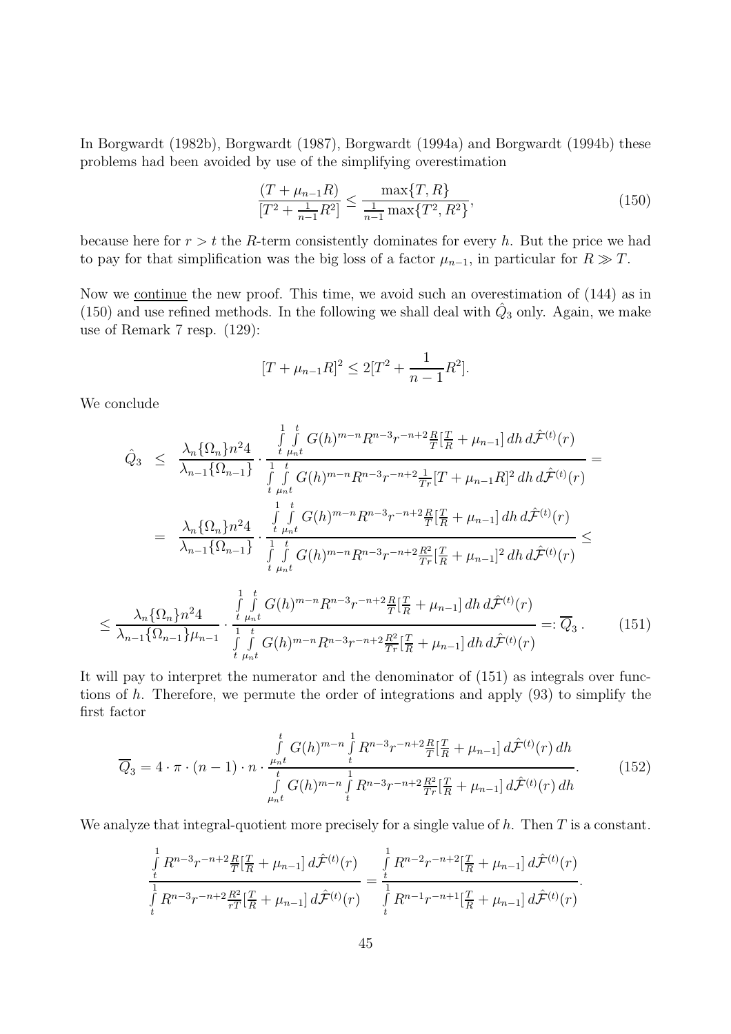In Borgwardt (1982b), Borgwardt (1987), Borgwardt (1994a) and Borgwardt (1994b) these problems had been avoided by use of the simplifying overestimation

$$\frac{(T+\mu_{n-1}R)}{[T^2+\frac{1}{n-1}R^2]} \leq \frac{\max\{T,R\}}{\frac{1}{n-1}\max\{T^2,R^2\}}, \tag{150}$$

because here for $r>t$ the $R$-term consistently dominates for every $h$. But the price we had to pay for that simplification was the big loss of a factor $\mu_{n-1}$, in particular for $R \gg T$.

Now we <u>continue</u> the new proof. This time, we avoid such an overestimation of (144) as in (150) and use refined methods. In the following we shall deal with $\hat{Q}_3$ only. Again, we make use of Remark 7 resp. (129):

$$[T+\mu_{n-1}R]^2 \leq 2[T^2+\frac{1}{n-1}R^2].$$

We conclude

$$\begin{aligned}
\hat{Q}_3 &\leq \frac{\lambda_n\{\Omega_n\}n^2 4}{\lambda_{n-1}\{\Omega_{n-1}\}} \cdot \frac{\int\limits_t^1\int\limits_{\mu_n t}^t G(h)^{m-n}R^{n-3}r^{-n+2}\frac{R}{T}[\frac{T}{R}+\mu_{n-1}]\,dh\,d\hat{\mathcal{F}}^{(t)}(r)}{\int\limits_t^1\int\limits_{\mu_n t}^t G(h)^{m-n}R^{n-3}r^{-n+2}\frac{1}{Tr}[T+\mu_{n-1}R]^2\,dh\,d\hat{\mathcal{F}}^{(t)}(r)} = \\
&= \frac{\lambda_n\{\Omega_n\}n^2 4}{\lambda_{n-1}\{\Omega_{n-1}\}} \cdot \frac{\int\limits_t^1\int\limits_{\mu_n t}^t G(h)^{m-n}R^{n-3}r^{-n+2}\frac{R}{T}[\frac{T}{R}+\mu_{n-1}]\,dh\,d\hat{\mathcal{F}}^{(t)}(r)}{\int\limits_t^1\int\limits_{\mu_n t}^t G(h)^{m-n}R^{n-3}r^{-n+2}\frac{R^2}{Tr}[\frac{T}{R}+\mu_{n-1}]^2\,dh\,d\hat{\mathcal{F}}^{(t)}(r)} \leq
\end{aligned}$$

$$\leq \frac{\lambda_n\{\Omega_n\}n^2 4}{\lambda_{n-1}\{\Omega_{n-1}\}\mu_{n-1}} \cdot \frac{\int\limits_t^1\int\limits_{\mu_n t}^t G(h)^{m-n}R^{n-3}r^{-n+2}\frac{R}{T}[\frac{T}{R}+\mu_{n-1}]\,dh\,d\hat{\mathcal{F}}^{(t)}(r)}{\int\limits_t^1\int\limits_{\mu_n t}^t G(h)^{m-n}R^{n-3}r^{-n+2}\frac{R^2}{Tr}[\frac{T}{R}+\mu_{n-1}]\,dh\,d\hat{\mathcal{F}}^{(t)}(r)} =: \overline{Q}_3\,. \tag{151}$$

It will pay to interpret the numerator and the denominator of (151) as integrals over functions of $h$. Therefore, we permute the order of integrations and apply (93) to simplify the first factor

$$\overline{Q}_3 = 4\cdot\pi\cdot(n-1)\cdot n\cdot \frac{\int\limits_{\mu_n t}^t G(h)^{m-n}\int\limits_t^1 R^{n-3}r^{-n+2}\frac{R}{T}[\frac{T}{R}+\mu_{n-1}]\,d\hat{\mathcal{F}}^{(t)}(r)\,dh}{\int\limits_{\mu_n t}^t G(h)^{m-n}\int\limits_t^1 R^{n-3}r^{-n+2}\frac{R^2}{Tr}[\frac{T}{R}+\mu_{n-1}]\,d\hat{\mathcal{F}}^{(t)}(r)\,dh}. \tag{152}$$

We analyze that integral-quotient more precisely for a single value of $h$. Then $T$ is a constant.

$$\frac{\int\limits_t^1 R^{n-3}r^{-n+2}\frac{R}{T}[\frac{T}{R}+\mu_{n-1}]\,d\hat{\mathcal{F}}^{(t)}(r)}{\int\limits_t^1 R^{n-3}r^{-n+2}\frac{R^2}{rT}[\frac{T}{R}+\mu_{n-1}]\,d\hat{\mathcal{F}}^{(t)}(r)} = \frac{\int\limits_t^1 R^{n-2}r^{-n+2}[\frac{T}{R}+\mu_{n-1}]\,d\hat{\mathcal{F}}^{(t)}(r)}{\int\limits_t^1 R^{n-1}r^{-n+1}[\frac{T}{R}+\mu_{n-1}]\,d\hat{\mathcal{F}}^{(t)}(r)}.$$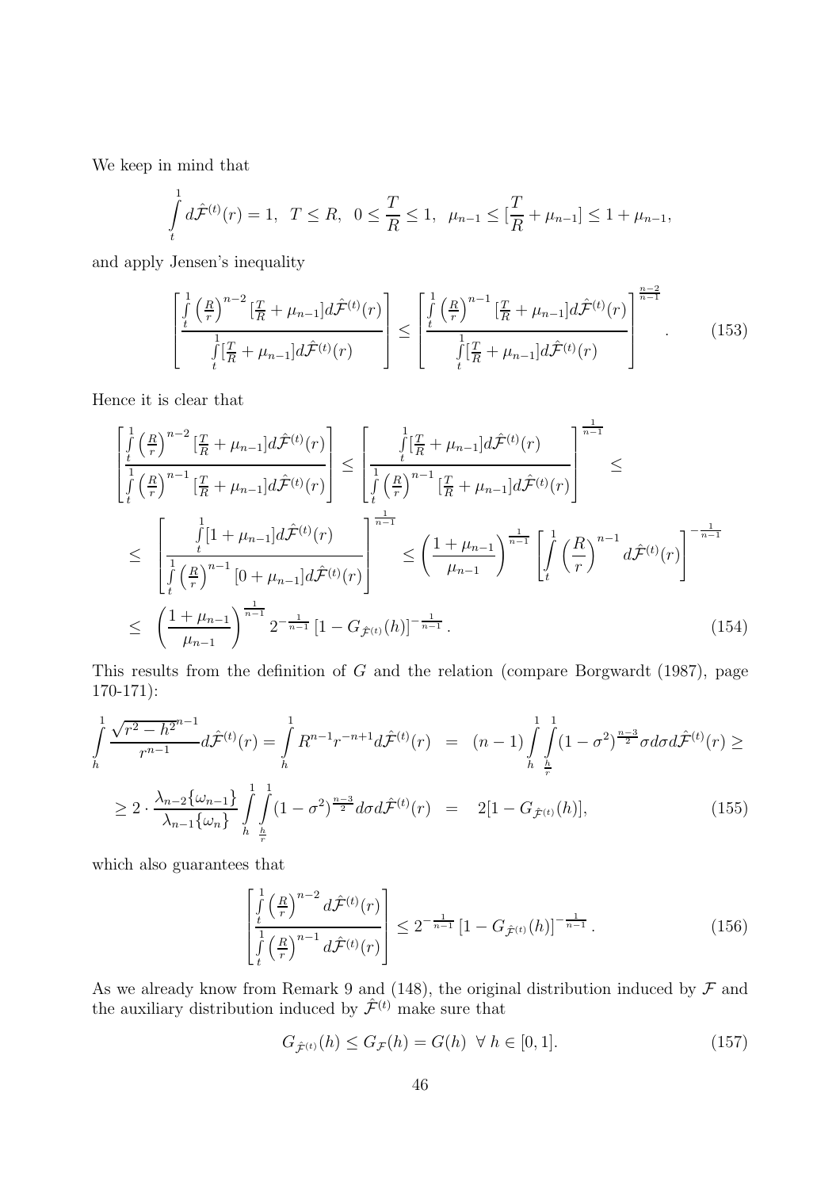We keep in mind that

$$\int_t^1 d\hat{\mathcal{F}}^{(t)}(r) = 1, \ \ T \leq R, \ \ 0 \leq \frac{T}{R} \leq 1, \ \ \mu_{n-1} \leq [\frac{T}{R} + \mu_{n-1}] \leq 1 + \mu_{n-1},$$

and apply Jensen's inequality

$$\left[\frac{\int_t^1 \left(\frac{R}{r}\right)^{n-2} [\frac{T}{R} + \mu_{n-1}] d\hat{\mathcal{F}}^{(t)}(r)}{\int_t^1 [\frac{T}{R} + \mu_{n-1}] d\hat{\mathcal{F}}^{(t)}(r)}\right] \leq \left[\frac{\int_t^1 \left(\frac{R}{r}\right)^{n-1} [\frac{T}{R} + \mu_{n-1}] d\hat{\mathcal{F}}^{(t)}(r)}{\int_t^1 [\frac{T}{R} + \mu_{n-1}] d\hat{\mathcal{F}}^{(t)}(r)}\right]^{\frac{n-2}{n-1}}. \tag{153}$$

Hence it is clear that

$$\begin{aligned}
\left[\frac{\int_t^1 \left(\frac{R}{r}\right)^{n-2} [\frac{T}{R} + \mu_{n-1}] d\hat{\mathcal{F}}^{(t)}(r)}{\int_t^1 \left(\frac{R}{r}\right)^{n-1} [\frac{T}{R} + \mu_{n-1}] d\hat{\mathcal{F}}^{(t)}(r)}\right] &\leq \left[\frac{\int_t^1 [\frac{T}{R} + \mu_{n-1}] d\hat{\mathcal{F}}^{(t)}(r)}{\int_t^1 \left(\frac{R}{r}\right)^{n-1} [\frac{T}{R} + \mu_{n-1}] d\hat{\mathcal{F}}^{(t)}(r)}\right]^{\frac{1}{n-1}} \leq \\
\leq \left[\frac{\int_t^1 [1 + \mu_{n-1}] d\hat{\mathcal{F}}^{(t)}(r)}{\int_t^1 \left(\frac{R}{r}\right)^{n-1} [0 + \mu_{n-1}] d\hat{\mathcal{F}}^{(t)}(r)}\right]^{\frac{1}{n-1}} &\leq \left(\frac{1 + \mu_{n-1}}{\mu_{n-1}}\right)^{\frac{1}{n-1}} \left[\int_t^1 \left(\frac{R}{r}\right)^{n-1} d\hat{\mathcal{F}}^{(t)}(r)\right]^{-\frac{1}{n-1}} \\
\leq \left(\frac{1 + \mu_{n-1}}{\mu_{n-1}}\right)^{\frac{1}{n-1}} 2^{-\frac{1}{n-1}} \left[1 - G_{\hat{\mathcal{F}}^{(t)}}(h)\right]^{-\frac{1}{n-1}}. & \qquad \qquad (154)
\end{aligned}$$

This results from the definition of $G$ and the relation (compare Borgwardt (1987), page 170-171):

$$\begin{aligned}
\int_h^1 \frac{\sqrt{r^2 - h^2}^{n-1}}{r^{n-1}} d\hat{\mathcal{F}}^{(t)}(r) = \int_h^1 R^{n-1} r^{-n+1} d\hat{\mathcal{F}}^{(t)}(r) &= (n-1) \int_h^1 \int_{\frac{h}{r}}^1 (1 - \sigma^2)^{\frac{n-3}{2}} \sigma d\sigma d\hat{\mathcal{F}}^{(t)}(r) \geq \\
\geq 2 \cdot \frac{\lambda_{n-2}\{\omega_{n-1}\}}{\lambda_{n-1}\{\omega_n\}} \int_h^1 \int_{\frac{h}{r}}^1 (1 - \sigma^2)^{\frac{n-3}{2}} d\sigma d\hat{\mathcal{F}}^{(t)}(r) &= 2[1 - G_{\hat{\mathcal{F}}^{(t)}}(h)], \qquad (155)
\end{aligned}$$

which also guarantees that

$$\left[\frac{\int_t^1 \left(\frac{R}{r}\right)^{n-2} d\hat{\mathcal{F}}^{(t)}(r)}{\int_t^1 \left(\frac{R}{r}\right)^{n-1} d\hat{\mathcal{F}}^{(t)}(r)}\right] \leq 2^{-\frac{1}{n-1}} \left[1 - G_{\hat{\mathcal{F}}^{(t)}}(h)\right]^{-\frac{1}{n-1}}. \tag{156}$$

As we already know from Remark 9 and (148), the original distribution induced by $\mathcal{F}$ and the auxiliary distribution induced by $\hat{\mathcal{F}}^{(t)}$ make sure that

$$G_{\hat{\mathcal{F}}^{(t)}}(h) \leq G_{\mathcal{F}}(h) = G(h) \ \ \forall \ h \in [0, 1]. \tag{157}$$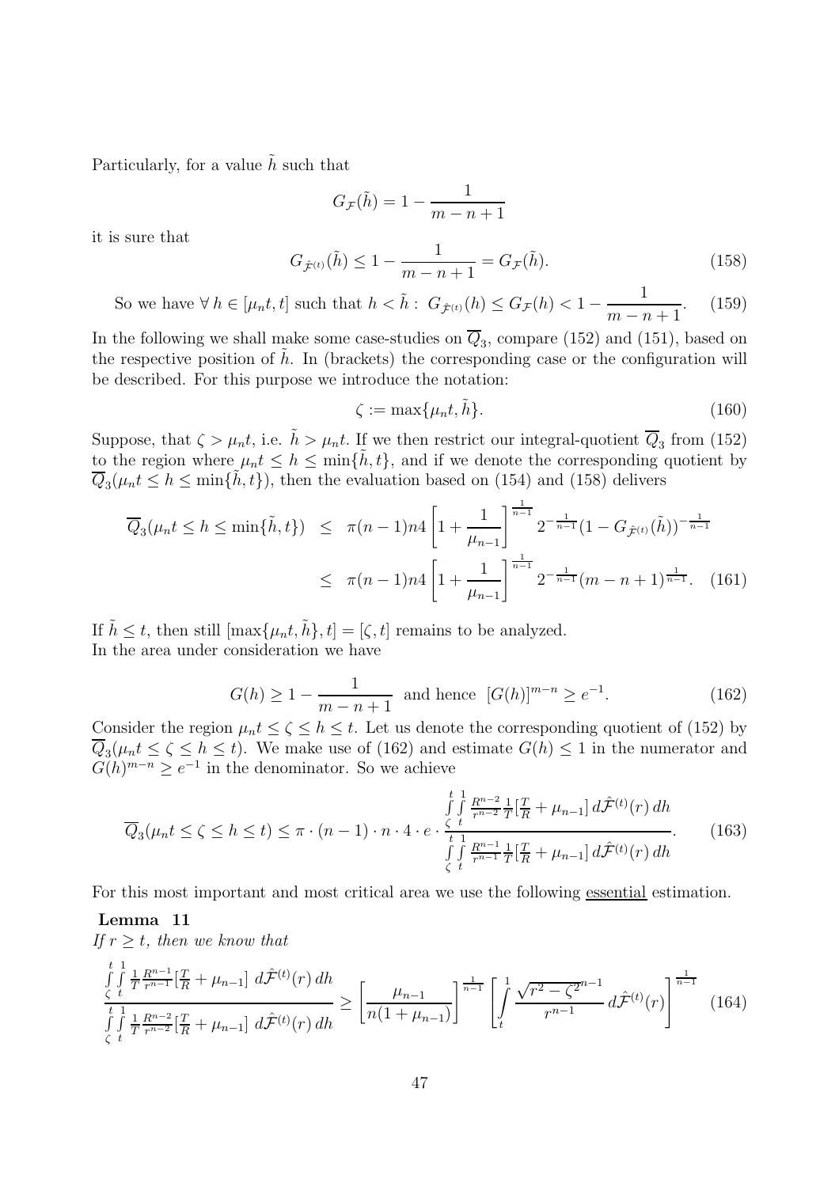Particularly, for a value $\tilde{h}$ such that

$$G_{\mathcal{F}}(\tilde{h}) = 1 - \frac{1}{m-n+1}$$

it is sure that

$$G_{\hat{\mathcal{F}}^{(t)}}(\tilde{h}) \leq 1 - \frac{1}{m-n+1} = G_{\mathcal{F}}(\tilde{h}). \tag{158}$$

So we have $\forall\, h \in [\mu_n t, t]$ such that $h < \tilde{h}$ : $G_{\hat{\mathcal{F}}^{(t)}}(h) \leq G_{\mathcal{F}}(h) < 1 - \dfrac{1}{m-n+1}$. (159)

In the following we shall make some case-studies on $\overline{Q}_3$, compare (152) and (151), based on the respective position of $\tilde{h}$. In (brackets) the corresponding case or the configuration will be described. For this purpose we introduce the notation:

$$\zeta := \max\{\mu_n t, \tilde{h}\}. \tag{160}$$

Suppose, that $\zeta > \mu_n t$, i.e. $\tilde{h} > \mu_n t$. If we then restrict our integral-quotient $\overline{Q}_3$ from (152) to the region where $\mu_n t \leq h \leq \min\{\tilde{h}, t\}$, and if we denote the corresponding quotient by $\overline{Q}_3(\mu_n t \leq h \leq \min\{\tilde{h}, t\})$, then the evaluation based on (154) and (158) delivers

$$\begin{aligned}
\overline{Q}_3(\mu_n t \leq h \leq \min\{\tilde{h}, t\}) &\leq \pi(n-1)n4\left[1 + \frac{1}{\mu_{n-1}}\right]^{\frac{1}{n-1}} 2^{-\frac{1}{n-1}}(1 - G_{\hat{\mathcal{F}}^{(t)}}(\tilde{h}))^{-\frac{1}{n-1}} \\
&\leq \pi(n-1)n4\left[1 + \frac{1}{\mu_{n-1}}\right]^{\frac{1}{n-1}} 2^{-\frac{1}{n-1}}(m-n+1)^{\frac{1}{n-1}}. \qquad (161)
\end{aligned}$$

If $\tilde{h} \leq t$, then still $[\max\{\mu_n t, \tilde{h}\}, t] = [\zeta, t]$ remains to be analyzed.
In the area under consideration we have

$$G(h) \geq 1 - \frac{1}{m-n+1} \;\text{ and hence }\; [G(h)]^{m-n} \geq e^{-1}. \tag{162}$$

Consider the region $\mu_n t \leq \zeta \leq h \leq t$. Let us denote the corresponding quotient of (152) by $\overline{Q}_3(\mu_n t \leq \zeta \leq h \leq t)$. We make use of (162) and estimate $G(h) \leq 1$ in the numerator and $G(h)^{m-n} \geq e^{-1}$ in the denominator. So we achieve

$$\overline{Q}_3(\mu_n t \leq \zeta \leq h \leq t) \leq \pi \cdot (n-1) \cdot n \cdot 4 \cdot e \cdot \frac{\int_\zeta^t \int_t^1 \frac{R^{n-2}}{r^{n-2}} \frac{1}{T}[\frac{T}{R} + \mu_{n-1}]\, d\hat{\mathcal{F}}^{(t)}(r)\, dh}{\int_\zeta^t \int_t^1 \frac{R^{n-1}}{r^{n-1}} \frac{1}{T}[\frac{T}{R} + \mu_{n-1}]\, d\hat{\mathcal{F}}^{(t)}(r)\, dh}. \tag{163}$$

For this most important and most critical area we use the following essential estimation.

**Lemma 11**
*If $r \geq t$, then we know that*

$$\frac{\int_\zeta^t \int_t^1 \frac{1}{T} \frac{R^{n-1}}{r^{n-1}}[\frac{T}{R} + \mu_{n-1}]\; d\hat{\mathcal{F}}^{(t)}(r)\, dh}{\int_\zeta^t \int_t^1 \frac{1}{T} \frac{R^{n-2}}{r^{n-2}}[\frac{T}{R} + \mu_{n-1}]\; d\hat{\mathcal{F}}^{(t)}(r)\, dh} \geq \left[\frac{\mu_{n-1}}{n(1+\mu_{n-1})}\right]^{\frac{1}{n-1}} \left[\int_t^1 \frac{\sqrt{r^2 - \zeta^2}^{\,n-1}}{r^{n-1}}\, d\hat{\mathcal{F}}^{(t)}(r)\right]^{\frac{1}{n-1}} \tag{164}$$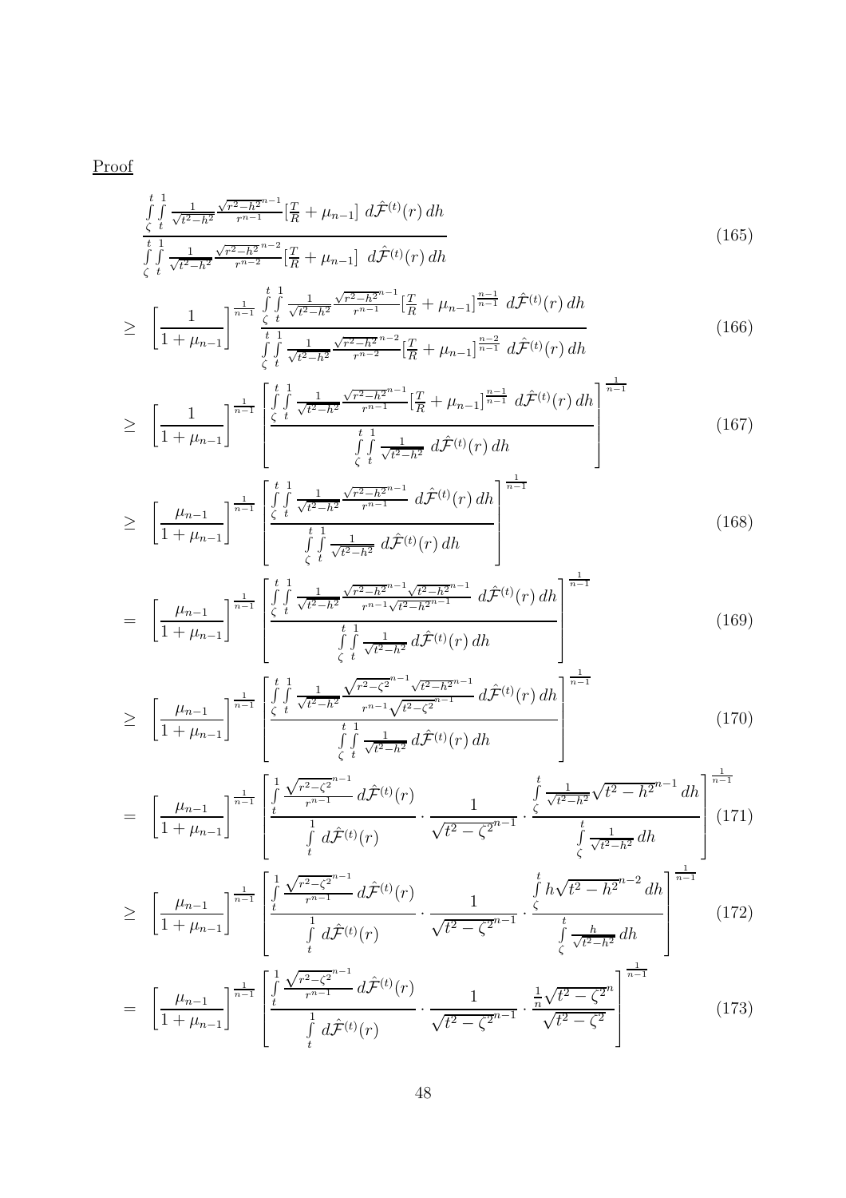Proof

$$\frac{\int_\zeta^t \int_t^1 \frac{1}{\sqrt{t^2-h^2}} \frac{\sqrt{r^2-h^2}^{n-1}}{r^{n-1}} \left[\frac{T}{R} + \mu_{n-1}\right] \, d\hat{\mathcal{F}}^{(t)}(r)\, dh}{\int_\zeta^t \int_t^1 \frac{1}{\sqrt{t^2-h^2}} \frac{\sqrt{r^2-h^2}^{n-2}}{r^{n-2}} \left[\frac{T}{R} + \mu_{n-1}\right] \, d\hat{\mathcal{F}}^{(t)}(r)\, dh} \tag{165}$$

$$\geq \left[\frac{1}{1+\mu_{n-1}}\right]^{\frac{1}{n-1}} \frac{\int_\zeta^t \int_t^1 \frac{1}{\sqrt{t^2-h^2}} \frac{\sqrt{r^2-h^2}^{n-1}}{r^{n-1}} \left[\frac{T}{R} + \mu_{n-1}\right]^{\frac{n-1}{n-1}} \, d\hat{\mathcal{F}}^{(t)}(r)\, dh}{\int_\zeta^t \int_t^1 \frac{1}{\sqrt{t^2-h^2}} \frac{\sqrt{r^2-h^2}^{n-2}}{r^{n-2}} \left[\frac{T}{R} + \mu_{n-1}\right]^{\frac{n-2}{n-1}} \, d\hat{\mathcal{F}}^{(t)}(r)\, dh} \tag{166}$$

$$\geq \left[\frac{1}{1+\mu_{n-1}}\right]^{\frac{1}{n-1}} \left[\frac{\int_\zeta^t \int_t^1 \frac{1}{\sqrt{t^2-h^2}} \frac{\sqrt{r^2-h^2}^{n-1}}{r^{n-1}} \left[\frac{T}{R} + \mu_{n-1}\right]^{\frac{n-1}{n-1}} \, d\hat{\mathcal{F}}^{(t)}(r)\, dh}{\int_\zeta^t \int_t^1 \frac{1}{\sqrt{t^2-h^2}} \, d\hat{\mathcal{F}}^{(t)}(r)\, dh}\right]^{\frac{1}{n-1}} \tag{167}$$

$$\geq \left[\frac{\mu_{n-1}}{1+\mu_{n-1}}\right]^{\frac{1}{n-1}} \left[\frac{\int_\zeta^t \int_t^1 \frac{1}{\sqrt{t^2-h^2}} \frac{\sqrt{r^2-h^2}^{n-1}}{r^{n-1}} \, d\hat{\mathcal{F}}^{(t)}(r)\, dh}{\int_\zeta^t \int_t^1 \frac{1}{\sqrt{t^2-h^2}} \, d\hat{\mathcal{F}}^{(t)}(r)\, dh}\right]^{\frac{1}{n-1}} \tag{168}$$

$$= \left[\frac{\mu_{n-1}}{1+\mu_{n-1}}\right]^{\frac{1}{n-1}} \left[\frac{\int_\zeta^t \int_t^1 \frac{1}{\sqrt{t^2-h^2}} \frac{\sqrt{r^2-h^2}^{n-1}\sqrt{t^2-h^2}^{n-1}}{r^{n-1}\sqrt{t^2-h^2}^{n-1}} \, d\hat{\mathcal{F}}^{(t)}(r)\, dh}{\int_\zeta^t \int_t^1 \frac{1}{\sqrt{t^2-h^2}} \, d\hat{\mathcal{F}}^{(t)}(r)\, dh}\right]^{\frac{1}{n-1}} \tag{169}$$

$$\geq \left[\frac{\mu_{n-1}}{1+\mu_{n-1}}\right]^{\frac{1}{n-1}} \left[\frac{\int_\zeta^t \int_t^1 \frac{1}{\sqrt{t^2-h^2}} \frac{\sqrt{r^2-\zeta^2}^{n-1}\sqrt{t^2-h^2}^{n-1}}{r^{n-1}\sqrt{t^2-\zeta^2}^{n-1}} \, d\hat{\mathcal{F}}^{(t)}(r)\, dh}{\int_\zeta^t \int_t^1 \frac{1}{\sqrt{t^2-h^2}} \, d\hat{\mathcal{F}}^{(t)}(r)\, dh}\right]^{\frac{1}{n-1}} \tag{170}$$

$$= \left[\frac{\mu_{n-1}}{1+\mu_{n-1}}\right]^{\frac{1}{n-1}} \left[\frac{\int_t^1 \frac{\sqrt{r^2-\zeta^2}^{n-1}}{r^{n-1}} \, d\hat{\mathcal{F}}^{(t)}(r)}{\int_t^1 d\hat{\mathcal{F}}^{(t)}(r)} \cdot \frac{1}{\sqrt{t^2-\zeta^2}^{n-1}} \cdot \frac{\int_\zeta^t \frac{1}{\sqrt{t^2-h^2}} \sqrt{t^2-h^2}^{n-1}\, dh}{\int_\zeta^t \frac{1}{\sqrt{t^2-h^2}}\, dh}\right]^{\frac{1}{n-1}} \tag{171}$$

$$\geq \left[\frac{\mu_{n-1}}{1+\mu_{n-1}}\right]^{\frac{1}{n-1}} \left[\frac{\int_t^1 \frac{\sqrt{r^2-\zeta^2}^{n-1}}{r^{n-1}} \, d\hat{\mathcal{F}}^{(t)}(r)}{\int_t^1 d\hat{\mathcal{F}}^{(t)}(r)} \cdot \frac{1}{\sqrt{t^2-\zeta^2}^{n-1}} \cdot \frac{\int_\zeta^t h\sqrt{t^2-h^2}^{n-2}\, dh}{\int_\zeta^t \frac{h}{\sqrt{t^2-h^2}}\, dh}\right]^{\frac{1}{n-1}} \tag{172}$$

$$= \left[\frac{\mu_{n-1}}{1+\mu_{n-1}}\right]^{\frac{1}{n-1}} \left[\frac{\int_t^1 \frac{\sqrt{r^2-\zeta^2}^{n-1}}{r^{n-1}} \, d\hat{\mathcal{F}}^{(t)}(r)}{\int_t^1 d\hat{\mathcal{F}}^{(t)}(r)} \cdot \frac{1}{\sqrt{t^2-\zeta^2}^{n-1}} \cdot \frac{\frac{1}{n}\sqrt{t^2-\zeta^2}^{n}}{\sqrt{t^2-\zeta^2}}\right]^{\frac{1}{n-1}} \tag{173}$$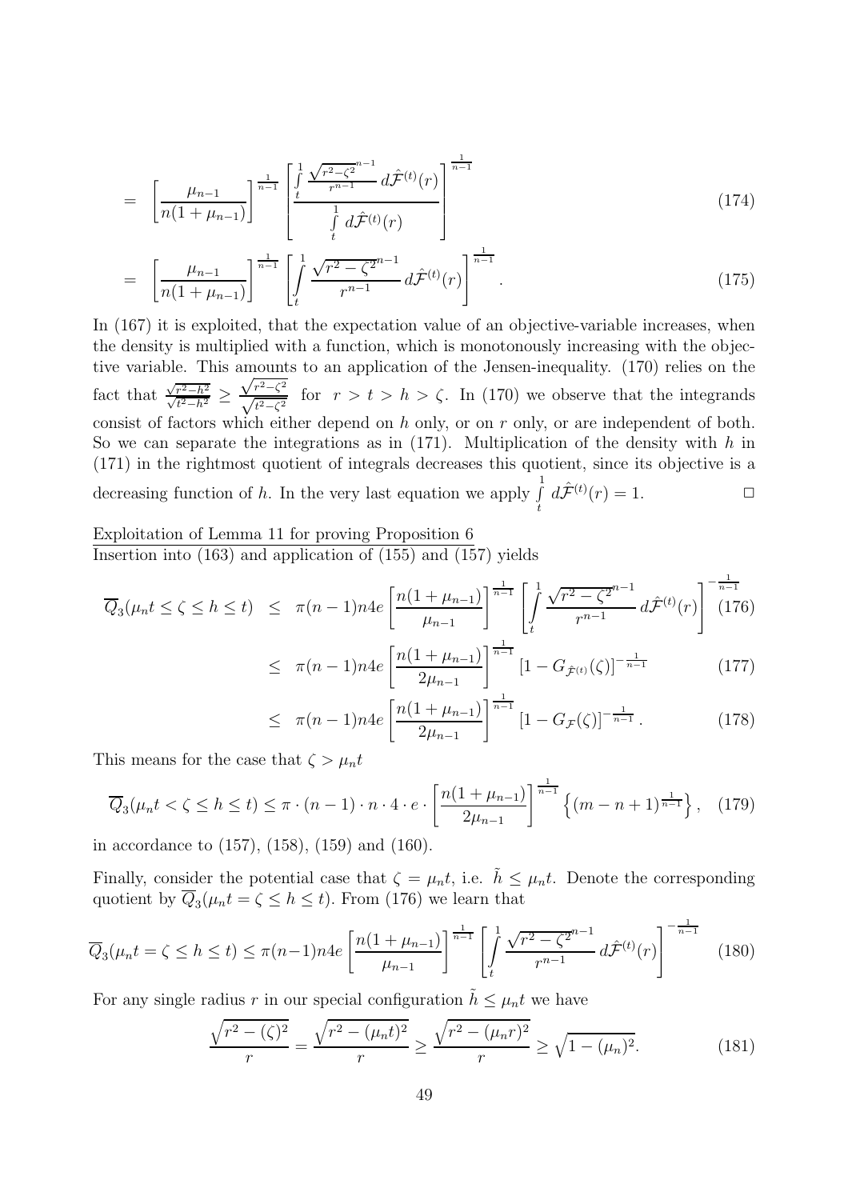$$= \left[\frac{\mu_{n-1}}{n(1+\mu_{n-1})}\right]^{\frac{1}{n-1}} \left[\frac{\int\limits_t^1 \frac{\sqrt{r^2-\zeta^2}^{n-1}}{r^{n-1}}\, d\hat{\mathcal{F}}^{(t)}(r)}{\int\limits_t^1 d\hat{\mathcal{F}}^{(t)}(r)}\right]^{\frac{1}{n-1}} \tag{174}$$

$$= \left[\frac{\mu_{n-1}}{n(1+\mu_{n-1})}\right]^{\frac{1}{n-1}} \left[\int\limits_t^1 \frac{\sqrt{r^2-\zeta^2}^{n-1}}{r^{n-1}}\, d\hat{\mathcal{F}}^{(t)}(r)\right]^{\frac{1}{n-1}}. \tag{175}$$

In (167) it is exploited, that the expectation value of an objective-variable increases, when the density is multiplied with a function, which is monotonously increasing with the objective variable. This amounts to an application of the Jensen-inequality. (170) relies on the fact that $\frac{\sqrt{r^2-h^2}}{\sqrt{t^2-h^2}} \geq \frac{\sqrt{r^2-\zeta^2}}{\sqrt{t^2-\zeta^2}}$ for $r > t > h > \zeta$. In (170) we observe that the integrands consist of factors which either depend on $h$ only, or on $r$ only, or are independent of both. So we can separate the integrations as in (171). Multiplication of the density with $h$ in (171) in the rightmost quotient of integrals decreases this quotient, since its objective is a decreasing function of $h$. In the very last equation we apply $\int\limits_t^1 d\hat{\mathcal{F}}^{(t)}(r) = 1$. $\square$

Exploitation of Lemma 11 for proving Proposition 6

Insertion into (163) and application of (155) and (157) yields

$$\overline{Q}_3(\mu_n t \leq \zeta \leq h \leq t) \leq \pi(n-1)n4e\left[\frac{n(1+\mu_{n-1})}{\mu_{n-1}}\right]^{\frac{1}{n-1}} \left[\int\limits_t^1 \frac{\sqrt{r^2-\zeta^2}^{n-1}}{r^{n-1}}\, d\hat{\mathcal{F}}^{(t)}(r)\right]^{-\frac{1}{n-1}} \tag{176}$$

$$\leq \pi(n-1)n4e\left[\frac{n(1+\mu_{n-1})}{2\mu_{n-1}}\right]^{\frac{1}{n-1}} \left[1-G_{\hat{\mathcal{F}}^{(t)}}(\zeta)\right]^{-\frac{1}{n-1}} \tag{177}$$

$$\leq \pi(n-1)n4e\left[\frac{n(1+\mu_{n-1})}{2\mu_{n-1}}\right]^{\frac{1}{n-1}} \left[1-G_{\mathcal{F}}(\zeta)\right]^{-\frac{1}{n-1}}. \tag{178}$$

This means for the case that $\zeta > \mu_n t$

$$\overline{Q}_3(\mu_n t < \zeta \leq h \leq t) \leq \pi\cdot(n-1)\cdot n\cdot 4\cdot e\cdot\left[\frac{n(1+\mu_{n-1})}{2\mu_{n-1}}\right]^{\frac{1}{n-1}} \left\{(m-n+1)^{\frac{1}{n-1}}\right\}, \tag{179}$$

in accordance to (157), (158), (159) and (160).

Finally, consider the potential case that $\zeta = \mu_n t$, i.e. $\tilde{h} \leq \mu_n t$. Denote the corresponding quotient by $\overline{Q}_3(\mu_n t = \zeta \leq h \leq t)$. From (176) we learn that

$$\overline{Q}_3(\mu_n t = \zeta \leq h \leq t) \leq \pi(n-1)n4e\left[\frac{n(1+\mu_{n-1})}{\mu_{n-1}}\right]^{\frac{1}{n-1}} \left[\int\limits_t^1 \frac{\sqrt{r^2-\zeta^2}^{n-1}}{r^{n-1}}\, d\hat{\mathcal{F}}^{(t)}(r)\right]^{-\frac{1}{n-1}} \tag{180}$$

For any single radius $r$ in our special configuration $\tilde{h} \leq \mu_n t$ we have

$$\frac{\sqrt{r^2-(\zeta)^2}}{r} = \frac{\sqrt{r^2-(\mu_n t)^2}}{r} \geq \frac{\sqrt{r^2-(\mu_n r)^2}}{r} \geq \sqrt{1-(\mu_n)^2}. \tag{181}$$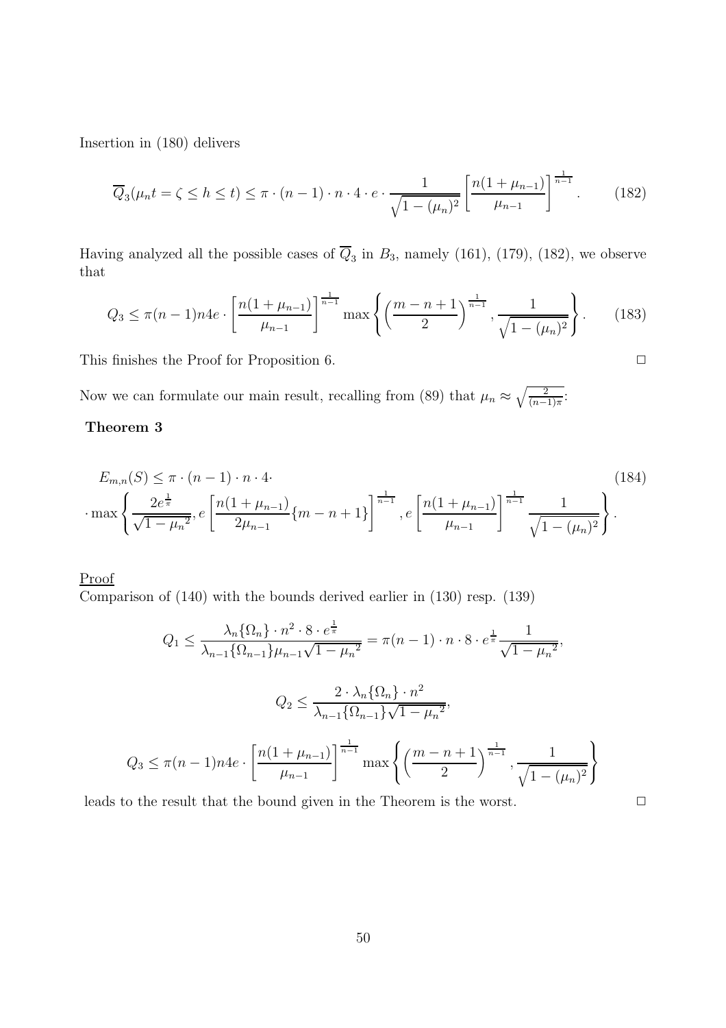Insertion in (180) delivers

$$\overline{Q}_3(\mu_n t = \zeta \le h \le t) \le \pi \cdot (n-1) \cdot n \cdot 4 \cdot e \cdot \frac{1}{\sqrt{1-(\mu_n)^2}} \left[\frac{n(1+\mu_{n-1})}{\mu_{n-1}}\right]^{\frac{1}{n-1}}. \tag{182}$$

Having analyzed all the possible cases of $\overline{Q}_3$ in $B_3$, namely (161), (179), (182), we observe that

$$Q_3 \le \pi(n-1)n4e \cdot \left[\frac{n(1+\mu_{n-1})}{\mu_{n-1}}\right]^{\frac{1}{n-1}} \max\left\{\left(\frac{m-n+1}{2}\right)^{\frac{1}{n-1}}, \frac{1}{\sqrt{1-(\mu_n)^2}}\right\}. \tag{183}$$

This finishes the Proof for Proposition 6. $\Box$

Now we can formulate our main result, recalling from (89) that $\mu_n \approx \sqrt{\frac{2}{(n-1)\pi}}$:

**Theorem 3**

$$\begin{aligned} &E_{m,n}(S) \le \pi \cdot (n-1) \cdot n \cdot 4 \cdot \\ &\cdot \max\left\{\frac{2e^{\frac{1}{\pi}}}{\sqrt{1-{\mu_n}^2}}, e\left[\frac{n(1+\mu_{n-1})}{2\mu_{n-1}}\{m-n+1\}\right]^{\frac{1}{n-1}}, e\left[\frac{n(1+\mu_{n-1})}{\mu_{n-1}}\right]^{\frac{1}{n-1}} \frac{1}{\sqrt{1-(\mu_n)^2}}\right\}. \end{aligned} \tag{184}$$

Proof

Comparison of (140) with the bounds derived earlier in (130) resp. (139)

$$Q_1 \le \frac{\lambda_n\{\Omega_n\} \cdot n^2 \cdot 8 \cdot e^{\frac{1}{\pi}}}{\lambda_{n-1}\{\Omega_{n-1}\}\mu_{n-1}\sqrt{1-{\mu_n}^2}} = \pi(n-1) \cdot n \cdot 8 \cdot e^{\frac{1}{\pi}} \frac{1}{\sqrt{1-{\mu_n}^2}},$$

$$Q_2 \le \frac{2 \cdot \lambda_n\{\Omega_n\} \cdot n^2}{\lambda_{n-1}\{\Omega_{n-1}\}\sqrt{1-{\mu_n}^2}},$$

$$Q_3 \le \pi(n-1)n4e \cdot \left[\frac{n(1+\mu_{n-1})}{\mu_{n-1}}\right]^{\frac{1}{n-1}} \max\left\{\left(\frac{m-n+1}{2}\right)^{\frac{1}{n-1}}, \frac{1}{\sqrt{1-(\mu_n)^2}}\right\}$$

leads to the result that the bound given in the Theorem is the worst. $\Box$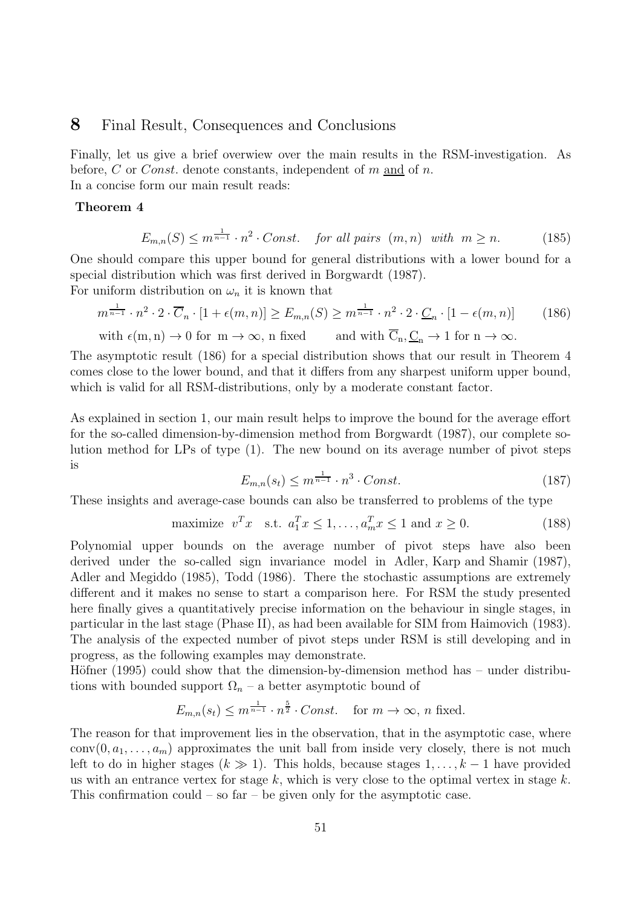# 8 Final Result, Consequences and Conclusions

Finally, let us give a brief overwiew over the main results in the RSM-investigation. As before, $C$ or $Const.$ denote constants, independent of $m$ and of $n$.
In a concise form our main result reads:

**Theorem 4**

$$E_{m,n}(S) \leq m^{\frac{1}{n-1}} \cdot n^2 \cdot Const. \quad \textit{for all pairs } (m,n) \textit{ with } m \geq n. \tag{185}$$

One should compare this upper bound for general distributions with a lower bound for a special distribution which was first derived in Borgwardt (1987).
For uniform distribution on $\omega_n$ it is known that

$$m^{\frac{1}{n-1}} \cdot n^2 \cdot 2 \cdot \overline{C}_n \cdot [1 + \epsilon(m,n)] \geq E_{m,n}(S) \geq m^{\frac{1}{n-1}} \cdot n^2 \cdot 2 \cdot \underline{C}_n \cdot [1 - \epsilon(m,n)] \tag{186}$$

$$\text{with } \epsilon(m,n) \to 0 \text{ for } m \to \infty, \text{ n fixed} \qquad \text{and with } \overline{C}_n, \underline{C}_n \to 1 \text{ for } n \to \infty.$$

The asymptotic result (186) for a special distribution shows that our result in Theorem 4 comes close to the lower bound, and that it differs from any sharpest uniform upper bound, which is valid for all RSM-distributions, only by a moderate constant factor.

As explained in section 1, our main result helps to improve the bound for the average effort for the so-called dimension-by-dimension method from Borgwardt (1987), our complete solution method for LPs of type (1). The new bound on its average number of pivot steps is

$$E_{m,n}(s_t) \leq m^{\frac{1}{n-1}} \cdot n^3 \cdot Const. \tag{187}$$

These insights and average-case bounds can also be transferred to problems of the type

$$\text{maximize } \ v^T x \quad \text{s.t. } a_1^T x \leq 1, \ldots, a_m^T x \leq 1 \text{ and } x \geq 0. \tag{188}$$

Polynomial upper bounds on the average number of pivot steps have also been derived under the so-called sign invariance model in Adler, Karp and Shamir (1987), Adler and Megiddo (1985), Todd (1986). There the stochastic assumptions are extremely different and it makes no sense to start a comparison here. For RSM the study presented here finally gives a quantitatively precise information on the behaviour in single stages, in particular in the last stage (Phase II), as had been available for SIM from Haimovich (1983). The analysis of the expected number of pivot steps under RSM is still developing and in progress, as the following examples may demonstrate.
Höfner (1995) could show that the dimension-by-dimension method has – under distributions with bounded support $\Omega_n$ – a better asymptotic bound of

$$E_{m,n}(s_t) \leq m^{\frac{1}{n-1}} \cdot n^{\frac{5}{2}} \cdot Const. \quad \text{for } m \to \infty, \, n \text{ fixed}.$$

The reason for that improvement lies in the observation, that in the asymptotic case, where $\text{conv}(0, a_1, \ldots, a_m)$ approximates the unit ball from inside very closely, there is not much left to do in higher stages ($k \gg 1$). This holds, because stages $1, \ldots, k-1$ have provided us with an entrance vertex for stage $k$, which is very close to the optimal vertex in stage $k$. This confirmation could – so far – be given only for the asymptotic case.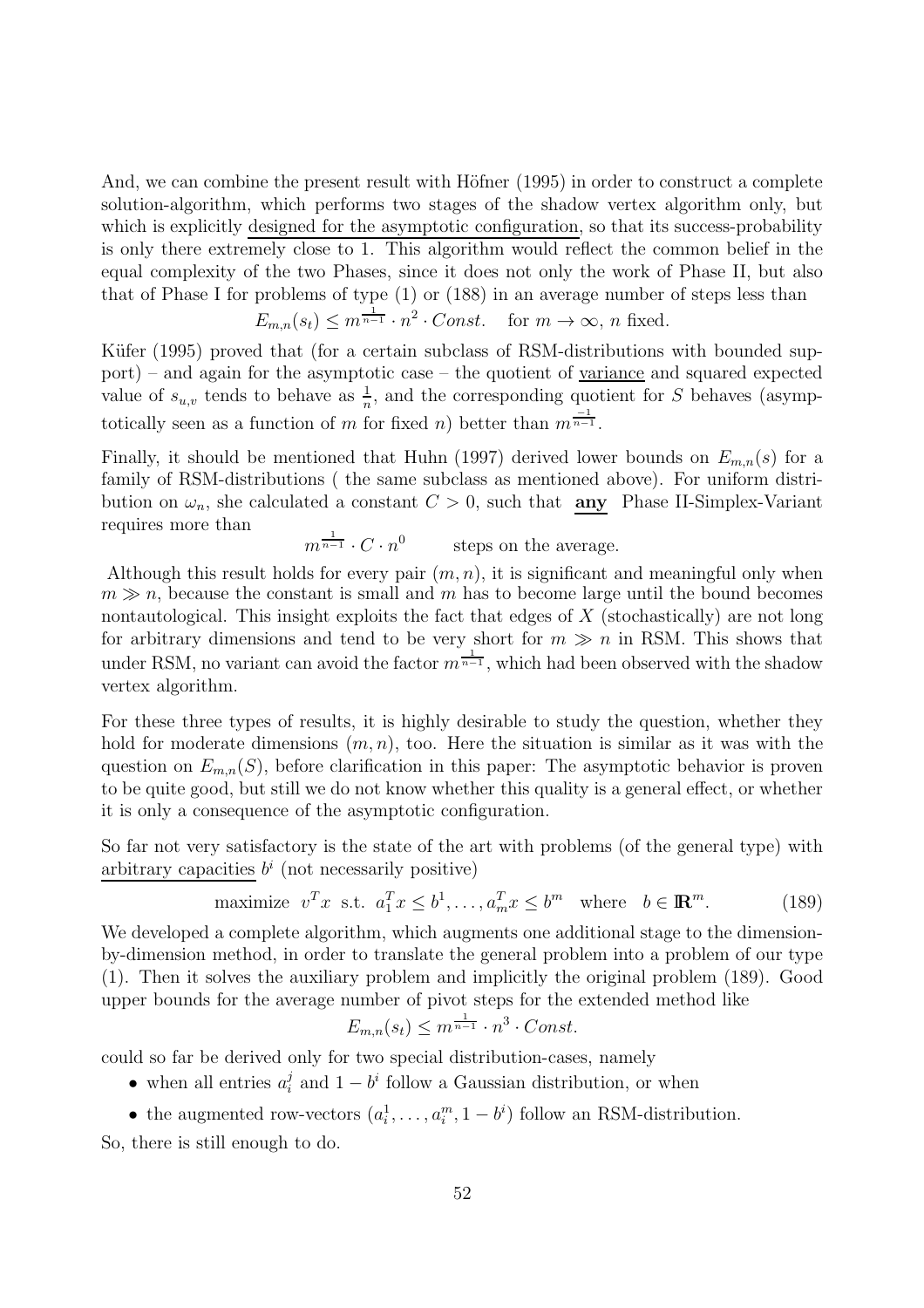And, we can combine the present result with Höfner (1995) in order to construct a complete solution-algorithm, which performs two stages of the shadow vertex algorithm only, but which is explicitly designed for the asymptotic configuration, so that its success-probability is only there extremely close to 1. This algorithm would reflect the common belief in the equal complexity of the two Phases, since it does not only the work of Phase II, but also that of Phase I for problems of type (1) or (188) in an average number of steps less than

$$E_{m,n}(s_t) \le m^{\frac{1}{n-1}} \cdot n^2 \cdot Const. \quad \text{for } m \to \infty,\ n \text{ fixed.}$$

Küfer (1995) proved that (for a certain subclass of RSM-distributions with bounded support) – and again for the asymptotic case – the quotient of variance and squared expected value of $s_{u,v}$ tends to behave as $\frac{1}{n}$, and the corresponding quotient for $S$ behaves (asymptotically seen as a function of $m$ for fixed $n$) better than $m^{\frac{-1}{n-1}}$.

Finally, it should be mentioned that Huhn (1997) derived lower bounds on $E_{m,n}(s)$ for a family of RSM-distributions ( the same subclass as mentioned above). For uniform distribution on $\omega_n$, she calculated a constant $C > 0$, such that **any** Phase II-Simplex-Variant requires more than

$$m^{\frac{1}{n-1}} \cdot C \cdot n^0 \qquad \text{steps on the average.}$$

Although this result holds for every pair $(m, n)$, it is significant and meaningful only when $m \gg n$, because the constant is small and $m$ has to become large until the bound becomes nontautological. This insight exploits the fact that edges of $X$ (stochastically) are not long for arbitrary dimensions and tend to be very short for $m \gg n$ in RSM. This shows that under RSM, no variant can avoid the factor $m^{\frac{1}{n-1}}$, which had been observed with the shadow vertex algorithm.

For these three types of results, it is highly desirable to study the question, whether they hold for moderate dimensions $(m, n)$, too. Here the situation is similar as it was with the question on $E_{m,n}(S)$, before clarification in this paper: The asymptotic behavior is proven to be quite good, but still we do not know whether this quality is a general effect, or whether it is only a consequence of the asymptotic configuration.

So far not very satisfactory is the state of the art with problems (of the general type) with arbitrary capacities $b^i$ (not necessarily positive)

$$\text{maximize } v^T x \text{ s.t. } a_1^T x \le b^1, \ldots, a_m^T x \le b^m \quad \text{where} \quad b \in \mathbb{R}^m. \tag{189}$$

We developed a complete algorithm, which augments one additional stage to the dimension-by-dimension method, in order to translate the general problem into a problem of our type (1). Then it solves the auxiliary problem and implicitly the original problem (189). Good upper bounds for the average number of pivot steps for the extended method like

$$E_{m,n}(s_t) \le m^{\frac{1}{n-1}} \cdot n^3 \cdot Const.$$

could so far be derived only for two special distribution-cases, namely

- when all entries $a_i^j$ and $1 - b^i$ follow a Gaussian distribution, or when
- the augmented row-vectors $(a_i^1, \ldots, a_i^m, 1 - b^i)$ follow an RSM-distribution.

So, there is still enough to do.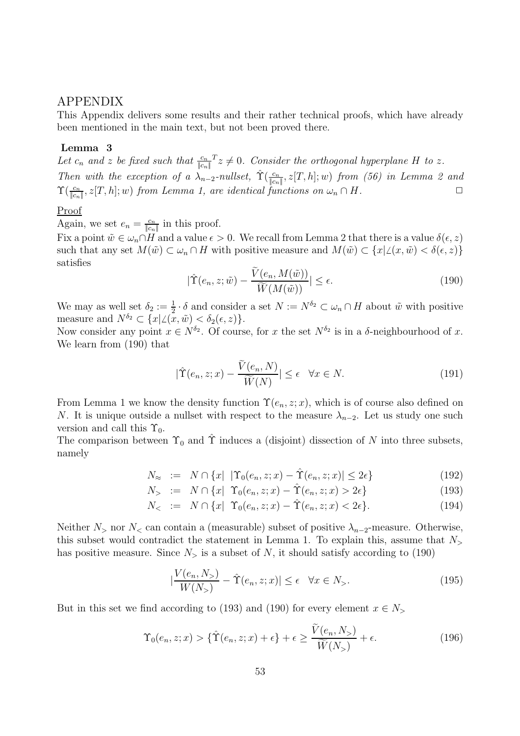# APPENDIX

This Appendix delivers some results and their rather technical proofs, which have already been mentioned in the main text, but not been proved there.

**Lemma 3**

*Let $c_n$ and $z$ be fixed such that $\frac{c_n}{\|c_n\|}^T z \neq 0$. Consider the orthogonal hyperplane $H$ to $z$. Then with the exception of a $\lambda_{n-2}$-nullset, $\hat{\Upsilon}(\frac{c_n}{\|c_n\|}, z[T,h]; w)$ from (56) in Lemma 2 and $\Upsilon(\frac{c_n}{\|c_n\|}, z[T,h]; w)$ from Lemma 1, are identical functions on $\omega_n \cap H$.* $\square$

Proof

Again, we set $e_n = \frac{c_n}{\|c_n\|}$ in this proof.

Fix a point $\tilde{w} \in \omega_n \cap H$ and a value $\epsilon > 0$. We recall from Lemma 2 that there is a value $\delta(\epsilon, z)$ such that any set $M(\tilde{w}) \subset \omega_n \cap H$ with positive measure and $M(\tilde{w}) \subset \{x | \angle(x, \tilde{w}) < \delta(\epsilon, z)\}$ satisfies

$$
|\hat{\Upsilon}(e_n, z; \tilde{w}) - \frac{\widetilde{V}(e_n, M(\tilde{w}))}{\widetilde{W}(M(\tilde{w}))}| \leq \epsilon. \tag{190}
$$

We may as well set $\delta_2 := \frac{1}{2} \cdot \delta$ and consider a set $N := N^{\delta_2} \subset \omega_n \cap H$ about $\tilde{w}$ with positive measure and $N^{\delta_2} \subset \{x | \angle(x, \tilde{w}) < \delta_2(\epsilon, z)\}$.

Now consider any point $x \in N^{\delta_2}$. Of course, for $x$ the set $N^{\delta_2}$ is in a $\delta$-neighbourhood of $x$. We learn from (190) that

$$
|\hat{\Upsilon}(e_n, z; x) - \frac{\widetilde{V}(e_n, N)}{\widetilde{W}(N)}| \leq \epsilon \quad \forall x \in N. \tag{191}
$$

From Lemma 1 we know the density function $\Upsilon(e_n, z; x)$, which is of course also defined on $N$. It is unique outside a nullset with respect to the measure $\lambda_{n-2}$. Let us study one such version and call this $\Upsilon_0$.

The comparison between $\Upsilon_0$ and $\hat{\Upsilon}$ induces a (disjoint) dissection of $N$ into three subsets, namely

$$
N_{\approx} \;:=\; N \cap \{x | \; |\Upsilon_0(e_n, z; x) - \hat{\Upsilon}(e_n, z; x)| \leq 2\epsilon\} \tag{192}
$$

$$
N_{>} \;:=\; N \cap \{x | \; \Upsilon_0(e_n, z; x) - \hat{\Upsilon}(e_n, z; x) > 2\epsilon\} \tag{193}
$$

$$
N_{<} \;:=\; N \cap \{x | \; \Upsilon_0(e_n, z; x) - \hat{\Upsilon}(e_n, z; x) < 2\epsilon\}. \tag{194}
$$

Neither $N_{>}$ nor $N_{<}$ can contain a (measurable) subset of positive $\lambda_{n-2}$-measure. Otherwise, this subset would contradict the statement in Lemma 1. To explain this, assume that $N_{>}$ has positive measure. Since $N_{>}$ is a subset of $N$, it should satisfy according to (190)

$$
|\frac{V(e_n, N_{>})}{W(N_{>})} - \hat{\Upsilon}(e_n, z; x)| \leq \epsilon \quad \forall x \in N_{>}. \tag{195}
$$

But in this set we find according to (193) and (190) for every element $x \in N_{>}$

$$
\Upsilon_0(e_n, z; x) > \{\hat{\Upsilon}(e_n, z; x) + \epsilon\} + \epsilon \geq \frac{\widetilde{V}(e_n, N_{>})}{\widetilde{W}(N_{>})} + \epsilon. \tag{196}
$$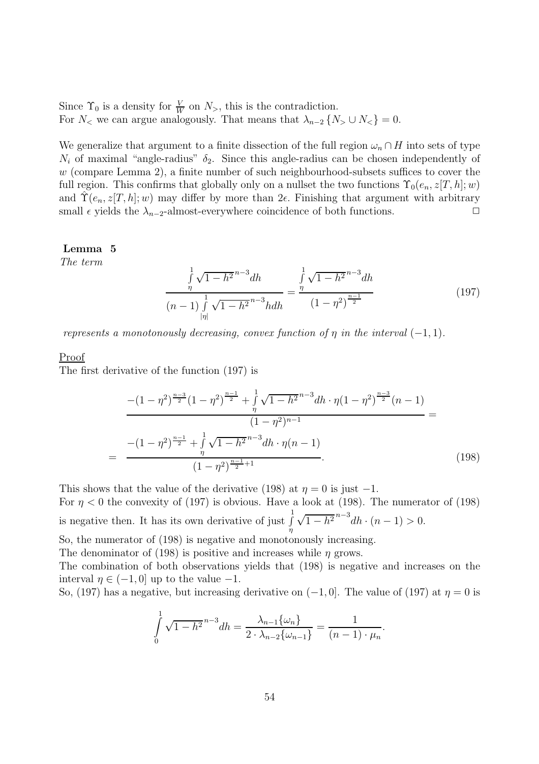Since $\Upsilon_0$ is a density for $\frac{V}{W}$ on $N_>$, this is the contradiction.
For $N_<$ we can argue analogously. That means that $\lambda_{n-2}\{N_> \cup N_<\} = 0$.

We generalize that argument to a finite dissection of the full region $\omega_n \cap H$ into sets of type $N_i$ of maximal "angle-radius" $\delta_2$. Since this angle-radius can be chosen independently of $w$ (compare Lemma 2), a finite number of such neighbourhood-subsets suffices to cover the full region. This confirms that globally only on a nullset the two functions $\Upsilon_0(e_n, z[T,h]; w)$ and $\hat{\Upsilon}(e_n, z[T,h]; w)$ may differ by more than $2\epsilon$. Finishing that argument with arbitrary small $\epsilon$ yields the $\lambda_{n-2}$-almost-everywhere coincidence of both functions. □

**Lemma 5**
*The term*

$$\frac{\int\limits_{\eta}^{1} \sqrt{1-h^2}^{\,n-3} dh}{(n-1)\int\limits_{|\eta|}^{1} \sqrt{1-h^2}^{\,n-3} h dh} = \frac{\int\limits_{\eta}^{1} \sqrt{1-h^2}^{\,n-3} dh}{(1-\eta^2)^{\frac{n-1}{2}}} \tag{197}$$

*represents a monotonously decreasing, convex function of $\eta$ in the interval $(-1,1)$.*

Proof
The first derivative of the function (197) is

$$\begin{aligned} &\frac{-(1-\eta^2)^{\frac{n-3}{2}}(1-\eta^2)^{\frac{n-1}{2}} + \int\limits_{\eta}^{1} \sqrt{1-h^2}^{\,n-3} dh \cdot \eta (1-\eta^2)^{\frac{n-3}{2}}(n-1)}{(1-\eta^2)^{n-1}} = \\ = \ &\frac{-(1-\eta^2)^{\frac{n-1}{2}} + \int\limits_{\eta}^{1} \sqrt{1-h^2}^{\,n-3} dh \cdot \eta (n-1)}{(1-\eta^2)^{\frac{n-1}{2}+1}}. \end{aligned} \tag{198}$$

This shows that the value of the derivative (198) at $\eta = 0$ is just $-1$.
For $\eta < 0$ the convexity of (197) is obvious. Have a look at (198). The numerator of (198) is negative then. It has its own derivative of just $\int\limits_{\eta}^{1} \sqrt{1-h^2}^{\,n-3} dh \cdot (n-1) > 0$.
So, the numerator of (198) is negative and monotonously increasing.
The denominator of (198) is positive and increases while $\eta$ grows.
The combination of both observations yields that (198) is negative and increases on the interval $\eta \in (-1,0]$ up to the value $-1$.
So, (197) has a negative, but increasing derivative on $(-1,0]$. The value of (197) at $\eta = 0$ is

$$\int\limits_{0}^{1} \sqrt{1-h^2}^{\,n-3} dh = \frac{\lambda_{n-1}\{\omega_n\}}{2 \cdot \lambda_{n-2}\{\omega_{n-1}\}} = \frac{1}{(n-1)\cdot \mu_n}.$$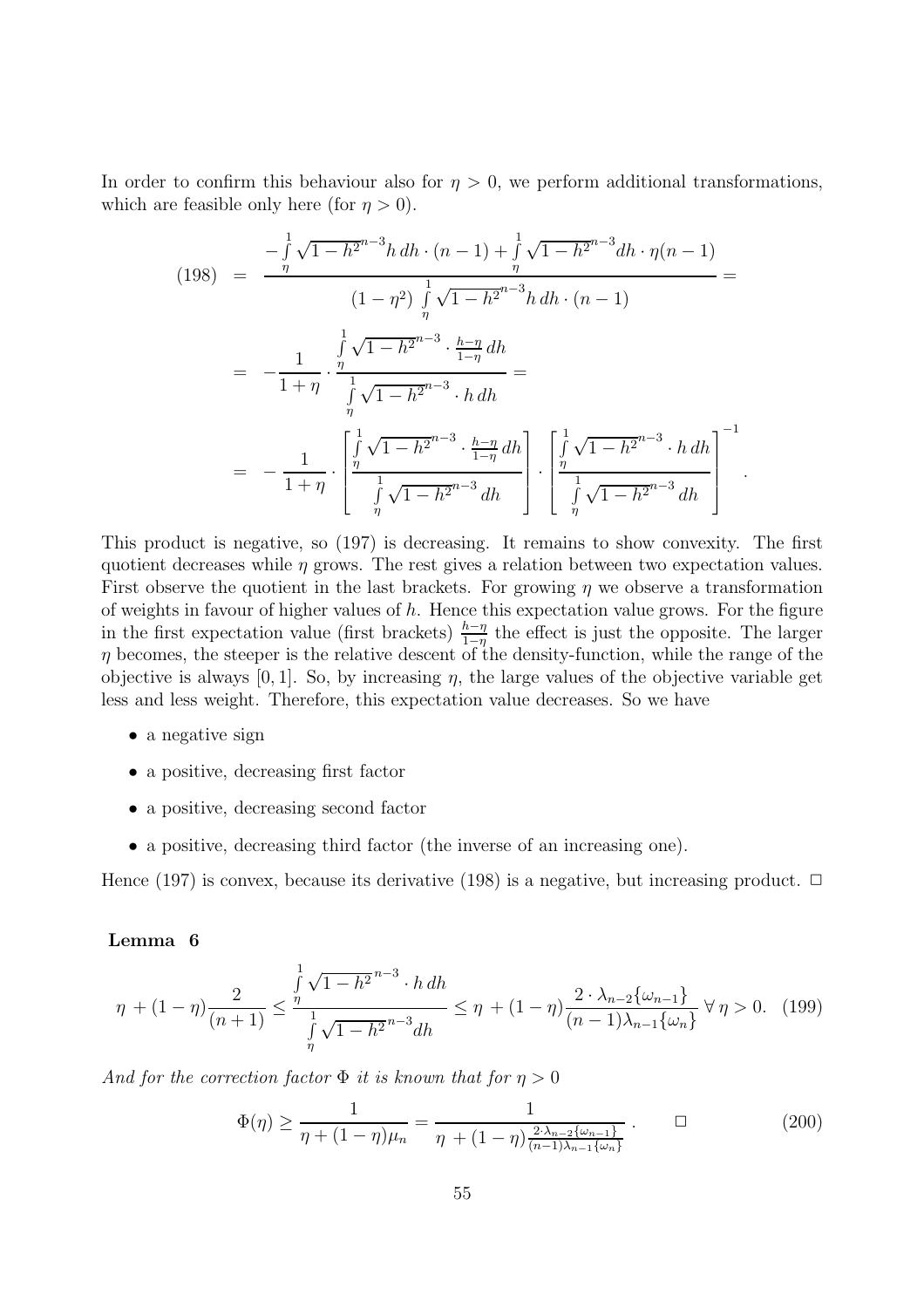In order to confirm this behaviour also for $\eta > 0$, we perform additional transformations, which are feasible only here (for $\eta > 0$).

$$
\begin{aligned}
(198) &= \frac{-\int_\eta^1 \sqrt{1-h^2}^{n-3} h\, dh \cdot (n-1) + \int_\eta^1 \sqrt{1-h^2}^{n-3} dh \cdot \eta(n-1)}{(1-\eta^2) \int_\eta^1 \sqrt{1-h^2}^{n-3} h\, dh \cdot (n-1)} = \\
&= -\frac{1}{1+\eta} \cdot \frac{\int_\eta^1 \sqrt{1-h^2}^{n-3} \cdot \frac{h-\eta}{1-\eta}\, dh}{\int_\eta^1 \sqrt{1-h^2}^{n-3} \cdot h\, dh} = \\
&= -\frac{1}{1+\eta} \cdot \left[ \frac{\int_\eta^1 \sqrt{1-h^2}^{n-3} \cdot \frac{h-\eta}{1-\eta}\, dh}{\int_\eta^1 \sqrt{1-h^2}^{n-3}\, dh} \right] \cdot \left[ \frac{\int_\eta^1 \sqrt{1-h^2}^{n-3} \cdot h\, dh}{\int_\eta^1 \sqrt{1-h^2}^{n-3}\, dh} \right]^{-1} .
\end{aligned}
$$

This product is negative, so (197) is decreasing. It remains to show convexity. The first quotient decreases while $\eta$ grows. The rest gives a relation between two expectation values. First observe the quotient in the last brackets. For growing $\eta$ we observe a transformation of weights in favour of higher values of $h$. Hence this expectation value grows. For the figure in the first expectation value (first brackets) $\frac{h-\eta}{1-\eta}$ the effect is just the opposite. The larger $\eta$ becomes, the steeper is the relative descent of the density-function, while the range of the objective is always $[0, 1]$. So, by increasing $\eta$, the large values of the objective variable get less and less weight. Therefore, this expectation value decreases. So we have

- a negative sign
- a positive, decreasing first factor
- a positive, decreasing second factor
- a positive, decreasing third factor (the inverse of an increasing one).

Hence (197) is convex, because its derivative (198) is a negative, but increasing product. □

**Lemma 6**

$$
\eta + (1-\eta)\frac{2}{(n+1)} \le \frac{\int_\eta^1 \sqrt{1-h^2}^{n-3} \cdot h\, dh}{\int_\eta^1 \sqrt{1-h^2}^{n-3} dh} \le \eta + (1-\eta)\frac{2 \cdot \lambda_{n-2}\{\omega_{n-1}\}}{(n-1)\lambda_{n-1}\{\omega_n\}} \;\forall\, \eta > 0. \quad (199)
$$

*And for the correction factor $\Phi$ it is known that for $\eta > 0$*

$$
\Phi(\eta) \ge \frac{1}{\eta + (1-\eta)\mu_n} = \frac{1}{\eta + (1-\eta)\frac{2 \cdot \lambda_{n-2}\{\omega_{n-1}\}}{(n-1)\lambda_{n-1}\{\omega_n\}}} . \qquad \square \qquad (200)
$$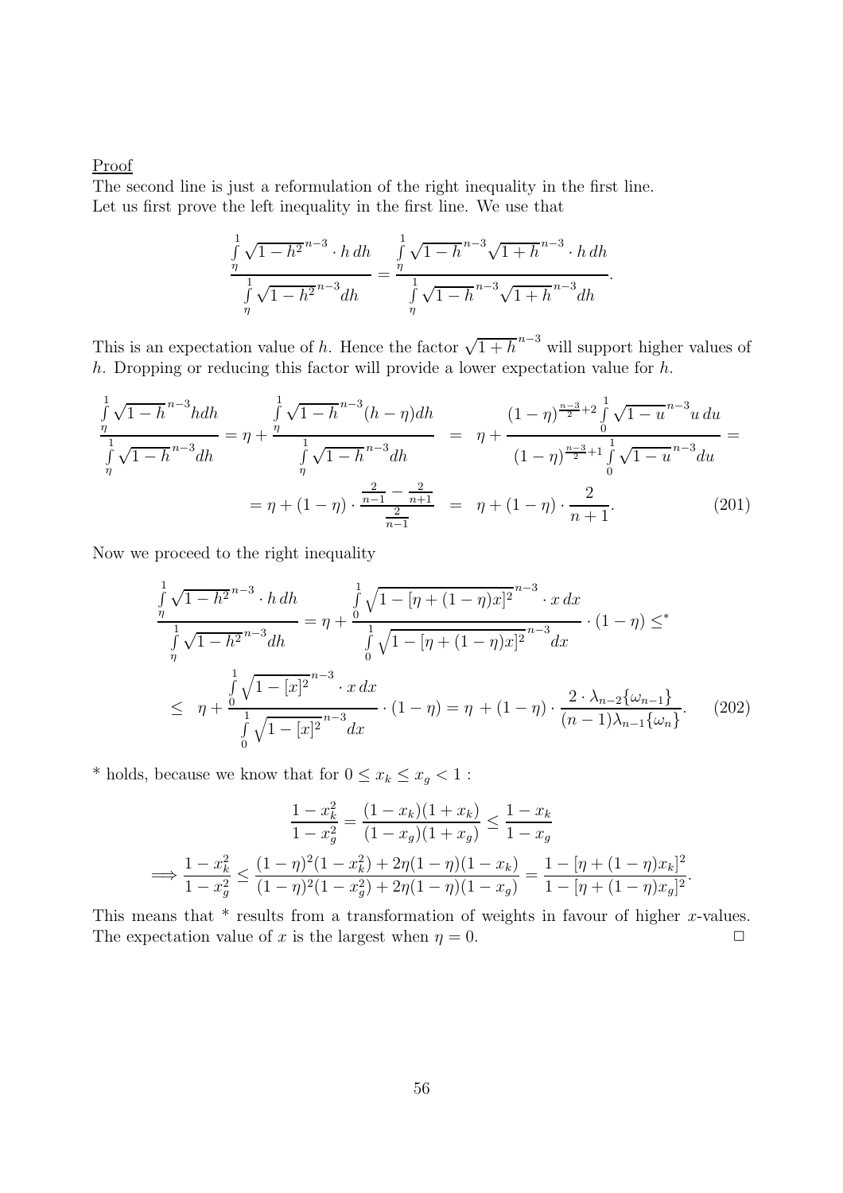Proof

The second line is just a reformulation of the right inequality in the first line.
Let us first prove the left inequality in the first line. We use that

$$\frac{\int\limits_\eta^1 \sqrt{1-h^2}^{\,n-3} \cdot h\,dh}{\int\limits_\eta^1 \sqrt{1-h^2}^{\,n-3} dh} = \frac{\int\limits_\eta^1 \sqrt{1-h}^{\,n-3}\sqrt{1+h}^{\,n-3} \cdot h\,dh}{\int\limits_\eta^1 \sqrt{1-h}^{\,n-3}\sqrt{1+h}^{\,n-3} dh}.$$

This is an expectation value of $h$. Hence the factor $\sqrt{1+h}^{\,n-3}$ will support higher values of $h$. Dropping or reducing this factor will provide a lower expectation value for $h$.

$$\begin{aligned}
\frac{\int\limits_\eta^1 \sqrt{1-h}^{\,n-3} h dh}{\int\limits_\eta^1 \sqrt{1-h}^{\,n-3} dh} = \eta + \frac{\int\limits_\eta^1 \sqrt{1-h}^{\,n-3}(h-\eta) dh}{\int\limits_\eta^1 \sqrt{1-h}^{\,n-3} dh} &= \eta + \frac{(1-\eta)^{\frac{n-3}{2}+2}\int\limits_0^1 \sqrt{1-u}^{\,n-3} u\,du}{(1-\eta)^{\frac{n-3}{2}+1}\int\limits_0^1 \sqrt{1-u}^{\,n-3} du} = \\
= \eta + (1-\eta)\cdot \frac{\frac{2}{n-1}-\frac{2}{n+1}}{\frac{2}{n-1}} &= \eta + (1-\eta)\cdot\frac{2}{n+1}. \qquad (201)
\end{aligned}$$

Now we proceed to the right inequality

$$\begin{aligned}
\frac{\int\limits_\eta^1 \sqrt{1-h^2}^{\,n-3} \cdot h\,dh}{\int\limits_\eta^1 \sqrt{1-h^2}^{\,n-3} dh} &= \eta + \frac{\int\limits_0^1 \sqrt{1-[\eta+(1-\eta)x]^2}^{\,n-3} \cdot x\,dx}{\int\limits_0^1 \sqrt{1-[\eta+(1-\eta)x]^2}^{\,n-3} dx} \cdot (1-\eta) \leq^* \\
&\leq \eta + \frac{\int\limits_0^1 \sqrt{1-[x]^2}^{\,n-3} \cdot x\,dx}{\int\limits_0^1 \sqrt{1-[x]^2}^{\,n-3} dx} \cdot (1-\eta) = \eta + (1-\eta)\cdot \frac{2\cdot\lambda_{n-2}\{\omega_{n-1}\}}{(n-1)\lambda_{n-1}\{\omega_n\}}. \qquad (202)
\end{aligned}$$

\* holds, because we know that for $0 \leq x_k \leq x_g < 1$ :

$$\frac{1-x_k^2}{1-x_g^2} = \frac{(1-x_k)(1+x_k)}{(1-x_g)(1+x_g)} \leq \frac{1-x_k}{1-x_g}$$

$$\Longrightarrow \frac{1-x_k^2}{1-x_g^2} \leq \frac{(1-\eta)^2(1-x_k^2)+2\eta(1-\eta)(1-x_k)}{(1-\eta)^2(1-x_g^2)+2\eta(1-\eta)(1-x_g)} = \frac{1-[\eta+(1-\eta)x_k]^2}{1-[\eta+(1-\eta)x_g]^2}.$$

This means that \* results from a transformation of weights in favour of higher $x$-values. The expectation value of $x$ is the largest when $\eta = 0$. $\square$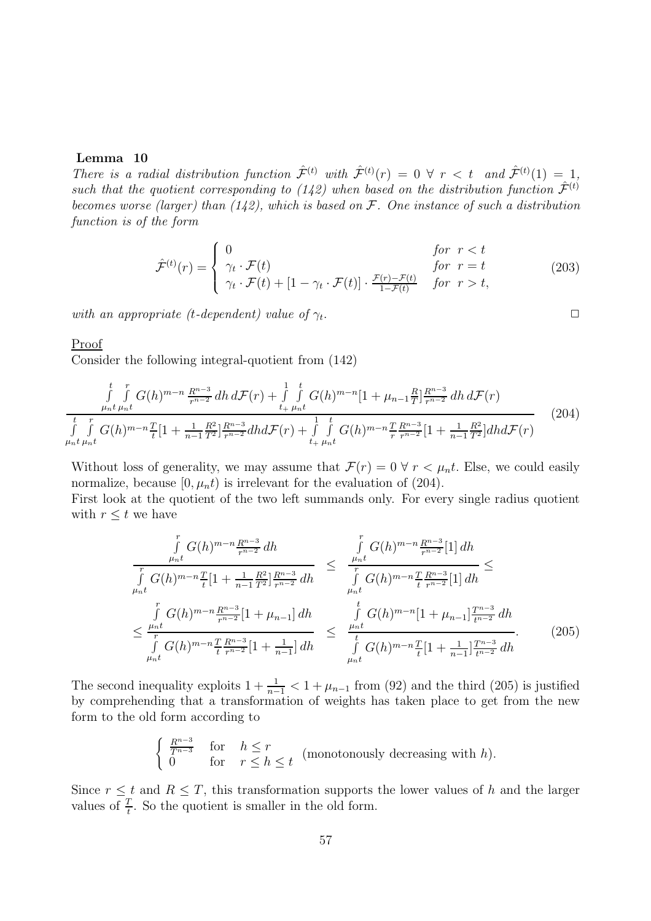**Lemma 10**

*There is a radial distribution function $\hat{\mathcal{F}}^{(t)}$ with $\hat{\mathcal{F}}^{(t)}(r) = 0 \;\forall\; r < t$ and $\hat{\mathcal{F}}^{(t)}(1) = 1$, such that the quotient corresponding to (142) when based on the distribution function $\hat{\mathcal{F}}^{(t)}$ becomes worse (larger) than (142), which is based on $\mathcal{F}$. One instance of such a distribution function is of the form*

$$\hat{\mathcal{F}}^{(t)}(r) = \begin{cases} 0 & \text{for } r < t \\ \gamma_t \cdot \mathcal{F}(t) & \text{for } r = t \\ \gamma_t \cdot \mathcal{F}(t) + [1 - \gamma_t \cdot \mathcal{F}(t)] \cdot \frac{\mathcal{F}(r) - \mathcal{F}(t)}{1 - \mathcal{F}(t)} & \text{for } r > t, \end{cases} \tag{203}$$

*with an appropriate (t-dependent) value of $\gamma_t$.* $\square$

Proof

Consider the following integral-quotient from (142)

$$\frac{\int\limits_{\mu_n t}^{t}\int\limits_{\mu_n t}^{r} G(h)^{m-n}\frac{R^{n-3}}{r^{n-2}}\,dh\,d\mathcal{F}(r) + \int\limits_{t_+}^{1}\int\limits_{\mu_n t}^{t} G(h)^{m-n}[1+\mu_{n-1}\frac{R}{T}]\frac{R^{n-3}}{r^{n-2}}\,dh\,d\mathcal{F}(r)}{\int\limits_{\mu_n t}^{t}\int\limits_{\mu_n t}^{r} G(h)^{m-n}\frac{T}{t}[1+\frac{1}{n-1}\frac{R^2}{T^2}]\frac{R^{n-3}}{r^{n-2}}dhd\mathcal{F}(r) + \int\limits_{t_+}^{1}\int\limits_{\mu_n t}^{t} G(h)^{m-n}\frac{T}{r}\frac{R^{n-3}}{r^{n-2}}[1+\frac{1}{n-1}\frac{R^2}{T^2}]dhd\mathcal{F}(r)} \tag{204}$$

Without loss of generality, we may assume that $\mathcal{F}(r) = 0 \;\forall\; r < \mu_n t$. Else, we could easily normalize, because $[0, \mu_n t)$ is irrelevant for the evaluation of (204).

First look at the quotient of the two left summands only. For every single radius quotient with $r \leq t$ we have

$$\begin{aligned}
&\frac{\int\limits_{\mu_n t}^{r} G(h)^{m-n}\frac{R^{n-3}}{r^{n-2}}\,dh}{\int\limits_{\mu_n t}^{r} G(h)^{m-n}\frac{T}{t}[1+\frac{1}{n-1}\frac{R^2}{T^2}]\frac{R^{n-3}}{r^{n-2}}\,dh} \leq \frac{\int\limits_{\mu_n t}^{r} G(h)^{m-n}\frac{R^{n-3}}{r^{n-2}}[1]\,dh}{\int\limits_{\mu_n t}^{r} G(h)^{m-n}\frac{T}{t}\frac{R^{n-3}}{r^{n-2}}[1]\,dh} \leq \\
&\leq \frac{\int\limits_{\mu_n t}^{r} G(h)^{m-n}\frac{R^{n-3}}{r^{n-2}}[1+\mu_{n-1}]\,dh}{\int\limits_{\mu_n t}^{r} G(h)^{m-n}\frac{T}{t}\frac{R^{n-3}}{r^{n-2}}[1+\frac{1}{n-1}]\,dh} \leq \frac{\int\limits_{\mu_n t}^{t} G(h)^{m-n}[1+\mu_{n-1}]\frac{T^{n-3}}{t^{n-2}}\,dh}{\int\limits_{\mu_n t}^{t} G(h)^{m-n}\frac{T}{t}[1+\frac{1}{n-1}]\frac{T^{n-3}}{t^{n-2}}\,dh}.
\end{aligned} \tag{205}$$

The second inequality exploits $1 + \frac{1}{n-1} < 1 + \mu_{n-1}$ from (92) and the third (205) is justified by comprehending that a transformation of weights has taken place to get from the new form to the old form according to

$$\begin{cases} \frac{R^{n-3}}{T^{n-3}} & \text{for} \quad h \leq r \\ 0 & \text{for} \quad r \leq h \leq t \end{cases} \quad \text{(monotonously decreasing with } h\text{)}.$$

Since $r \leq t$ and $R \leq T$, this transformation supports the lower values of $h$ and the larger values of $\frac{T}{t}$. So the quotient is smaller in the old form.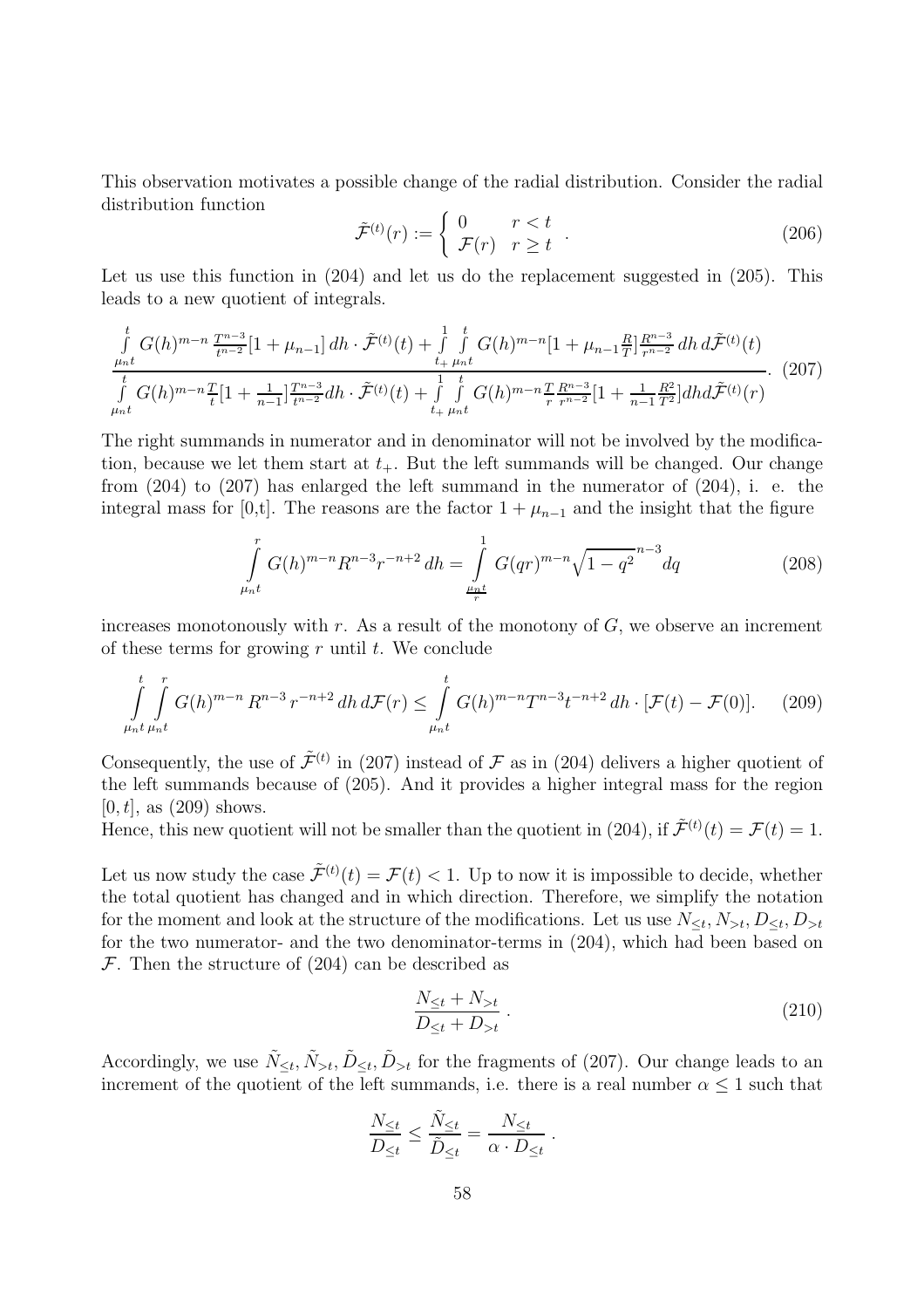This observation motivates a possible change of the radial distribution. Consider the radial distribution function

$$\tilde{\mathcal{F}}^{(t)}(r) := \begin{cases} 0 & r < t \\ \mathcal{F}(r) & r \geq t \end{cases} . \tag{206}$$

Let us use this function in (204) and let us do the replacement suggested in (205). This leads to a new quotient of integrals.

$$\frac{\int\limits_{\mu_n t}^{t} G(h)^{m-n} \frac{T^{n-3}}{t^{n-2}}[1+\mu_{n-1}]\, dh \cdot \tilde{\mathcal{F}}^{(t)}(t) + \int\limits_{t_+}^{1}\int\limits_{\mu_n t}^{t} G(h)^{m-n}[1+\mu_{n-1}\frac{R}{T}]\frac{R^{n-3}}{r^{n-2}}\, dh\, d\tilde{\mathcal{F}}^{(t)}(t)}{\int\limits_{\mu_n t}^{t} G(h)^{m-n}\frac{T}{t}[1+\frac{1}{n-1}]\frac{T^{n-3}}{t^{n-2}}dh \cdot \tilde{\mathcal{F}}^{(t)}(t) + \int\limits_{t_+}^{1}\int\limits_{\mu_n t}^{t} G(h)^{m-n}\frac{T}{r}\frac{R^{n-3}}{r^{n-2}}[1+\frac{1}{n-1}\frac{R^2}{T^2}]dhd\tilde{\mathcal{F}}^{(t)}(r)}. \tag{207}$$

The right summands in numerator and in denominator will not be involved by the modification, because we let them start at $t_+$. But the left summands will be changed. Our change from (204) to (207) has enlarged the left summand in the numerator of (204), i. e. the integral mass for [0,t]. The reasons are the factor $1 + \mu_{n-1}$ and the insight that the figure

$$\int\limits_{\mu_n t}^{r} G(h)^{m-n} R^{n-3} r^{-n+2}\, dh = \int\limits_{\frac{\mu_n t}{r}}^{1} G(qr)^{m-n}\sqrt{1-q^2}^{\,n-3} dq \tag{208}$$

increases monotonously with $r$. As a result of the monotony of $G$, we observe an increment of these terms for growing $r$ until $t$. We conclude

$$\int\limits_{\mu_n t}^{t}\int\limits_{\mu_n t}^{r} G(h)^{m-n}\, R^{n-3}\, r^{-n+2}\, dh\, d\mathcal{F}(r) \leq \int\limits_{\mu_n t}^{t} G(h)^{m-n} T^{n-3} t^{-n+2}\, dh \cdot [\mathcal{F}(t) - \mathcal{F}(0)]. \tag{209}$$

Consequently, the use of $\tilde{\mathcal{F}}^{(t)}$ in (207) instead of $\mathcal{F}$ as in (204) delivers a higher quotient of the left summands because of (205). And it provides a higher integral mass for the region $[0, t]$, as (209) shows.
Hence, this new quotient will not be smaller than the quotient in (204), if $\tilde{\mathcal{F}}^{(t)}(t) = \mathcal{F}(t) = 1$.

Let us now study the case $\tilde{\mathcal{F}}^{(t)}(t) = \mathcal{F}(t) < 1$. Up to now it is impossible to decide, whether the total quotient has changed and in which direction. Therefore, we simplify the notation for the moment and look at the structure of the modifications. Let us use $N_{\leq t}, N_{>t}, D_{\leq t}, D_{>t}$ for the two numerator- and the two denominator-terms in (204), which had been based on $\mathcal{F}$. Then the structure of (204) can be described as

$$\frac{N_{\leq t} + N_{>t}}{D_{\leq t} + D_{>t}}\, . \tag{210}$$

Accordingly, we use $\tilde{N}_{\leq t}, \tilde{N}_{>t}, \tilde{D}_{\leq t}, \tilde{D}_{>t}$ for the fragments of (207). Our change leads to an increment of the quotient of the left summands, i.e. there is a real number $\alpha \leq 1$ such that

$$\frac{N_{\leq t}}{D_{\leq t}} \leq \frac{\tilde{N}_{\leq t}}{\tilde{D}_{\leq t}} = \frac{N_{\leq t}}{\alpha \cdot D_{\leq t}}\, .$$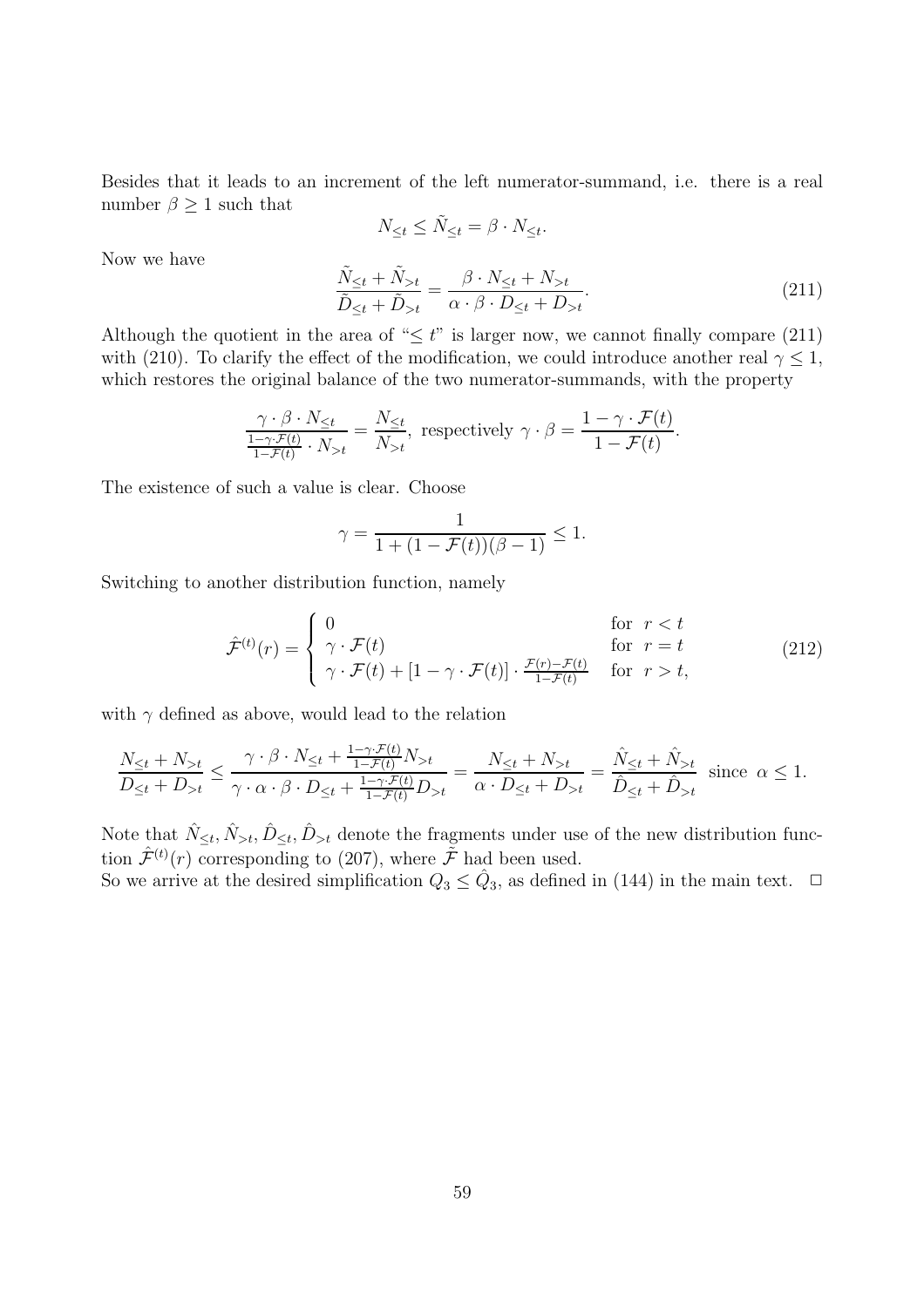Besides that it leads to an increment of the left numerator-summand, i.e. there is a real number $\beta \geq 1$ such that

$$N_{\leq t} \leq \tilde{N}_{\leq t} = \beta \cdot N_{\leq t}.$$

Now we have

$$\frac{\tilde{N}_{\leq t} + \tilde{N}_{>t}}{\tilde{D}_{\leq t} + \tilde{D}_{>t}} = \frac{\beta \cdot N_{\leq t} + N_{>t}}{\alpha \cdot \beta \cdot D_{\leq t} + D_{>t}}. \tag{211}$$

Although the quotient in the area of "$\leq t$" is larger now, we cannot finally compare (211) with (210). To clarify the effect of the modification, we could introduce another real $\gamma \leq 1$, which restores the original balance of the two numerator-summands, with the property

$$\frac{\gamma \cdot \beta \cdot N_{\leq t}}{\frac{1-\gamma \cdot \mathcal{F}(t)}{1-\mathcal{F}(t)} \cdot N_{>t}} = \frac{N_{\leq t}}{N_{>t}}, \text{ respectively } \gamma \cdot \beta = \frac{1 - \gamma \cdot \mathcal{F}(t)}{1 - \mathcal{F}(t)}.$$

The existence of such a value is clear. Choose

$$\gamma = \frac{1}{1 + (1 - \mathcal{F}(t))(\beta - 1)} \leq 1.$$

Switching to another distribution function, namely

$$\hat{\mathcal{F}}^{(t)}(r) = \begin{cases} 0 & \text{for } r < t \\ \gamma \cdot \mathcal{F}(t) & \text{for } r = t \\ \gamma \cdot \mathcal{F}(t) + [1 - \gamma \cdot \mathcal{F}(t)] \cdot \frac{\mathcal{F}(r) - \mathcal{F}(t)}{1 - \mathcal{F}(t)} & \text{for } r > t, \end{cases} \tag{212}$$

with $\gamma$ defined as above, would lead to the relation

$$\frac{N_{\leq t} + N_{>t}}{D_{\leq t} + D_{>t}} \leq \frac{\gamma \cdot \beta \cdot N_{\leq t} + \frac{1-\gamma \cdot \mathcal{F}(t)}{1-\mathcal{F}(t)} N_{>t}}{\gamma \cdot \alpha \cdot \beta \cdot D_{\leq t} + \frac{1-\gamma \cdot \mathcal{F}(t)}{1-\mathcal{F}(t)} D_{>t}} = \frac{N_{\leq t} + N_{>t}}{\alpha \cdot D_{\leq t} + D_{>t}} = \frac{\hat{N}_{\leq t} + \hat{N}_{>t}}{\hat{D}_{\leq t} + \hat{D}_{>t}} \text{ since } \alpha \leq 1.$$

Note that $\hat{N}_{\leq t}, \hat{N}_{>t}, \hat{D}_{\leq t}, \hat{D}_{>t}$ denote the fragments under use of the new distribution function $\hat{\mathcal{F}}^{(t)}(r)$ corresponding to (207), where $\tilde{\mathcal{F}}$ had been used.
So we arrive at the desired simplification $Q_3 \leq \hat{Q}_3$, as defined in (144) in the main text. $\square$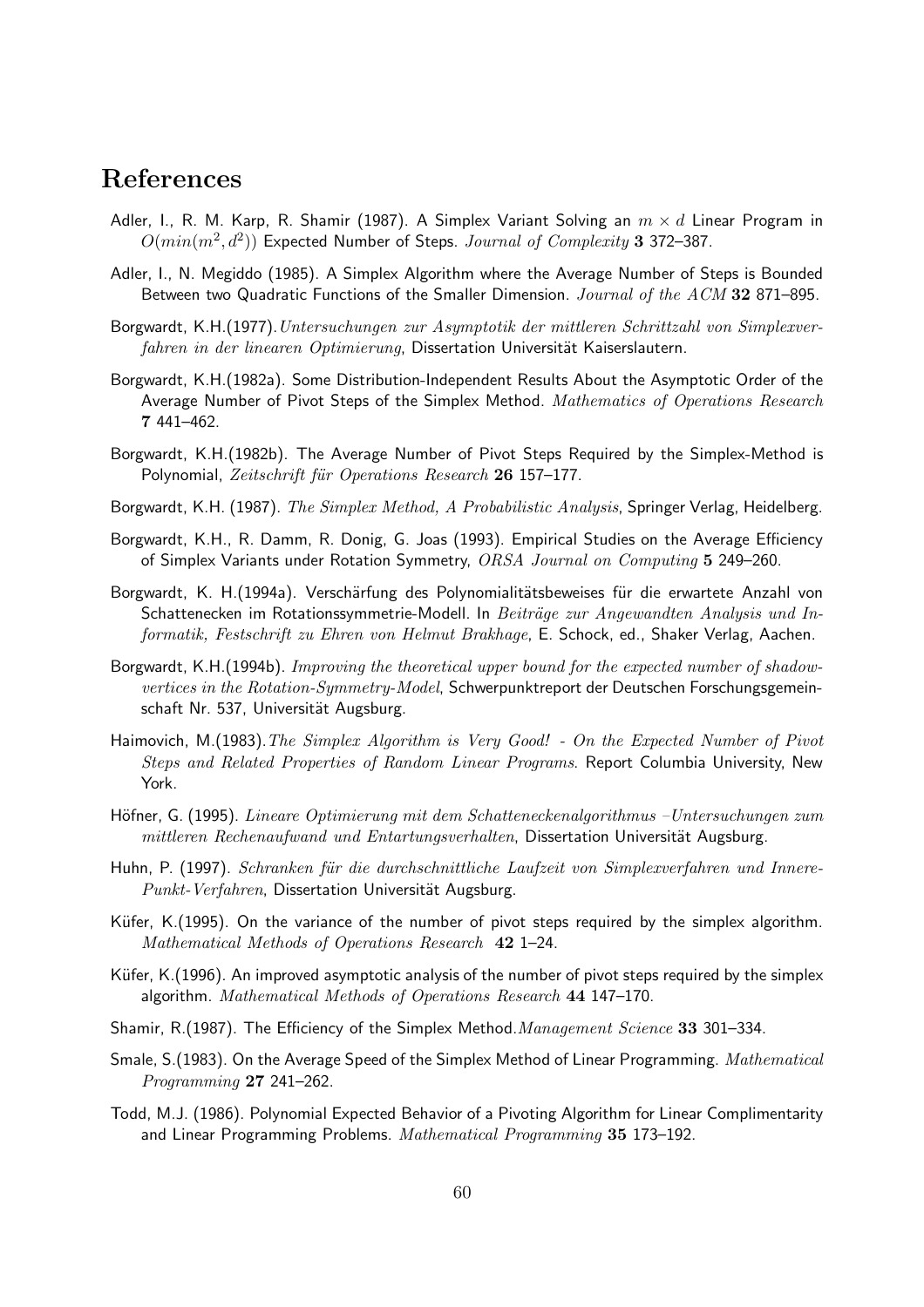# References

Adler, I., R. M. Karp, R. Shamir (1987). A Simplex Variant Solving an $m \times d$ Linear Program in $O(min(m^2, d^2))$ Expected Number of Steps. *Journal of Complexity* **3** 372–387.

Adler, I., N. Megiddo (1985). A Simplex Algorithm where the Average Number of Steps is Bounded Between two Quadratic Functions of the Smaller Dimension. *Journal of the ACM* **32** 871–895.

Borgwardt, K.H.(1977). *Untersuchungen zur Asymptotik der mittleren Schrittzahl von Simplexverfahren in der linearen Optimierung*, Dissertation Universität Kaiserslautern.

Borgwardt, K.H.(1982a). Some Distribution-Independent Results About the Asymptotic Order of the Average Number of Pivot Steps of the Simplex Method. *Mathematics of Operations Research* **7** 441–462.

Borgwardt, K.H.(1982b). The Average Number of Pivot Steps Required by the Simplex-Method is Polynomial, *Zeitschrift für Operations Research* **26** 157–177.

Borgwardt, K.H. (1987). *The Simplex Method, A Probabilistic Analysis*, Springer Verlag, Heidelberg.

Borgwardt, K.H., R. Damm, R. Donig, G. Joas (1993). Empirical Studies on the Average Efficiency of Simplex Variants under Rotation Symmetry, *ORSA Journal on Computing* **5** 249–260.

Borgwardt, K. H.(1994a). Verschärfung des Polynomialitätsbeweises für die erwartete Anzahl von Schattenecken im Rotationssymmetrie-Modell. In *Beiträge zur Angewandten Analysis und Informatik, Festschrift zu Ehren von Helmut Brakhage*, E. Schock, ed., Shaker Verlag, Aachen.

Borgwardt, K.H.(1994b). *Improving the theoretical upper bound for the expected number of shadow-vertices in the Rotation-Symmetry-Model*, Schwerpunktreport der Deutschen Forschungsgemeinschaft Nr. 537, Universität Augsburg.

Haimovich, M.(1983). *The Simplex Algorithm is Very Good! - On the Expected Number of Pivot Steps and Related Properties of Random Linear Programs.* Report Columbia University, New York.

Höfner, G. (1995). *Lineare Optimierung mit dem Schatteneckenalgorithmus –Untersuchungen zum mittleren Rechenaufwand und Entartungsverhalten*, Dissertation Universität Augsburg.

Huhn, P. (1997). *Schranken für die durchschnittliche Laufzeit von Simplexverfahren und Innere-Punkt-Verfahren*, Dissertation Universität Augsburg.

Küfer, K.(1995). On the variance of the number of pivot steps required by the simplex algorithm. *Mathematical Methods of Operations Research* **42** 1–24.

Küfer, K.(1996). An improved asymptotic analysis of the number of pivot steps required by the simplex algorithm. *Mathematical Methods of Operations Research* **44** 147–170.

Shamir, R.(1987). The Efficiency of the Simplex Method. *Management Science* **33** 301–334.

Smale, S.(1983). On the Average Speed of the Simplex Method of Linear Programming. *Mathematical Programming* **27** 241–262.

Todd, M.J. (1986). Polynomial Expected Behavior of a Pivoting Algorithm for Linear Complimentarity and Linear Programming Problems. *Mathematical Programming* **35** 173–192.